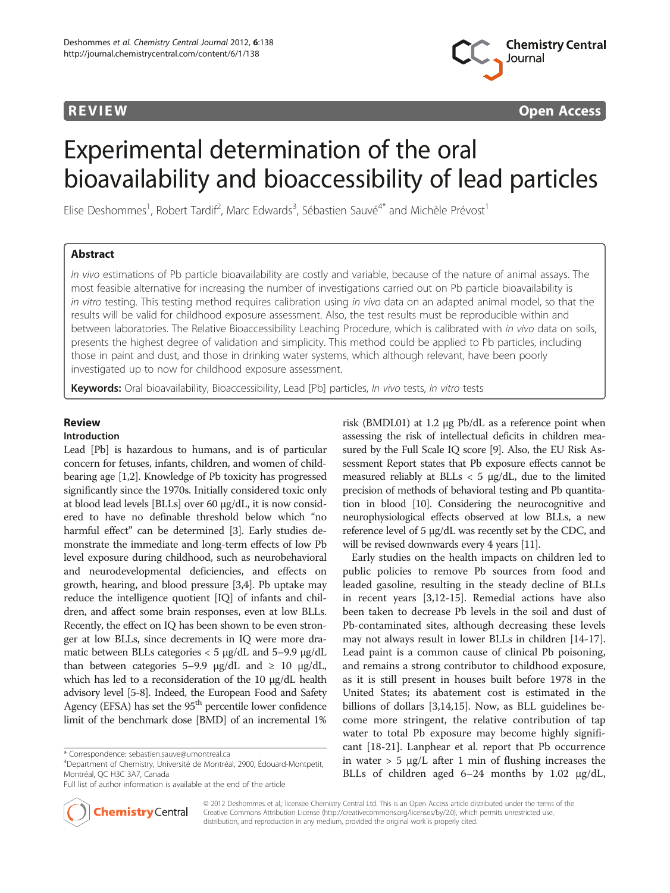REVIEW Open Access

# Experimental determination of the oral bioavailability and bioaccessibility of lead particles

Elise Deshommes[1], Robert Tardif[2], Marc Edwards[3], Sébastien Sauvé[4*] and Michèle Prévost[1]

## Abstract

*In vivo* estimations of Pb particle bioavailability are costly and variable, because of the nature of animal assays. The most feasible alternative for increasing the number of investigations carried out on Pb particle bioavailability is *in vitro* testing. This testing method requires calibration using *in vivo* data on an adapted animal model, so that the results will be valid for childhood exposure assessment. Also, the test results must be reproducible within and between laboratories. The Relative Bioaccessibility Leaching Procedure, which is calibrated with *in vivo* data on soils, presents the highest degree of validation and simplicity. This method could be applied to Pb particles, including those in paint and dust, and those in drinking water systems, which although relevant, have been poorly investigated up to now for childhood exposure assessment.

**Keywords:** Oral bioavailability, Bioaccessibility, Lead [Pb] particles, *In vivo* tests, *In vitro* tests

## Review

### Introduction

Lead [Pb] is hazardous to humans, and is of particular concern for fetuses, infants, children, and women of childbearing age [1,2]. Knowledge of Pb toxicity has progressed significantly since the 1970s. Initially considered toxic only at blood lead levels [BLLs] over 60 μg/dL, it is now considered to have no definable threshold below which "no harmful effect" can be determined [3]. Early studies demonstrate the immediate and long-term effects of low Pb level exposure during childhood, such as neurobehavioral and neurodevelopmental deficiencies, and effects on growth, hearing, and blood pressure [3,4]. Pb uptake may reduce the intelligence quotient [IQ] of infants and children, and affect some brain responses, even at low BLLs. Recently, the effect on IQ has been shown to be even stronger at low BLLs, since decrements in IQ were more dramatic between BLLs categories < 5 μg/dL and 5–9.9 μg/dL than between categories 5–9.9 μg/dL and ≥ 10 μg/dL, which has led to a reconsideration of the 10 μg/dL health advisory level [5-8]. Indeed, the European Food and Safety Agency (EFSA) has set the 95[th] percentile lower confidence limit of the benchmark dose [BMD] of an incremental 1% risk (BMDL01) at 1.2 μg Pb/dL as a reference point when assessing the risk of intellectual deficits in children measured by the Full Scale IQ score [9]. Also, the EU Risk Assessment Report states that Pb exposure effects cannot be measured reliably at BLLs < 5 μg/dL, due to the limited precision of methods of behavioral testing and Pb quantitation in blood [10]. Considering the neurocognitive and neurophysiological effects observed at low BLLs, a new reference level of 5 μg/dL was recently set by the CDC, and will be revised downwards every 4 years [11].

Early studies on the health impacts on children led to public policies to remove Pb sources from food and leaded gasoline, resulting in the steady decline of BLLs in recent years [3,12-15]. Remedial actions have also been taken to decrease Pb levels in the soil and dust of Pb-contaminated sites, although decreasing these levels may not always result in lower BLLs in children [14-17]. Lead paint is a common cause of clinical Pb poisoning, and remains a strong contributor to childhood exposure, as it is still present in houses built before 1978 in the United States; its abatement cost is estimated in the billions of dollars [3,14,15]. Now, as BLL guidelines become more stringent, the relative contribution of tap water to total Pb exposure may become highly significant [18-21]. Lanphear et al. report that Pb occurrence in water > 5 μg/L after 1 min of flushing increases the BLLs of children aged 6–24 months by 1.02 μg/dL,

\* Correspondence: sebastien.sauve@umontreal.ca
[4]Department of Chemistry, Université de Montréal, 2900, Édouard-Montpetit, Montréal, QC H3C 3A7, Canada
Full list of author information is available at the end of the article

© 2012 Deshommes et al.; licensee Chemistry Central Ltd. This is an Open Access article distributed under the terms of the Creative Commons Attribution License (http://creativecommons.org/licenses/by/2.0), which permits unrestricted use, distribution, and reproduction in any medium, provided the original work is properly cited.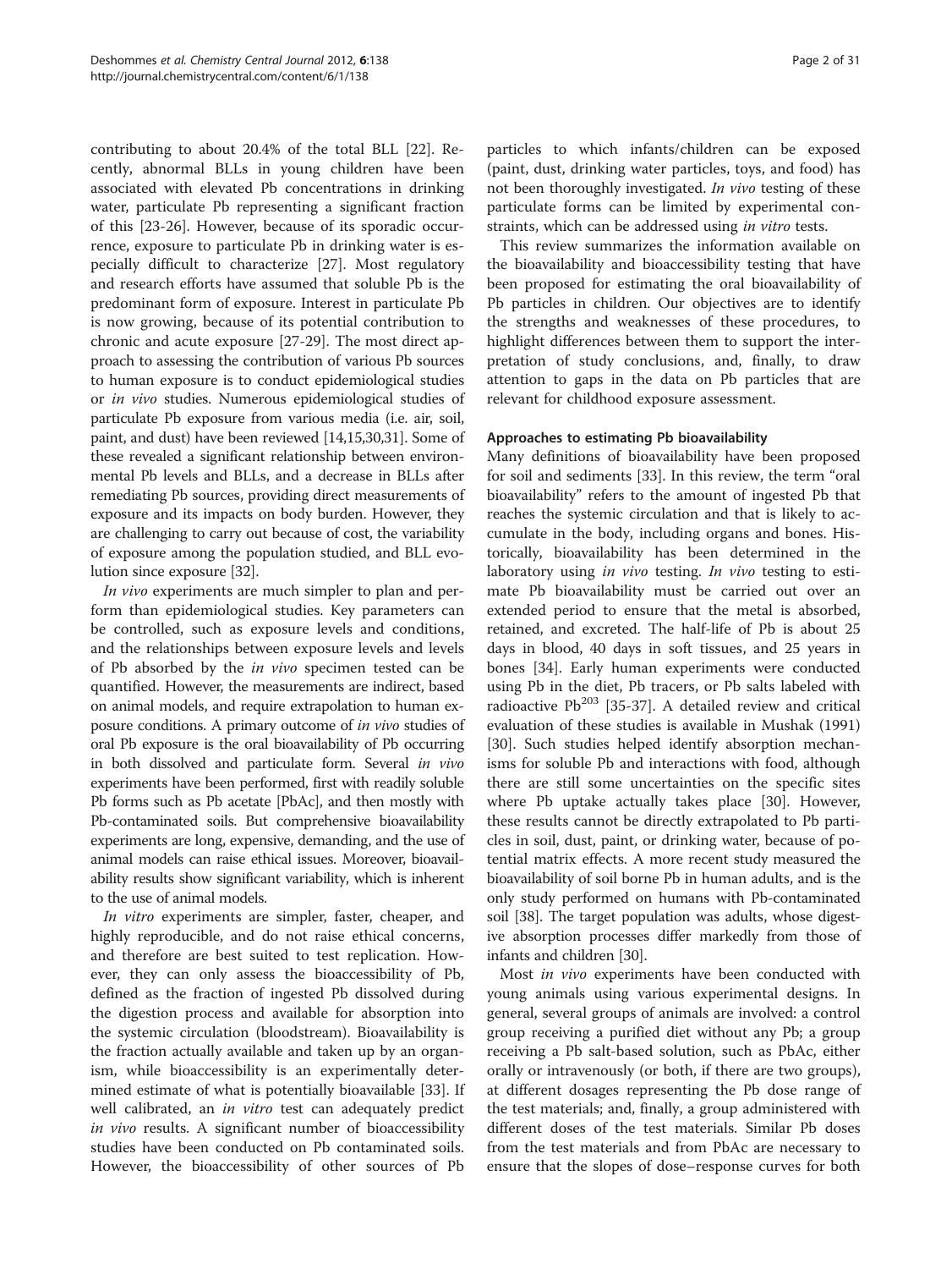contributing to about 20.4% of the total BLL [22]. Recently, abnormal BLLs in young children have been associated with elevated Pb concentrations in drinking water, particulate Pb representing a significant fraction of this [23-26]. However, because of its sporadic occurrence, exposure to particulate Pb in drinking water is especially difficult to characterize [27]. Most regulatory and research efforts have assumed that soluble Pb is the predominant form of exposure. Interest in particulate Pb is now growing, because of its potential contribution to chronic and acute exposure [27-29]. The most direct approach to assessing the contribution of various Pb sources to human exposure is to conduct epidemiological studies or *in vivo* studies. Numerous epidemiological studies of particulate Pb exposure from various media (i.e. air, soil, paint, and dust) have been reviewed [14,15,30,31]. Some of these revealed a significant relationship between environmental Pb levels and BLLs, and a decrease in BLLs after remediating Pb sources, providing direct measurements of exposure and its impacts on body burden. However, they are challenging to carry out because of cost, the variability of exposure among the population studied, and BLL evolution since exposure [32].

*In vivo* experiments are much simpler to plan and perform than epidemiological studies. Key parameters can be controlled, such as exposure levels and conditions, and the relationships between exposure levels and levels of Pb absorbed by the *in vivo* specimen tested can be quantified. However, the measurements are indirect, based on animal models, and require extrapolation to human exposure conditions. A primary outcome of *in vivo* studies of oral Pb exposure is the oral bioavailability of Pb occurring in both dissolved and particulate form. Several *in vivo* experiments have been performed, first with readily soluble Pb forms such as Pb acetate [PbAc], and then mostly with Pb-contaminated soils. But comprehensive bioavailability experiments are long, expensive, demanding, and the use of animal models can raise ethical issues. Moreover, bioavailability results show significant variability, which is inherent to the use of animal models.

*In vitro* experiments are simpler, faster, cheaper, and highly reproducible, and do not raise ethical concerns, and therefore are best suited to test replication. However, they can only assess the bioaccessibility of Pb, defined as the fraction of ingested Pb dissolved during the digestion process and available for absorption into the systemic circulation (bloodstream). Bioavailability is the fraction actually available and taken up by an organism, while bioaccessibility is an experimentally determined estimate of what is potentially bioavailable [33]. If well calibrated, an *in vitro* test can adequately predict *in vivo* results. A significant number of bioaccessibility studies have been conducted on Pb contaminated soils. However, the bioaccessibility of other sources of Pb particles to which infants/children can be exposed (paint, dust, drinking water particles, toys, and food) has not been thoroughly investigated. *In vivo* testing of these particulate forms can be limited by experimental constraints, which can be addressed using *in vitro* tests.

This review summarizes the information available on the bioavailability and bioaccessibility testing that have been proposed for estimating the oral bioavailability of Pb particles in children. Our objectives are to identify the strengths and weaknesses of these procedures, to highlight differences between them to support the interpretation of study conclusions, and, finally, to draw attention to gaps in the data on Pb particles that are relevant for childhood exposure assessment.

## Approaches to estimating Pb bioavailability

Many definitions of bioavailability have been proposed for soil and sediments [33]. In this review, the term "oral bioavailability" refers to the amount of ingested Pb that reaches the systemic circulation and that is likely to accumulate in the body, including organs and bones. Historically, bioavailability has been determined in the laboratory using *in vivo* testing. *In vivo* testing to estimate Pb bioavailability must be carried out over an extended period to ensure that the metal is absorbed, retained, and excreted. The half-life of Pb is about 25 days in blood, 40 days in soft tissues, and 25 years in bones [34]. Early human experiments were conducted using Pb in the diet, Pb tracers, or Pb salts labeled with radioactive $Pb^{203}$ [35-37]. A detailed review and critical evaluation of these studies is available in Mushak (1991) [30]. Such studies helped identify absorption mechanisms for soluble Pb and interactions with food, although there are still some uncertainties on the specific sites where Pb uptake actually takes place [30]. However, these results cannot be directly extrapolated to Pb particles in soil, dust, paint, or drinking water, because of potential matrix effects. A more recent study measured the bioavailability of soil borne Pb in human adults, and is the only study performed on humans with Pb-contaminated soil [38]. The target population was adults, whose digestive absorption processes differ markedly from those of infants and children [30].

Most *in vivo* experiments have been conducted with young animals using various experimental designs. In general, several groups of animals are involved: a control group receiving a purified diet without any Pb; a group receiving a Pb salt-based solution, such as PbAc, either orally or intravenously (or both, if there are two groups), at different dosages representing the Pb dose range of the test materials; and, finally, a group administered with different doses of the test materials. Similar Pb doses from the test materials and from PbAc are necessary to ensure that the slopes of dose–response curves for both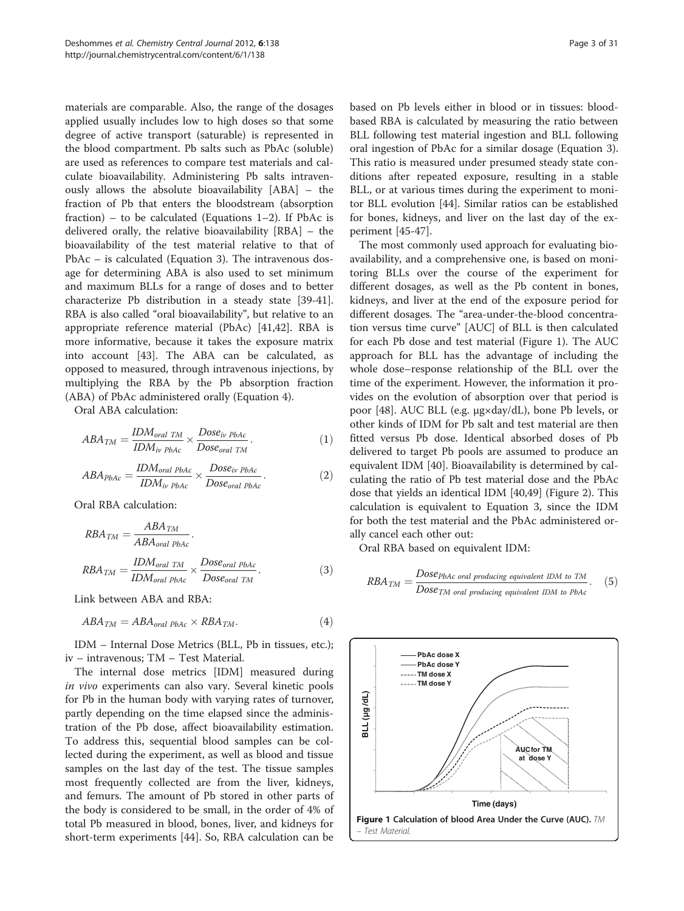materials are comparable. Also, the range of the dosages applied usually includes low to high doses so that some degree of active transport (saturable) is represented in the blood compartment. Pb salts such as PbAc (soluble) are used as references to compare test materials and calculate bioavailability. Administering Pb salts intravenously allows the absolute bioavailability [ABA] – the fraction of Pb that enters the bloodstream (absorption fraction) – to be calculated (Equations 1–2). If PbAc is delivered orally, the relative bioavailability [RBA] – the bioavailability of the test material relative to that of PbAc – is calculated (Equation 3). The intravenous dosage for determining ABA is also used to set minimum and maximum BLLs for a range of doses and to better characterize Pb distribution in a steady state [39-41]. RBA is also called "oral bioavailability", but relative to an appropriate reference material (PbAc) [41,42]. RBA is more informative, because it takes the exposure matrix into account [43]. The ABA can be calculated, as opposed to measured, through intravenous injections, by multiplying the RBA by the Pb absorption fraction (ABA) of PbAc administered orally (Equation 4).

Oral ABA calculation:

$$ABA_{TM} = \frac{IDM_{oral\ TM}}{IDM_{iv\ PbAc}} \times \frac{Dose_{iv\ PbAc}}{Dose_{oral\ TM}}. \quad (1)$$

$$ABA_{PbAc} = \frac{IDM_{oral\ PbAc}}{IDM_{iv\ PbAc}} \times \frac{Dose_{iv\ PbAc}}{Dose_{oral\ PbAc}}. \quad (2)$$

Oral RBA calculation:

$$RBA_{TM} = \frac{ABA_{TM}}{ABA_{oral\ PbAc}}.$$

$$RBA_{TM} = \frac{IDM_{oral\ TM}}{IDM_{oral\ PbAc}} \times \frac{Dose_{oral\ PbAc}}{Dose_{oral\ TM}}. \quad (3)$$

Link between ABA and RBA:

$$ABA_{TM} = ABA_{oral\ PbAc} \times RBA_{TM}. \quad (4)$$

IDM – Internal Dose Metrics (BLL, Pb in tissues, etc.); iv – intravenous; TM – Test Material.

The internal dose metrics [IDM] measured during *in vivo* experiments can also vary. Several kinetic pools for Pb in the human body with varying rates of turnover, partly depending on the time elapsed since the administration of the Pb dose, affect bioavailability estimation. To address this, sequential blood samples can be collected during the experiment, as well as blood and tissue samples on the last day of the test. The tissue samples most frequently collected are from the liver, kidneys, and femurs. The amount of Pb stored in other parts of the body is considered to be small, in the order of 4% of total Pb measured in blood, bones, liver, and kidneys for short-term experiments [44]. So, RBA calculation can be based on Pb levels either in blood or in tissues: blood-based RBA is calculated by measuring the ratio between BLL following test material ingestion and BLL following oral ingestion of PbAc for a similar dosage (Equation 3). This ratio is measured under presumed steady state conditions after repeated exposure, resulting in a stable BLL, or at various times during the experiment to monitor BLL evolution [44]. Similar ratios can be established for bones, kidneys, and liver on the last day of the experiment [45-47].

The most commonly used approach for evaluating bioavailability, and a comprehensive one, is based on monitoring BLLs over the course of the experiment for different dosages, as well as the Pb content in bones, kidneys, and liver at the end of the exposure period for different dosages. The "area-under-the-blood concentration versus time curve" [AUC] of BLL is then calculated for each Pb dose and test material (Figure 1). The AUC approach for BLL has the advantage of including the whole dose–response relationship of the BLL over the time of the experiment. However, the information it provides on the evolution of absorption over that period is poor [48]. AUC BLL (e.g. μg×day/dL), bone Pb levels, or other kinds of IDM for Pb salt and test material are then fitted versus Pb dose. Identical absorbed doses of Pb delivered to target Pb pools are assumed to produce an equivalent IDM [40]. Bioavailability is determined by calculating the ratio of Pb test material dose and the PbAc dose that yields an identical IDM [40,49] (Figure 2). This calculation is equivalent to Equation 3, since the IDM for both the test material and the PbAc administered orally cancel each other out:

Oral RBA based on equivalent IDM:

$$RBA_{TM} = \frac{Dose_{PbAc\ oral\ producing\ equivalent\ IDM\ to\ TM}}{Dose_{TM\ oral\ producing\ equivalent\ IDM\ to\ PbAc}}. \quad (5)$$

**Figure 1 Calculation of blood Area Under the Curve (AUC).** *TM – Test Material.*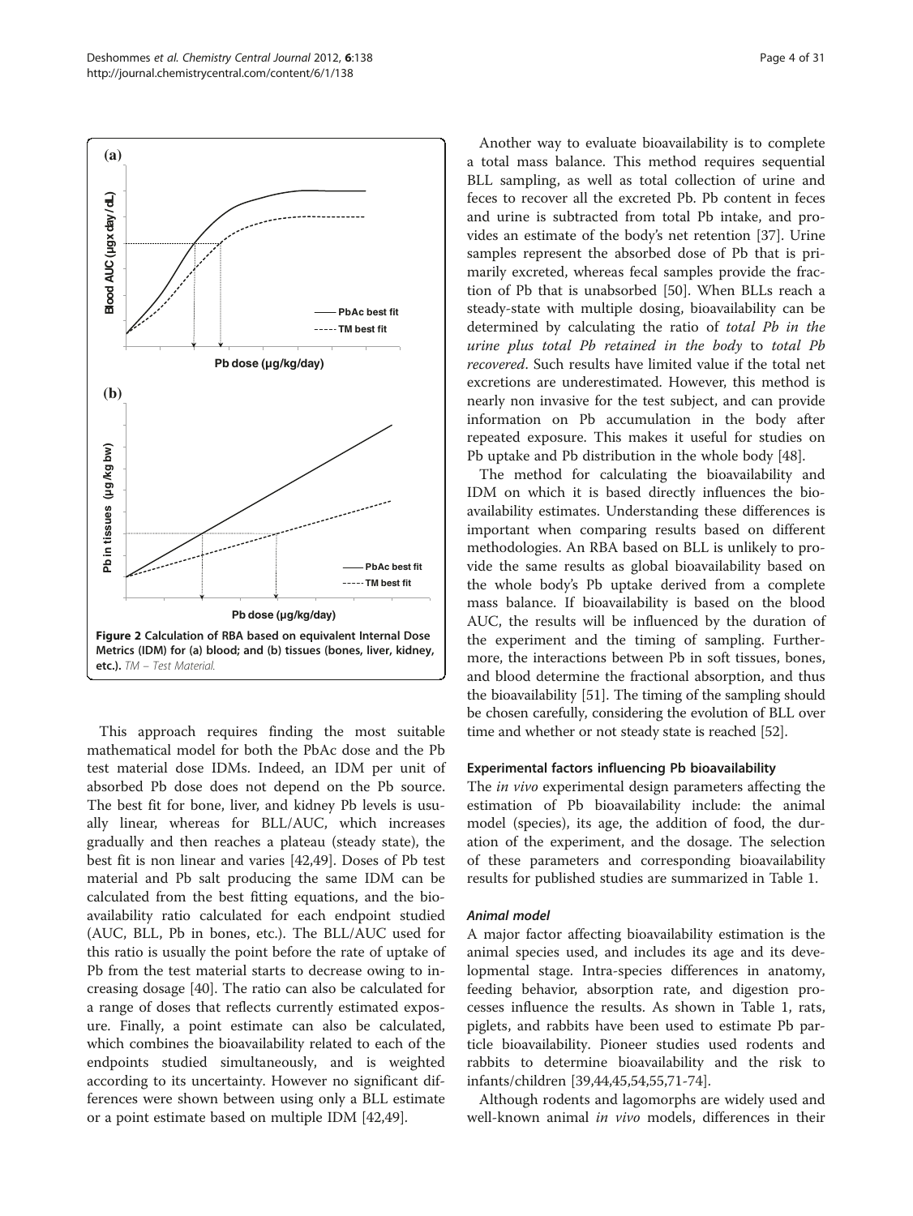**Figure 2 Calculation of RBA based on equivalent Internal Dose Metrics (IDM) for (a) blood; and (b) tissues (bones, liver, kidney, etc.).** *TM – Test Material.*

This approach requires finding the most suitable mathematical model for both the PbAc dose and the Pb test material dose IDMs. Indeed, an IDM per unit of absorbed Pb dose does not depend on the Pb source. The best fit for bone, liver, and kidney Pb levels is usually linear, whereas for BLL/AUC, which increases gradually and then reaches a plateau (steady state), the best fit is non linear and varies [42,49]. Doses of Pb test material and Pb salt producing the same IDM can be calculated from the best fitting equations, and the bioavailability ratio calculated for each endpoint studied (AUC, BLL, Pb in bones, etc.). The BLL/AUC used for this ratio is usually the point before the rate of uptake of Pb from the test material starts to decrease owing to increasing dosage [40]. The ratio can also be calculated for a range of doses that reflects currently estimated exposure. Finally, a point estimate can also be calculated, which combines the bioavailability related to each of the endpoints studied simultaneously, and is weighted according to its uncertainty. However no significant differences were shown between using only a BLL estimate or a point estimate based on multiple IDM [42,49].

Another way to evaluate bioavailability is to complete a total mass balance. This method requires sequential BLL sampling, as well as total collection of urine and feces to recover all the excreted Pb. Pb content in feces and urine is subtracted from total Pb intake, and provides an estimate of the body's net retention [37]. Urine samples represent the absorbed dose of Pb that is primarily excreted, whereas fecal samples provide the fraction of Pb that is unabsorbed [50]. When BLLs reach a steady-state with multiple dosing, bioavailability can be determined by calculating the ratio of *total Pb in the urine plus total Pb retained in the body* to *total Pb recovered*. Such results have limited value if the total net excretions are underestimated. However, this method is nearly non invasive for the test subject, and can provide information on Pb accumulation in the body after repeated exposure. This makes it useful for studies on Pb uptake and Pb distribution in the whole body [48].

The method for calculating the bioavailability and IDM on which it is based directly influences the bioavailability estimates. Understanding these differences is important when comparing results based on different methodologies. An RBA based on BLL is unlikely to provide the same results as global bioavailability based on the whole body's Pb uptake derived from a complete mass balance. If bioavailability is based on the blood AUC, the results will be influenced by the duration of the experiment and the timing of sampling. Furthermore, the interactions between Pb in soft tissues, bones, and blood determine the fractional absorption, and thus the bioavailability [51]. The timing of the sampling should be chosen carefully, considering the evolution of BLL over time and whether or not steady state is reached [52].

### Experimental factors influencing Pb bioavailability

The *in vivo* experimental design parameters affecting the estimation of Pb bioavailability include: the animal model (species), its age, the addition of food, the duration of the experiment, and the dosage. The selection of these parameters and corresponding bioavailability results for published studies are summarized in Table 1.

#### *Animal model*

A major factor affecting bioavailability estimation is the animal species used, and includes its age and its developmental stage. Intra-species differences in anatomy, feeding behavior, absorption rate, and digestion processes influence the results. As shown in Table 1, rats, piglets, and rabbits have been used to estimate Pb particle bioavailability. Pioneer studies used rodents and rabbits to determine bioavailability and the risk to infants/children [39,44,45,54,55,71-74].

Although rodents and lagomorphs are widely used and well-known animal *in vivo* models, differences in their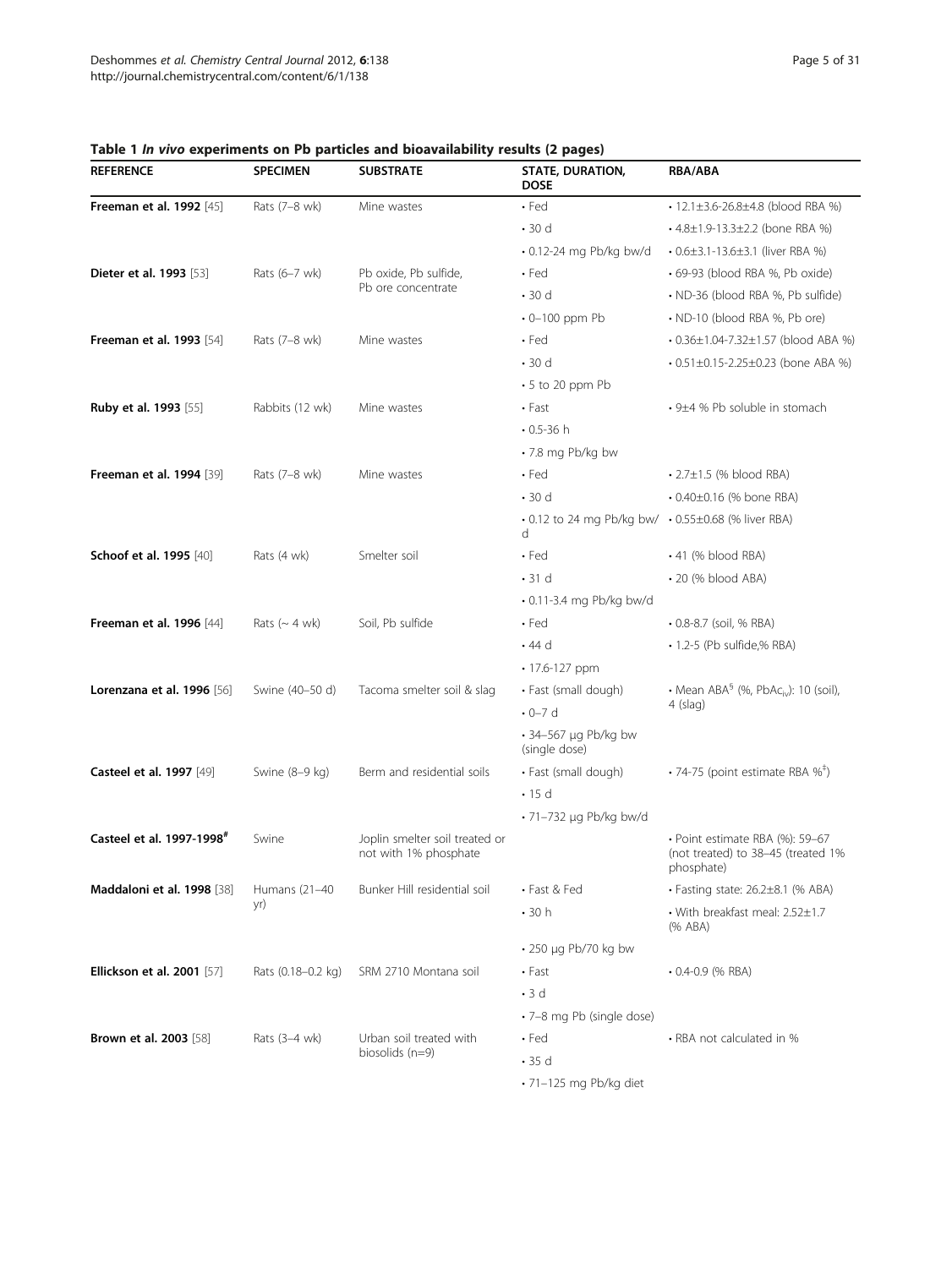**Table 1 *In vivo* experiments on Pb particles and bioavailability results (2 pages)**

| REFERENCE | SPECIMEN | SUBSTRATE | STATE, DURATION, DOSE | RBA/ABA |
|---|---|---|---|---|
| **Freeman et al. 1992** [45] | Rats (7–8 wk) | Mine wastes | • Fed | • 12.1±3.6-26.8±4.8 (blood RBA %) |
| | | | • 30 d | • 4.8±1.9-13.3±2.2 (bone RBA %) |
| | | | • 0.12-24 mg Pb/kg bw/d | • 0.6±3.1-13.6±3.1 (liver RBA %) |
| **Dieter et al. 1993** [53] | Rats (6–7 wk) | Pb oxide, Pb sulfide, Pb ore concentrate | • Fed | • 69-93 (blood RBA %, Pb oxide) |
| | | | • 30 d | • ND-36 (blood RBA %, Pb sulfide) |
| | | | • 0–100 ppm Pb | • ND-10 (blood RBA %, Pb ore) |
| **Freeman et al. 1993** [54] | Rats (7–8 wk) | Mine wastes | • Fed | • 0.36±1.04-7.32±1.57 (blood ABA %) |
| | | | • 30 d | • 0.51±0.15-2.25±0.23 (bone ABA %) |
| | | | • 5 to 20 ppm Pb | |
| **Ruby et al. 1993** [55] | Rabbits (12 wk) | Mine wastes | • Fast | • 9±4 % Pb soluble in stomach |
| | | | • 0.5-36 h | |
| | | | • 7.8 mg Pb/kg bw | |
| **Freeman et al. 1994** [39] | Rats (7–8 wk) | Mine wastes | • Fed | • 2.7±1.5 (% blood RBA) |
| | | | • 30 d | • 0.40±0.16 (% bone RBA) |
| | | | • 0.12 to 24 mg Pb/kg bw/d | • 0.55±0.68 (% liver RBA) |
| **Schoof et al. 1995** [40] | Rats (4 wk) | Smelter soil | • Fed | • 41 (% blood RBA) |
| | | | • 31 d | • 20 (% blood ABA) |
| | | | • 0.11-3.4 mg Pb/kg bw/d | |
| **Freeman et al. 1996** [44] | Rats (~ 4 wk) | Soil, Pb sulfide | • Fed | • 0.8-8.7 (soil, % RBA) |
| | | | • 44 d | • 1.2-5 (Pb sulfide,% RBA) |
| | | | • 17.6-127 ppm | |
| **Lorenzana et al. 1996** [56] | Swine (40–50 d) | Tacoma smelter soil & slag | • Fast (small dough) | • Mean ABA[§] (%, $PbAc_{iv}$): 10 (soil), 4 (slag) |
| | | | • 0–7 d | |
| | | | • 34–567 μg Pb/kg bw (single dose) | |
| **Casteel et al. 1997** [49] | Swine (8–9 kg) | Berm and residential soils | • Fast (small dough) | • 74-75 (point estimate RBA %[‡]) |
| | | | • 15 d | |
| | | | • 71–732 μg Pb/kg bw/d | |
| **Casteel et al. 1997-1998[#]** | Swine | Joplin smelter soil treated or not with 1% phosphate | | • Point estimate RBA (%): 59–67 (not treated) to 38–45 (treated 1% phosphate) |
| **Maddaloni et al. 1998** [38] | Humans (21–40 yr) | Bunker Hill residential soil | • Fast & Fed | • Fasting state: 26.2±8.1 (% ABA) |
| | | | • 30 h | • With breakfast meal: 2.52±1.7 (% ABA) |
| | | | • 250 μg Pb/70 kg bw | |
| **Ellickson et al. 2001** [57] | Rats (0.18–0.2 kg) | SRM 2710 Montana soil | • Fast | • 0.4-0.9 (% RBA) |
| | | | • 3 d | |
| | | | • 7–8 mg Pb (single dose) | |
| **Brown et al. 2003** [58] | Rats (3–4 wk) | Urban soil treated with biosolids (n=9) | • Fed | • RBA not calculated in % |
| | | | • 35 d | |
| | | | • 71–125 mg Pb/kg diet | |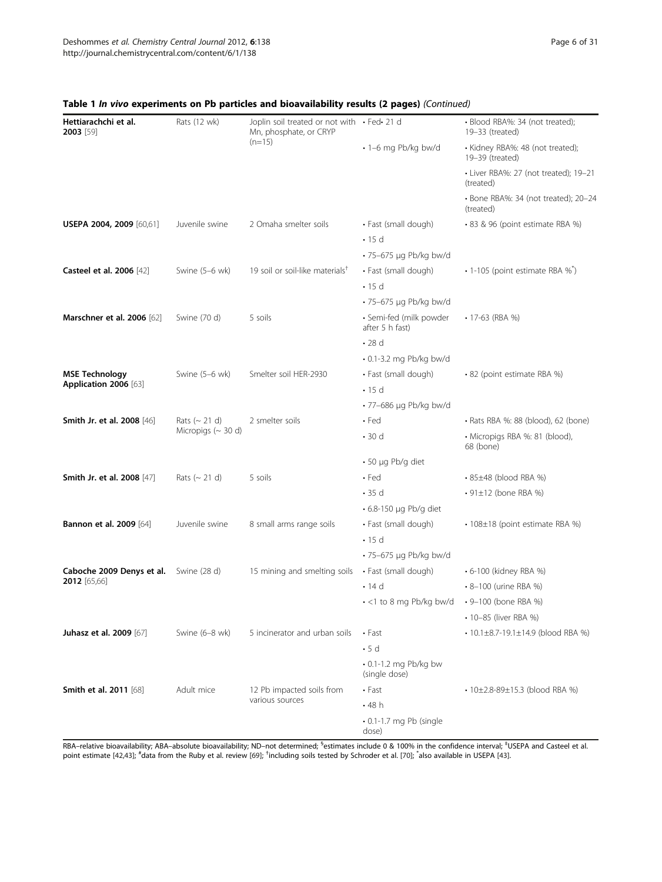**Table 1 *In vivo* experiments on Pb particles and bioavailability results (2 pages)** *(Continued)*

| | | | | |
|---|---|---|---|---|
| **Hettiarachchi et al. 2003** [59] | Rats (12 wk) | Joplin soil treated or not with Mn, phosphate, or CRYP (n=15) | • Fed• 21 d<br>• 1–6 mg Pb/kg bw/d | • Blood RBA%: 34 (not treated); 19–33 (treated)<br>• Kidney RBA%: 48 (not treated); 19–39 (treated)<br>• Liver RBA%: 27 (not treated); 19–21 (treated)<br>• Bone RBA%: 34 (not treated); 20–24 (treated) |
| **USEPA 2004, 2009** [60,61] | Juvenile swine | 2 Omaha smelter soils | • Fast (small dough)<br>• 15 d<br>• 75–675 µg Pb/kg bw/d | • 83 & 96 (point estimate RBA %) |
| **Casteel et al. 2006** [42] | Swine (5–6 wk) | 19 soil or soil-like materials[†] | • Fast (small dough)<br>• 15 d<br>• 75–675 µg Pb/kg bw/d | • 1-105 (point estimate RBA %[*]) |
| **Marschner et al. 2006** [62] | Swine (70 d) | 5 soils | • Semi-fed (milk powder after 5 h fast)<br>• 28 d<br>• 0.1-3.2 mg Pb/kg bw/d | • 17-63 (RBA %) |
| **MSE Technology Application 2006** [63] | Swine (5–6 wk) | Smelter soil HER-2930 | • Fast (small dough)<br>• 15 d<br>• 77–686 µg Pb/kg bw/d | • 82 (point estimate RBA %) |
| **Smith Jr. et al. 2008** [46] | Rats (~ 21 d)<br>Micropigs (~ 30 d) | 2 smelter soils | • Fed<br>• 30 d<br>• 50 µg Pb/g diet | • Rats RBA %: 88 (blood), 62 (bone)<br>• Micropigs RBA %: 81 (blood), 68 (bone) |
| **Smith Jr. et al. 2008** [47] | Rats (~ 21 d) | 5 soils | • Fed<br>• 35 d<br>• 6.8-150 µg Pb/g diet | • 85±48 (blood RBA %)<br>• 91±12 (bone RBA %) |
| **Bannon et al. 2009** [64] | Juvenile swine | 8 small arms range soils | • Fast (small dough)<br>• 15 d<br>• 75–675 µg Pb/kg bw/d | • 108±18 (point estimate RBA %) |
| **Caboche 2009 Denys et al. 2012** [65,66] | Swine (28 d) | 15 mining and smelting soils | • Fast (small dough)<br>• 14 d<br>• <1 to 8 mg Pb/kg bw/d | • 6-100 (kidney RBA %)<br>• 8–100 (urine RBA %)<br>• 9–100 (bone RBA %)<br>• 10–85 (liver RBA %) |
| **Juhasz et al. 2009** [67] | Swine (6–8 wk) | 5 incinerator and urban soils | • Fast<br>• 5 d<br>• 0.1-1.2 mg Pb/kg bw (single dose) | • 10.1±8.7-19.1±14.9 (blood RBA %) |
| **Smith et al. 2011** [68] | Adult mice | 12 Pb impacted soils from various sources | • Fast<br>• 48 h<br>• 0.1-1.7 mg Pb (single dose) | • 10±2.8-89±15.3 (blood RBA %) |

RBA–relative bioavailability; ABA–absolute bioavailability; ND–not determined; [§]estimates include 0 & 100% in the confidence interval; [‡]USEPA and Casteel et al. point estimate [42,43]; [#]data from the Ruby et al. review [69]; [†]including soils tested by Schroder et al. [70]; [*]also available in USEPA [43].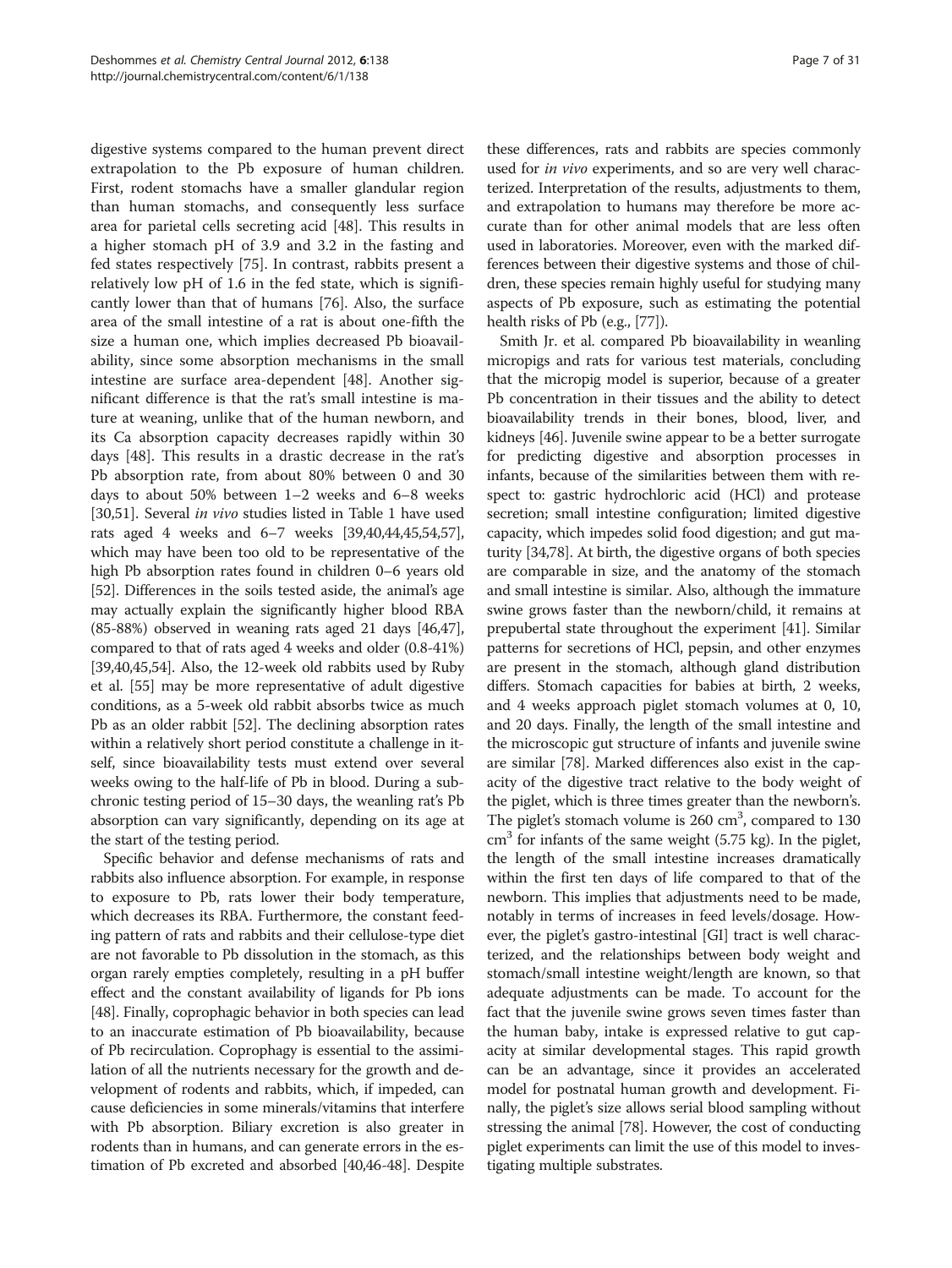digestive systems compared to the human prevent direct extrapolation to the Pb exposure of human children. First, rodent stomachs have a smaller glandular region than human stomachs, and consequently less surface area for parietal cells secreting acid [48]. This results in a higher stomach pH of 3.9 and 3.2 in the fasting and fed states respectively [75]. In contrast, rabbits present a relatively low pH of 1.6 in the fed state, which is significantly lower than that of humans [76]. Also, the surface area of the small intestine of a rat is about one-fifth the size a human one, which implies decreased Pb bioavailability, since some absorption mechanisms in the small intestine are surface area-dependent [48]. Another significant difference is that the rat's small intestine is mature at weaning, unlike that of the human newborn, and its Ca absorption capacity decreases rapidly within 30 days [48]. This results in a drastic decrease in the rat's Pb absorption rate, from about 80% between 0 and 30 days to about 50% between 1–2 weeks and 6–8 weeks [30,51]. Several *in vivo* studies listed in Table 1 have used rats aged 4 weeks and 6–7 weeks [39,40,44,45,54,57], which may have been too old to be representative of the high Pb absorption rates found in children 0–6 years old [52]. Differences in the soils tested aside, the animal's age may actually explain the significantly higher blood RBA (85-88%) observed in weaning rats aged 21 days [46,47], compared to that of rats aged 4 weeks and older (0.8-41%) [39,40,45,54]. Also, the 12-week old rabbits used by Ruby et al. [55] may be more representative of adult digestive conditions, as a 5-week old rabbit absorbs twice as much Pb as an older rabbit [52]. The declining absorption rates within a relatively short period constitute a challenge in itself, since bioavailability tests must extend over several weeks owing to the half-life of Pb in blood. During a subchronic testing period of 15–30 days, the weanling rat's Pb absorption can vary significantly, depending on its age at the start of the testing period.

Specific behavior and defense mechanisms of rats and rabbits also influence absorption. For example, in response to exposure to Pb, rats lower their body temperature, which decreases its RBA. Furthermore, the constant feeding pattern of rats and rabbits and their cellulose-type diet are not favorable to Pb dissolution in the stomach, as this organ rarely empties completely, resulting in a pH buffer effect and the constant availability of ligands for Pb ions [48]. Finally, coprophagic behavior in both species can lead to an inaccurate estimation of Pb bioavailability, because of Pb recirculation. Coprophagy is essential to the assimilation of all the nutrients necessary for the growth and development of rodents and rabbits, which, if impeded, can cause deficiencies in some minerals/vitamins that interfere with Pb absorption. Biliary excretion is also greater in rodents than in humans, and can generate errors in the estimation of Pb excreted and absorbed [40,46-48]. Despite these differences, rats and rabbits are species commonly used for *in vivo* experiments, and so are very well characterized. Interpretation of the results, adjustments to them, and extrapolation to humans may therefore be more accurate than for other animal models that are less often used in laboratories. Moreover, even with the marked differences between their digestive systems and those of children, these species remain highly useful for studying many aspects of Pb exposure, such as estimating the potential health risks of Pb (e.g., [77]).

Smith Jr. et al. compared Pb bioavailability in weanling micropigs and rats for various test materials, concluding that the micropig model is superior, because of a greater Pb concentration in their tissues and the ability to detect bioavailability trends in their bones, blood, liver, and kidneys [46]. Juvenile swine appear to be a better surrogate for predicting digestive and absorption processes in infants, because of the similarities between them with respect to: gastric hydrochloric acid (HCl) and protease secretion; small intestine configuration; limited digestive capacity, which impedes solid food digestion; and gut maturity [34,78]. At birth, the digestive organs of both species are comparable in size, and the anatomy of the stomach and small intestine is similar. Also, although the immature swine grows faster than the newborn/child, it remains at prepubertal state throughout the experiment [41]. Similar patterns for secretions of HCl, pepsin, and other enzymes are present in the stomach, although gland distribution differs. Stomach capacities for babies at birth, 2 weeks, and 4 weeks approach piglet stomach volumes at 0, 10, and 20 days. Finally, the length of the small intestine and the microscopic gut structure of infants and juvenile swine are similar [78]. Marked differences also exist in the capacity of the digestive tract relative to the body weight of the piglet, which is three times greater than the newborn's. The piglet's stomach volume is 260 $cm^3$, compared to 130 $cm^3$ for infants of the same weight (5.75 kg). In the piglet, the length of the small intestine increases dramatically within the first ten days of life compared to that of the newborn. This implies that adjustments need to be made, notably in terms of increases in feed levels/dosage. However, the piglet's gastro-intestinal [GI] tract is well characterized, and the relationships between body weight and stomach/small intestine weight/length are known, so that adequate adjustments can be made. To account for the fact that the juvenile swine grows seven times faster than the human baby, intake is expressed relative to gut capacity at similar developmental stages. This rapid growth can be an advantage, since it provides an accelerated model for postnatal human growth and development. Finally, the piglet's size allows serial blood sampling without stressing the animal [78]. However, the cost of conducting piglet experiments can limit the use of this model to investigating multiple substrates.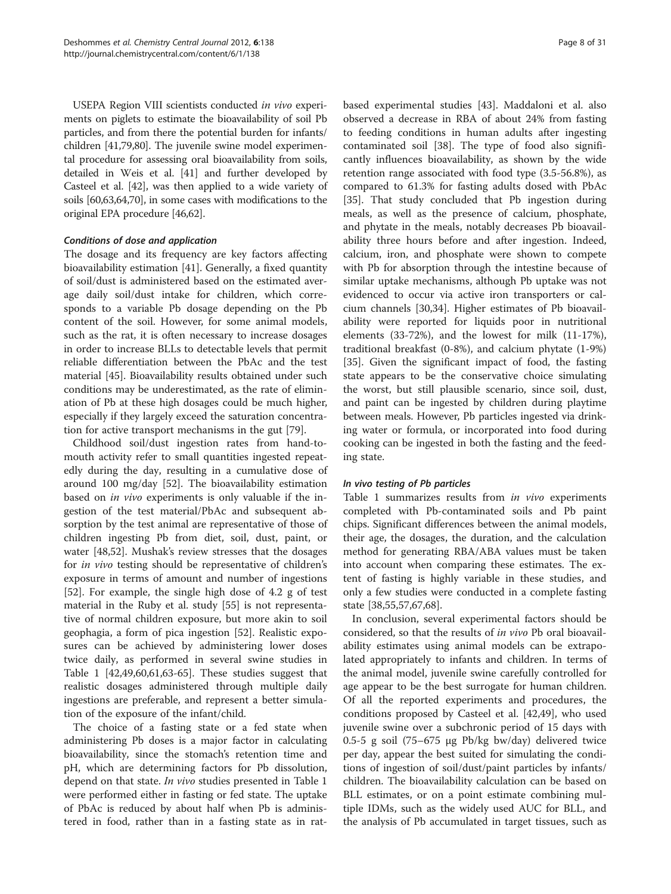USEPA Region VIII scientists conducted *in vivo* experiments on piglets to estimate the bioavailability of soil Pb particles, and from there the potential burden for infants/children [41,79,80]. The juvenile swine model experimental procedure for assessing oral bioavailability from soils, detailed in Weis et al. [41] and further developed by Casteel et al. [42], was then applied to a wide variety of soils [60,63,64,70], in some cases with modifications to the original EPA procedure [46,62].

#### *Conditions of dose and application*

The dosage and its frequency are key factors affecting bioavailability estimation [41]. Generally, a fixed quantity of soil/dust is administered based on the estimated average daily soil/dust intake for children, which corresponds to a variable Pb dosage depending on the Pb content of the soil. However, for some animal models, such as the rat, it is often necessary to increase dosages in order to increase BLLs to detectable levels that permit reliable differentiation between the PbAc and the test material [45]. Bioavailability results obtained under such conditions may be underestimated, as the rate of elimination of Pb at these high dosages could be much higher, especially if they largely exceed the saturation concentration for active transport mechanisms in the gut [79].

Childhood soil/dust ingestion rates from hand-to-mouth activity refer to small quantities ingested repeatedly during the day, resulting in a cumulative dose of around 100 mg/day [52]. The bioavailability estimation based on *in vivo* experiments is only valuable if the ingestion of the test material/PbAc and subsequent absorption by the test animal are representative of those of children ingesting Pb from diet, soil, dust, paint, or water [48,52]. Mushak's review stresses that the dosages for *in vivo* testing should be representative of children's exposure in terms of amount and number of ingestions [52]. For example, the single high dose of 4.2 g of test material in the Ruby et al. study [55] is not representative of normal children exposure, but more akin to soil geophagia, a form of pica ingestion [52]. Realistic exposures can be achieved by administering lower doses twice daily, as performed in several swine studies in Table 1 [42,49,60,61,63-65]. These studies suggest that realistic dosages administered through multiple daily ingestions are preferable, and represent a better simulation of the exposure of the infant/child.

The choice of a fasting state or a fed state when administering Pb doses is a major factor in calculating bioavailability, since the stomach's retention time and pH, which are determining factors for Pb dissolution, depend on that state. *In vivo* studies presented in Table 1 were performed either in fasting or fed state. The uptake of PbAc is reduced by about half when Pb is administered in food, rather than in a fasting state as in rat-based experimental studies [43]. Maddaloni et al. also observed a decrease in RBA of about 24% from fasting to feeding conditions in human adults after ingesting contaminated soil [38]. The type of food also significantly influences bioavailability, as shown by the wide retention range associated with food type (3.5-56.8%), as compared to 61.3% for fasting adults dosed with PbAc [35]. That study concluded that Pb ingestion during meals, as well as the presence of calcium, phosphate, and phytate in the meals, notably decreases Pb bioavailability three hours before and after ingestion. Indeed, calcium, iron, and phosphate were shown to compete with Pb for absorption through the intestine because of similar uptake mechanisms, although Pb uptake was not evidenced to occur via active iron transporters or calcium channels [30,34]. Higher estimates of Pb bioavailability were reported for liquids poor in nutritional elements (33-72%), and the lowest for milk (11-17%), traditional breakfast (0-8%), and calcium phytate (1-9%) [35]. Given the significant impact of food, the fasting state appears to be the conservative choice simulating the worst, but still plausible scenario, since soil, dust, and paint can be ingested by children during playtime between meals. However, Pb particles ingested via drinking water or formula, or incorporated into food during cooking can be ingested in both the fasting and the feeding state.

#### *In vivo testing of Pb particles*

Table 1 summarizes results from *in vivo* experiments completed with Pb-contaminated soils and Pb paint chips. Significant differences between the animal models, their age, the dosages, the duration, and the calculation method for generating RBA/ABA values must be taken into account when comparing these estimates. The extent of fasting is highly variable in these studies, and only a few studies were conducted in a complete fasting state [38,55,57,67,68].

In conclusion, several experimental factors should be considered, so that the results of *in vivo* Pb oral bioavailability estimates using animal models can be extrapolated appropriately to infants and children. In terms of the animal model, juvenile swine carefully controlled for age appear to be the best surrogate for human children. Of all the reported experiments and procedures, the conditions proposed by Casteel et al. [42,49], who used juvenile swine over a subchronic period of 15 days with 0.5-5 g soil (75–675 μg Pb/kg bw/day) delivered twice per day, appear the best suited for simulating the conditions of ingestion of soil/dust/paint particles by infants/children. The bioavailability calculation can be based on BLL estimates, or on a point estimate combining multiple IDMs, such as the widely used AUC for BLL, and the analysis of Pb accumulated in target tissues, such as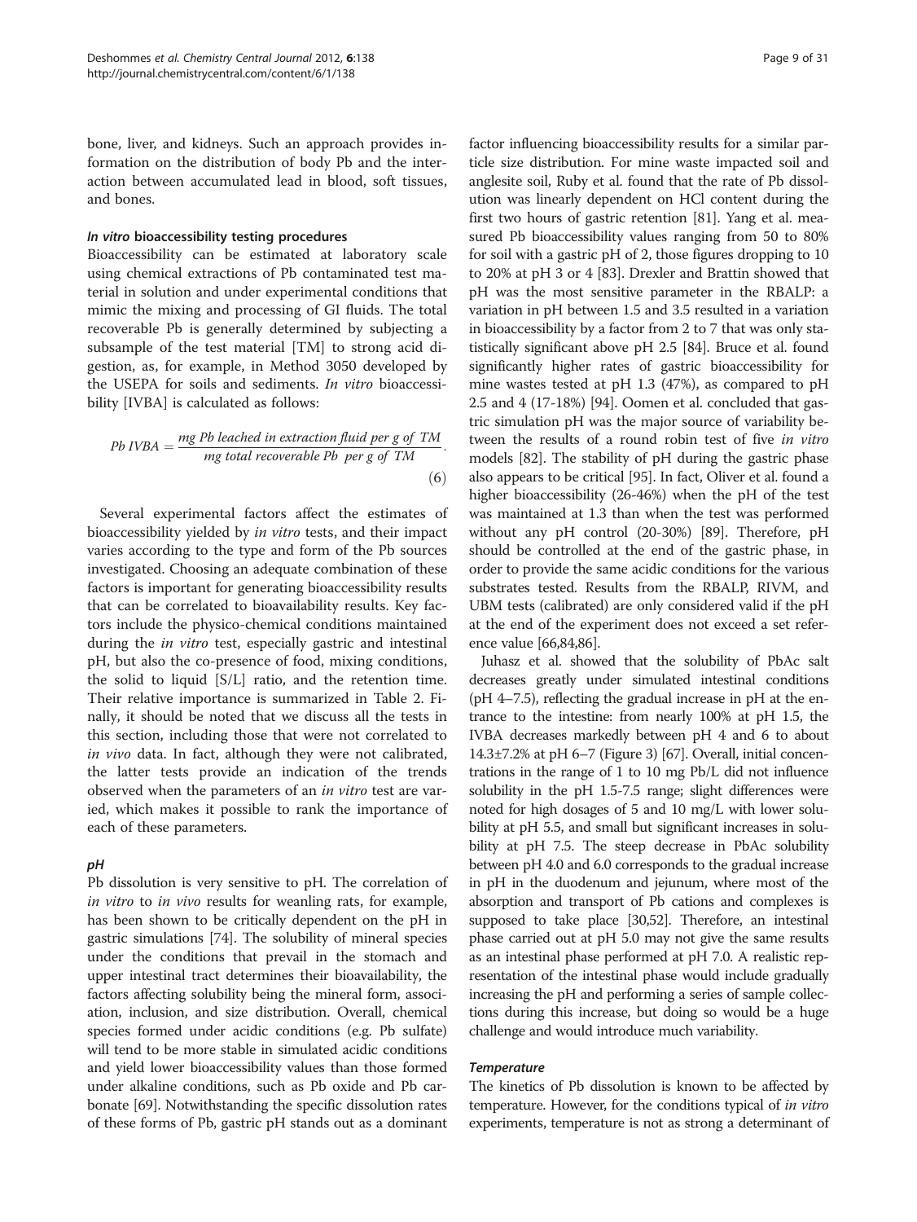bone, liver, and kidneys. Such an approach provides information on the distribution of body Pb and the interaction between accumulated lead in blood, soft tissues, and bones.

#### *In vitro* bioaccessibility testing procedures

Bioaccessibility can be estimated at laboratory scale using chemical extractions of Pb contaminated test material in solution and under experimental conditions that mimic the mixing and processing of GI fluids. The total recoverable Pb is generally determined by subjecting a subsample of the test material [TM] to strong acid digestion, as, for example, in Method 3050 developed by the USEPA for soils and sediments. *In vitro* bioaccessibility [IVBA] is calculated as follows:

$$Pb\ IVBA = \frac{mg\ Pb\ leached\ in\ extraction\ fluid\ per\ g\ of\ TM}{mg\ total\ recoverable\ Pb\ \ per\ g\ of\ TM}. \quad (6)$$

Several experimental factors affect the estimates of bioaccessibility yielded by *in vitro* tests, and their impact varies according to the type and form of the Pb sources investigated. Choosing an adequate combination of these factors is important for generating bioaccessibility results that can be correlated to bioavailability results. Key factors include the physico-chemical conditions maintained during the *in vitro* test, especially gastric and intestinal pH, but also the co-presence of food, mixing conditions, the solid to liquid [S/L] ratio, and the retention time. Their relative importance is summarized in Table 2. Finally, it should be noted that we discuss all the tests in this section, including those that were not correlated to *in vivo* data. In fact, although they were not calibrated, the latter tests provide an indication of the trends observed when the parameters of an *in vitro* test are varied, which makes it possible to rank the importance of each of these parameters.

##### *pH*

Pb dissolution is very sensitive to pH. The correlation of *in vitro* to *in vivo* results for weanling rats, for example, has been shown to be critically dependent on the pH in gastric simulations [74]. The solubility of mineral species under the conditions that prevail in the stomach and upper intestinal tract determines their bioavailability, the factors affecting solubility being the mineral form, association, inclusion, and size distribution. Overall, chemical species formed under acidic conditions (e.g. Pb sulfate) will tend to be more stable in simulated acidic conditions and yield lower bioaccessibility values than those formed under alkaline conditions, such as Pb oxide and Pb carbonate [69]. Notwithstanding the specific dissolution rates of these forms of Pb, gastric pH stands out as a dominant factor influencing bioaccessibility results for a similar particle size distribution. For mine waste impacted soil and anglesite soil, Ruby et al. found that the rate of Pb dissolution was linearly dependent on HCl content during the first two hours of gastric retention [81]. Yang et al. measured Pb bioaccessibility values ranging from 50 to 80% for soil with a gastric pH of 2, those figures dropping to 10 to 20% at pH 3 or 4 [83]. Drexler and Brattin showed that pH was the most sensitive parameter in the RBALP: a variation in pH between 1.5 and 3.5 resulted in a variation in bioaccessibility by a factor from 2 to 7 that was only statistically significant above pH 2.5 [84]. Bruce et al. found significantly higher rates of gastric bioaccessibility for mine wastes tested at pH 1.3 (47%), as compared to pH 2.5 and 4 (17-18%) [94]. Oomen et al. concluded that gastric simulation pH was the major source of variability between the results of a round robin test of five *in vitro* models [82]. The stability of pH during the gastric phase also appears to be critical [95]. In fact, Oliver et al. found a higher bioaccessibility (26-46%) when the pH of the test was maintained at 1.3 than when the test was performed without any pH control (20-30%) [89]. Therefore, pH should be controlled at the end of the gastric phase, in order to provide the same acidic conditions for the various substrates tested. Results from the RBALP, RIVM, and UBM tests (calibrated) are only considered valid if the pH at the end of the experiment does not exceed a set reference value [66,84,86].

Juhasz et al. showed that the solubility of PbAc salt decreases greatly under simulated intestinal conditions (pH 4–7.5), reflecting the gradual increase in pH at the entrance to the intestine: from nearly 100% at pH 1.5, the IVBA decreases markedly between pH 4 and 6 to about 14.3±7.2% at pH 6–7 (Figure 3) [67]. Overall, initial concentrations in the range of 1 to 10 mg Pb/L did not influence solubility in the pH 1.5-7.5 range; slight differences were noted for high dosages of 5 and 10 mg/L with lower solubility at pH 5.5, and small but significant increases in solubility at pH 7.5. The steep decrease in PbAc solubility between pH 4.0 and 6.0 corresponds to the gradual increase in pH in the duodenum and jejunum, where most of the absorption and transport of Pb cations and complexes is supposed to take place [30,52]. Therefore, an intestinal phase carried out at pH 5.0 may not give the same results as an intestinal phase performed at pH 7.0. A realistic representation of the intestinal phase would include gradually increasing the pH and performing a series of sample collections during this increase, but doing so would be a huge challenge and would introduce much variability.

##### *Temperature*

The kinetics of Pb dissolution is known to be affected by temperature. However, for the conditions typical of *in vitro* experiments, temperature is not as strong a determinant of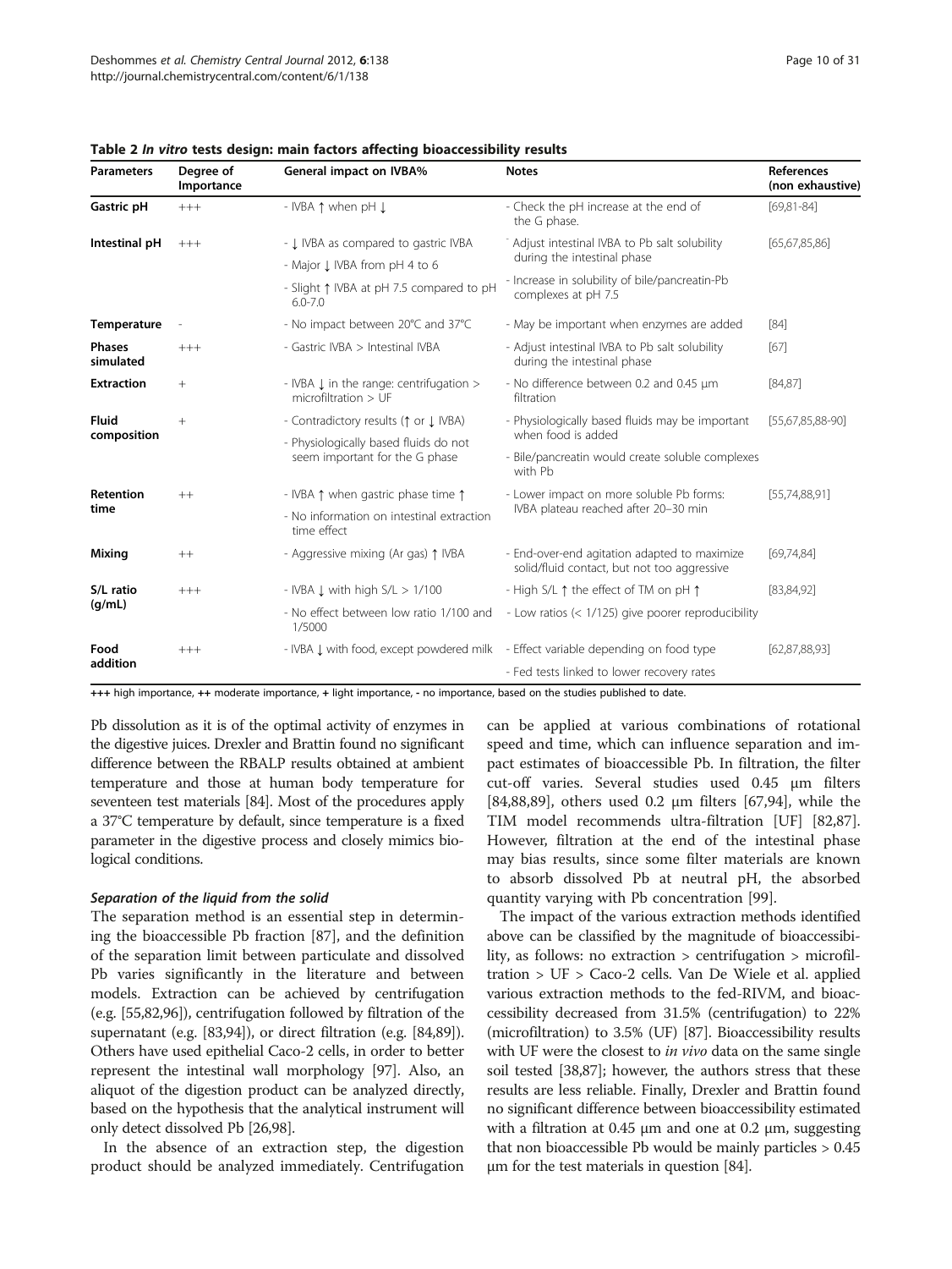**Table 2 *In vitro* tests design: main factors affecting bioaccessibility results**

| Parameters | Degree of Importance | General impact on IVBA% | Notes | References (non exhaustive) |
|---|---|---|---|---|
| **Gastric pH** | +++ | - IVBA ↑ when pH ↓ | - Check the pH increase at the end of the G phase. | [69,81-84] |
| **Intestinal pH** | +++ | - ↓ IVBA as compared to gastric IVBA<br>- Major ↓ IVBA from pH 4 to 6<br>- Slight ↑ IVBA at pH 7.5 compared to pH 6.0-7.0 | - Adjust intestinal IVBA to Pb salt solubility during the intestinal phase<br>- Increase in solubility of bile/pancreatin-Pb complexes at pH 7.5 | [65,67,85,86] |
| **Temperature** | - | - No impact between 20°C and 37°C | - May be important when enzymes are added | [84] |
| **Phases simulated** | +++ | - Gastric IVBA > Intestinal IVBA | - Adjust intestinal IVBA to Pb salt solubility during the intestinal phase | [67] |
| **Extraction** | + | - IVBA ↓ in the range: centrifugation > microfiltration > UF | - No difference between 0.2 and 0.45 μm filtration | [84,87] |
| **Fluid composition** | + | - Contradictory results (↑ or ↓ IVBA)<br>- Physiologically based fluids do not seem important for the G phase | - Physiologically based fluids may be important when food is added<br>- Bile/pancreatin would create soluble complexes with Pb | [55,67,85,88-90] |
| **Retention time** | ++ | - IVBA ↑ when gastric phase time ↑<br>- No information on intestinal extraction time effect | - Lower impact on more soluble Pb forms: IVBA plateau reached after 20–30 min | [55,74,88,91] |
| **Mixing** | ++ | - Aggressive mixing (Ar gas) ↑ IVBA | - End-over-end agitation adapted to maximize solid/fluid contact, but not too aggressive | [69,74,84] |
| **S/L ratio (g/mL)** | +++ | - IVBA ↓ with high S/L > 1/100<br>- No effect between low ratio 1/100 and 1/5000 | - High S/L ↑ the effect of TM on pH ↑<br>- Low ratios (< 1/125) give poorer reproducibility | [83,84,92] |
| **Food addition** | +++ | - IVBA ↓ with food, except powdered milk | - Effect variable depending on food type<br>- Fed tests linked to lower recovery rates | [62,87,88,93] |

+++ high importance, ++ moderate importance, + light importance, - no importance, based on the studies published to date.

Pb dissolution as it is of the optimal activity of enzymes in the digestive juices. Drexler and Brattin found no significant difference between the RBALP results obtained at ambient temperature and those at human body temperature for seventeen test materials [84]. Most of the procedures apply a 37°C temperature by default, since temperature is a fixed parameter in the digestive process and closely mimics biological conditions.

#### *Separation of the liquid from the solid*

The separation method is an essential step in determining the bioaccessible Pb fraction [87], and the definition of the separation limit between particulate and dissolved Pb varies significantly in the literature and between models. Extraction can be achieved by centrifugation (e.g. [55,82,96]), centrifugation followed by filtration of the supernatant (e.g. [83,94]), or direct filtration (e.g. [84,89]). Others have used epithelial Caco-2 cells, in order to better represent the intestinal wall morphology [97]. Also, an aliquot of the digestion product can be analyzed directly, based on the hypothesis that the analytical instrument will only detect dissolved Pb [26,98].

In the absence of an extraction step, the digestion product should be analyzed immediately. Centrifugation can be applied at various combinations of rotational speed and time, which can influence separation and impact estimates of bioaccessible Pb. In filtration, the filter cut-off varies. Several studies used 0.45 μm filters [84,88,89], others used 0.2 μm filters [67,94], while the TIM model recommends ultra-filtration [UF] [82,87]. However, filtration at the end of the intestinal phase may bias results, since some filter materials are known to absorb dissolved Pb at neutral pH, the absorbed quantity varying with Pb concentration [99].

The impact of the various extraction methods identified above can be classified by the magnitude of bioaccessibility, as follows: no extraction > centrifugation > microfiltration > UF > Caco-2 cells. Van De Wiele et al. applied various extraction methods to the fed-RIVM, and bioaccessibility decreased from 31.5% (centrifugation) to 22% (microfiltration) to 3.5% (UF) [87]. Bioaccessibility results with UF were the closest to *in vivo* data on the same single soil tested [38,87]; however, the authors stress that these results are less reliable. Finally, Drexler and Brattin found no significant difference between bioaccessibility estimated with a filtration at 0.45 μm and one at 0.2 μm, suggesting that non bioaccessible Pb would be mainly particles > 0.45 μm for the test materials in question [84].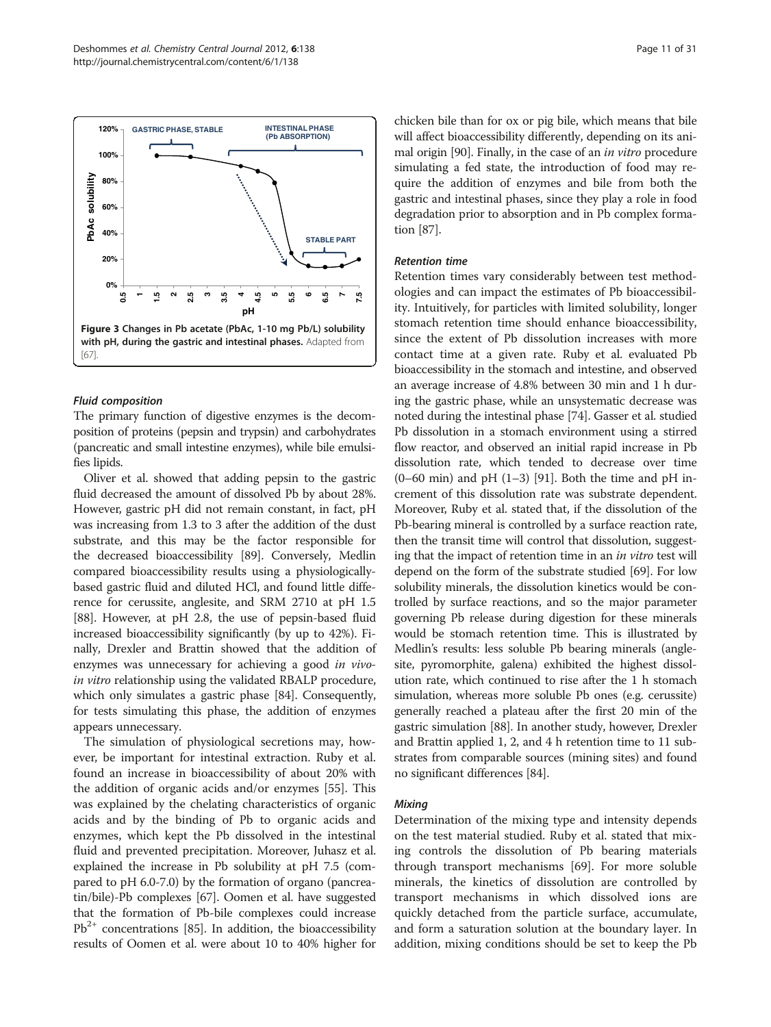**Figure 3 Changes in Pb acetate (PbAc, 1-10 mg Pb/L) solubility with pH, during the gastric and intestinal phases.** Adapted from [67].

#### *Fluid composition*

The primary function of digestive enzymes is the decomposition of proteins (pepsin and trypsin) and carbohydrates (pancreatic and small intestine enzymes), while bile emulsifies lipids.

Oliver et al. showed that adding pepsin to the gastric fluid decreased the amount of dissolved Pb by about 28%. However, gastric pH did not remain constant, in fact, pH was increasing from 1.3 to 3 after the addition of the dust substrate, and this may be the factor responsible for the decreased bioaccessibility [89]. Conversely, Medlin compared bioaccessibility results using a physiologically-based gastric fluid and diluted HCl, and found little difference for cerussite, anglesite, and SRM 2710 at pH 1.5 [88]. However, at pH 2.8, the use of pepsin-based fluid increased bioaccessibility significantly (by up to 42%). Finally, Drexler and Brattin showed that the addition of enzymes was unnecessary for achieving a good *in vivo-in vitro* relationship using the validated RBALP procedure, which only simulates a gastric phase [84]. Consequently, for tests simulating this phase, the addition of enzymes appears unnecessary.

The simulation of physiological secretions may, however, be important for intestinal extraction. Ruby et al. found an increase in bioaccessibility of about 20% with the addition of organic acids and/or enzymes [55]. This was explained by the chelating characteristics of organic acids and by the binding of Pb to organic acids and enzymes, which kept the Pb dissolved in the intestinal fluid and prevented precipitation. Moreover, Juhasz et al. explained the increase in Pb solubility at pH 7.5 (compared to pH 6.0-7.0) by the formation of organo (pancreatin/bile)-Pb complexes [67]. Oomen et al. have suggested that the formation of Pb-bile complexes could increase $Pb^{2+}$ concentrations [85]. In addition, the bioaccessibility results of Oomen et al. were about 10 to 40% higher for chicken bile than for ox or pig bile, which means that bile will affect bioaccessibility differently, depending on its animal origin [90]. Finally, in the case of an *in vitro* procedure simulating a fed state, the introduction of food may require the addition of enzymes and bile from both the gastric and intestinal phases, since they play a role in food degradation prior to absorption and in Pb complex formation [87].

#### *Retention time*

Retention times vary considerably between test methodologies and can impact the estimates of Pb bioaccessibility. Intuitively, for particles with limited solubility, longer stomach retention time should enhance bioaccessibility, since the extent of Pb dissolution increases with more contact time at a given rate. Ruby et al. evaluated Pb bioaccessibility in the stomach and intestine, and observed an average increase of 4.8% between 30 min and 1 h during the gastric phase, while an unsystematic decrease was noted during the intestinal phase [74]. Gasser et al. studied Pb dissolution in a stomach environment using a stirred flow reactor, and observed an initial rapid increase in Pb dissolution rate, which tended to decrease over time (0–60 min) and pH (1–3) [91]. Both the time and pH increment of this dissolution rate was substrate dependent. Moreover, Ruby et al. stated that, if the dissolution of the Pb-bearing mineral is controlled by a surface reaction rate, then the transit time will control that dissolution, suggesting that the impact of retention time in an *in vitro* test will depend on the form of the substrate studied [69]. For low solubility minerals, the dissolution kinetics would be controlled by surface reactions, and so the major parameter governing Pb release during digestion for these minerals would be stomach retention time. This is illustrated by Medlin's results: less soluble Pb bearing minerals (anglesite, pyromorphite, galena) exhibited the highest dissolution rate, which continued to rise after the 1 h stomach simulation, whereas more soluble Pb ones (e.g. cerussite) generally reached a plateau after the first 20 min of the gastric simulation [88]. In another study, however, Drexler and Brattin applied 1, 2, and 4 h retention time to 11 substrates from comparable sources (mining sites) and found no significant differences [84].

#### *Mixing*

Determination of the mixing type and intensity depends on the test material studied. Ruby et al. stated that mixing controls the dissolution of Pb bearing materials through transport mechanisms [69]. For more soluble minerals, the kinetics of dissolution are controlled by transport mechanisms in which dissolved ions are quickly detached from the particle surface, accumulate, and form a saturation solution at the boundary layer. In addition, mixing conditions should be set to keep the Pb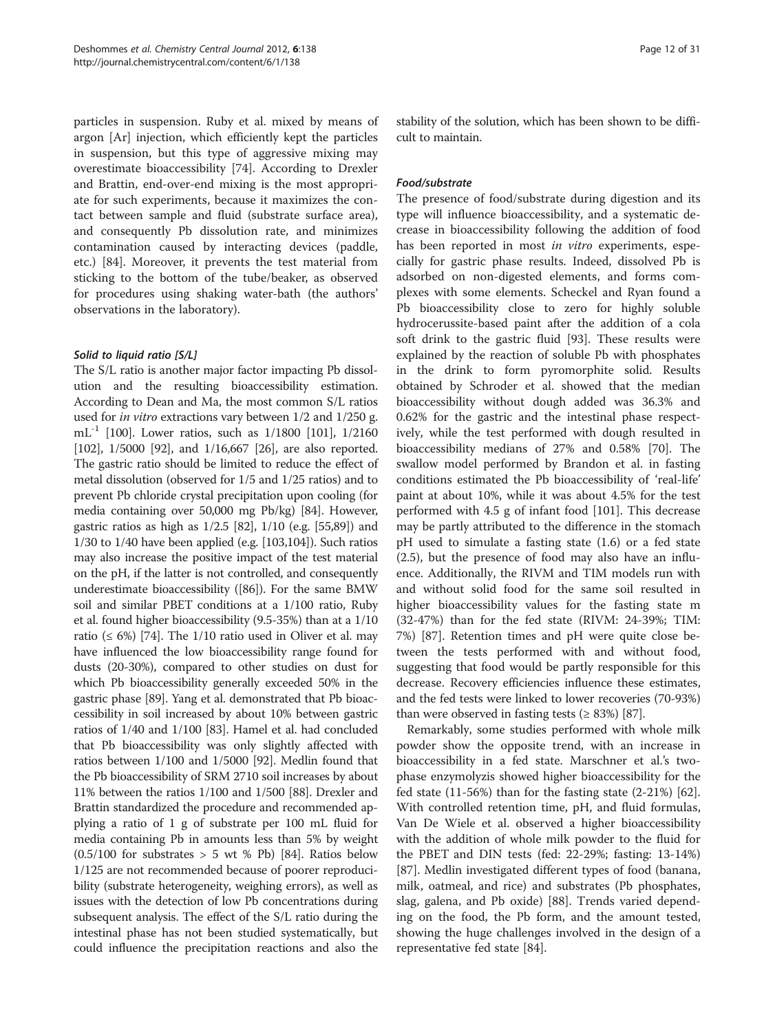particles in suspension. Ruby et al. mixed by means of argon [Ar] injection, which efficiently kept the particles in suspension, but this type of aggressive mixing may overestimate bioaccessibility [74]. According to Drexler and Brattin, end-over-end mixing is the most appropriate for such experiments, because it maximizes the contact between sample and fluid (substrate surface area), and consequently Pb dissolution rate, and minimizes contamination caused by interacting devices (paddle, etc.) [84]. Moreover, it prevents the test material from sticking to the bottom of the tube/beaker, as observed for procedures using shaking water-bath (the authors' observations in the laboratory).

#### *Solid to liquid ratio [S/L]*

The S/L ratio is another major factor impacting Pb dissolution and the resulting bioaccessibility estimation. According to Dean and Ma, the most common S/L ratios used for *in vitro* extractions vary between 1/2 and 1/250 g. $mL^{-1}$ [100]. Lower ratios, such as 1/1800 [101], 1/2160 [102], 1/5000 [92], and 1/16,667 [26], are also reported. The gastric ratio should be limited to reduce the effect of metal dissolution (observed for 1/5 and 1/25 ratios) and to prevent Pb chloride crystal precipitation upon cooling (for media containing over 50,000 mg Pb/kg) [84]. However, gastric ratios as high as 1/2.5 [82], 1/10 (e.g. [55,89]) and 1/30 to 1/40 have been applied (e.g. [103,104]). Such ratios may also increase the positive impact of the test material on the pH, if the latter is not controlled, and consequently underestimate bioaccessibility ([86]). For the same BMW soil and similar PBET conditions at a 1/100 ratio, Ruby et al. found higher bioaccessibility (9.5-35%) than at a 1/10 ratio (≤ 6%) [74]. The 1/10 ratio used in Oliver et al. may have influenced the low bioaccessibility range found for dusts (20-30%), compared to other studies on dust for which Pb bioaccessibility generally exceeded 50% in the gastric phase [89]. Yang et al. demonstrated that Pb bioaccessibility in soil increased by about 10% between gastric ratios of 1/40 and 1/100 [83]. Hamel et al. had concluded that Pb bioaccessibility was only slightly affected with ratios between 1/100 and 1/5000 [92]. Medlin found that the Pb bioaccessibility of SRM 2710 soil increases by about 11% between the ratios 1/100 and 1/500 [88]. Drexler and Brattin standardized the procedure and recommended applying a ratio of 1 g of substrate per 100 mL fluid for media containing Pb in amounts less than 5% by weight (0.5/100 for substrates > 5 wt % Pb) [84]. Ratios below 1/125 are not recommended because of poorer reproducibility (substrate heterogeneity, weighing errors), as well as issues with the detection of low Pb concentrations during subsequent analysis. The effect of the S/L ratio during the intestinal phase has not been studied systematically, but could influence the precipitation reactions and also the stability of the solution, which has been shown to be difficult to maintain.

#### *Food/substrate*

The presence of food/substrate during digestion and its type will influence bioaccessibility, and a systematic decrease in bioaccessibility following the addition of food has been reported in most *in vitro* experiments, especially for gastric phase results. Indeed, dissolved Pb is adsorbed on non-digested elements, and forms complexes with some elements. Scheckel and Ryan found a Pb bioaccessibility close to zero for highly soluble hydrocerussite-based paint after the addition of a cola soft drink to the gastric fluid [93]. These results were explained by the reaction of soluble Pb with phosphates in the drink to form pyromorphite solid. Results obtained by Schroder et al. showed that the median bioaccessibility without dough added was 36.3% and 0.62% for the gastric and the intestinal phase respectively, while the test performed with dough resulted in bioaccessibility medians of 27% and 0.58% [70]. The swallow model performed by Brandon et al. in fasting conditions estimated the Pb bioaccessibility of 'real-life' paint at about 10%, while it was about 4.5% for the test performed with 4.5 g of infant food [101]. This decrease may be partly attributed to the difference in the stomach pH used to simulate a fasting state (1.6) or a fed state (2.5), but the presence of food may also have an influence. Additionally, the RIVM and TIM models run with and without solid food for the same soil resulted in higher bioaccessibility values for the fasting state m (32-47%) than for the fed state (RIVM: 24-39%; TIM: 7%) [87]. Retention times and pH were quite close between the tests performed with and without food, suggesting that food would be partly responsible for this decrease. Recovery efficiencies influence these estimates, and the fed tests were linked to lower recoveries (70-93%) than were observed in fasting tests (≥ 83%) [87].

Remarkably, some studies performed with whole milk powder show the opposite trend, with an increase in bioaccessibility in a fed state. Marschner et al.'s two-phase enzymolyzis showed higher bioaccessibility for the fed state (11-56%) than for the fasting state (2-21%) [62]. With controlled retention time, pH, and fluid formulas, Van De Wiele et al. observed a higher bioaccessibility with the addition of whole milk powder to the fluid for the PBET and DIN tests (fed: 22-29%; fasting: 13-14%) [87]. Medlin investigated different types of food (banana, milk, oatmeal, and rice) and substrates (Pb phosphates, slag, galena, and Pb oxide) [88]. Trends varied depending on the food, the Pb form, and the amount tested, showing the huge challenges involved in the design of a representative fed state [84].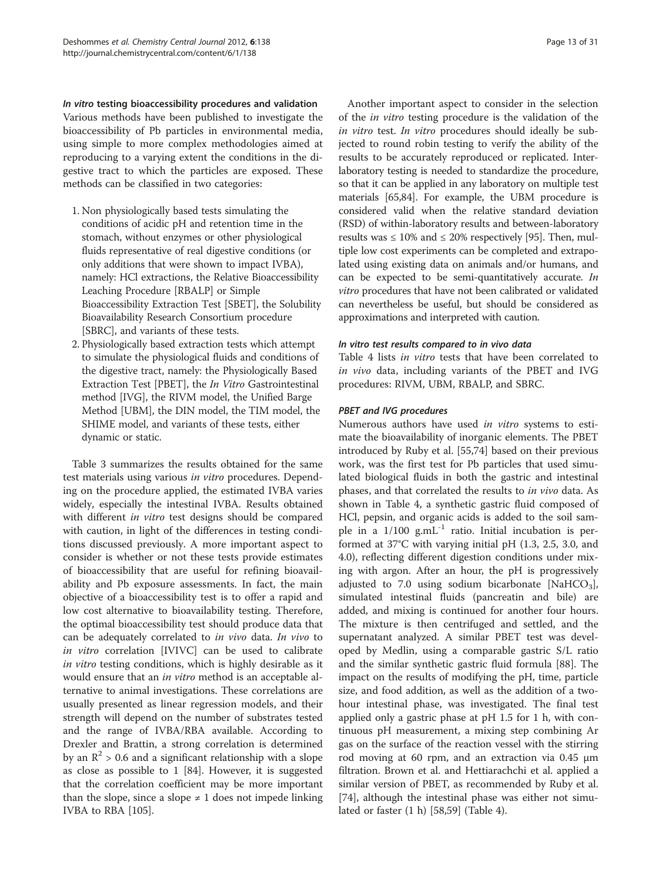### *In vitro* testing bioaccessibility procedures and validation

Various methods have been published to investigate the bioaccessibility of Pb particles in environmental media, using simple to more complex methodologies aimed at reproducing to a varying extent the conditions in the digestive tract to which the particles are exposed. These methods can be classified in two categories:

1. Non physiologically based tests simulating the conditions of acidic pH and retention time in the stomach, without enzymes or other physiological fluids representative of real digestive conditions (or only additions that were shown to impact IVBA), namely: HCl extractions, the Relative Bioaccessibility Leaching Procedure [RBALP] or Simple Bioaccessibility Extraction Test [SBET], the Solubility Bioavailability Research Consortium procedure [SBRC], and variants of these tests.
2. Physiologically based extraction tests which attempt to simulate the physiological fluids and conditions of the digestive tract, namely: the Physiologically Based Extraction Test [PBET], the *In Vitro* Gastrointestinal method [IVG], the RIVM model, the Unified Barge Method [UBM], the DIN model, the TIM model, the SHIME model, and variants of these tests, either dynamic or static.

Table 3 summarizes the results obtained for the same test materials using various *in vitro* procedures. Depending on the procedure applied, the estimated IVBA varies widely, especially the intestinal IVBA. Results obtained with different *in vitro* test designs should be compared with caution, in light of the differences in testing conditions discussed previously. A more important aspect to consider is whether or not these tests provide estimates of bioaccessibility that are useful for refining bioavailability and Pb exposure assessments. In fact, the main objective of a bioaccessibility test is to offer a rapid and low cost alternative to bioavailability testing. Therefore, the optimal bioaccessibility test should produce data that can be adequately correlated to *in vivo* data. *In vivo* to *in vitro* correlation [IVIVC] can be used to calibrate *in vitro* testing conditions, which is highly desirable as it would ensure that an *in vitro* method is an acceptable alternative to animal investigations. These correlations are usually presented as linear regression models, and their strength will depend on the number of substrates tested and the range of IVBA/RBA available. According to Drexler and Brattin, a strong correlation is determined by an $R^2 > 0.6$ and a significant relationship with a slope as close as possible to 1 [84]. However, it is suggested that the correlation coefficient may be more important than the slope, since a slope $\neq 1$ does not impede linking IVBA to RBA [105].

Another important aspect to consider in the selection of the *in vitro* testing procedure is the validation of the *in vitro* test. *In vitro* procedures should ideally be subjected to round robin testing to verify the ability of the results to be accurately reproduced or replicated. Interlaboratory testing is needed to standardize the procedure, so that it can be applied in any laboratory on multiple test materials [65,84]. For example, the UBM procedure is considered valid when the relative standard deviation (RSD) of within-laboratory results and between-laboratory results was ≤ 10% and ≤ 20% respectively [95]. Then, multiple low cost experiments can be completed and extrapolated using existing data on animals and/or humans, and can be expected to be semi-quantitatively accurate. *In vitro* procedures that have not been calibrated or validated can nevertheless be useful, but should be considered as approximations and interpreted with caution.

#### *In vitro* test results compared to *in vivo* data

Table 4 lists *in vitro* tests that have been correlated to *in vivo* data, including variants of the PBET and IVG procedures: RIVM, UBM, RBALP, and SBRC.

#### PBET and IVG procedures

Numerous authors have used *in vitro* systems to estimate the bioavailability of inorganic elements. The PBET introduced by Ruby et al. [55,74] based on their previous work, was the first test for Pb particles that used simulated biological fluids in both the gastric and intestinal phases, and that correlated the results to *in vivo* data. As shown in Table 4, a synthetic gastric fluid composed of HCl, pepsin, and organic acids is added to the soil sample in a $1/100\ g.mL^{-1}$ ratio. Initial incubation is performed at 37°C with varying initial pH (1.3, 2.5, 3.0, and 4.0), reflecting different digestion conditions under mixing with argon. After an hour, the pH is progressively adjusted to 7.0 using sodium bicarbonate [$NaHCO_3$], simulated intestinal fluids (pancreatin and bile) are added, and mixing is continued for another four hours. The mixture is then centrifuged and settled, and the supernatant analyzed. A similar PBET test was developed by Medlin, using a comparable gastric S/L ratio and the similar synthetic gastric fluid formula [88]. The impact on the results of modifying the pH, time, particle size, and food addition, as well as the addition of a two-hour intestinal phase, was investigated. The final test applied only a gastric phase at pH 1.5 for 1 h, with continuous pH measurement, a mixing step combining Ar gas on the surface of the reaction vessel with the stirring rod moving at 60 rpm, and an extraction via 0.45 μm filtration. Brown et al. and Hettiarachchi et al. applied a similar version of PBET, as recommended by Ruby et al. [74], although the intestinal phase was either not simulated or faster (1 h) [58,59] (Table 4).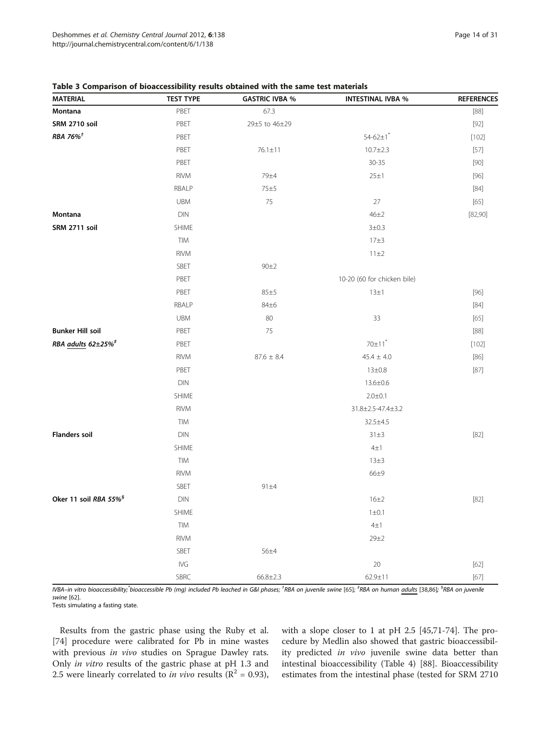**Table 3 Comparison of bioaccessibility results obtained with the same test materials**

| MATERIAL | TEST TYPE | GASTRIC IVBA % | INTESTINAL IVBA % | REFERENCES |
|---|---|---|---|---|
| **Montana** | PBET | 67.3 | | [88] |
| **SRM 2710 soil** | PBET | 29±5 to 46±29 | | [92] |
| ***RBA 76%*** [†] | PBET | | 54-62±1 [*] | [102] |
| | PBET | 76.1±11 | 10.7±2.3 | [57] |
| | PBET | | 30-35 | [90] |
| | RIVM | 79±4 | 25±1 | [96] |
| | RBALP | 75±5 | | [84] |
| | UBM | 75 | 27 | [65] |
| **Montana** | DIN | | 46±2 | [82,90] |
| **SRM 2711 soil** | SHIME | | 3±0.3 | |
| | TIM | | 17±3 | |
| | RIVM | | 11±2 | |
| | SBET | 90±2 | | |
| | PBET | | 10-20 (60 for chicken bile) | |
| | PBET | 85±5 | 13±1 | [96] |
| | RBALP | 84±6 | | [84] |
| | UBM | 80 | 33 | [65] |
| **Bunker Hill soil** | PBET | 75 | | [88] |
| ***RBA adults 62±25%*** [‡] | PBET | | 70±11 [*] | [102] |
| | RIVM | 87.6 ± 8.4 | 45.4 ± 4.0 | [86] |
| | PBET | | 13±0.8 | [87] |
| | DIN | | 13.6±0.6 | |
| | SHIME | | 2.0±0.1 | |
| | RIVM | | 31.8±2.5-47.4±3.2 | |
| | TIM | | 32.5±4.5 | |
| **Flanders soil** | DIN | | 31±3 | [82] |
| | SHIME | | 4±1 | |
| | TIM | | 13±3 | |
| | RIVM | | 66±9 | |
| | SBET | 91±4 | | |
| **Oker 11 soil *RBA 55%*** [§] | DIN | | 16±2 | [82] |
| | SHIME | | 1±0.1 | |
| | TIM | | 4±1 | |
| | RIVM | | 29±2 | |
| | SBET | 56±4 | | |
| | IVG | | 20 | [62] |
| | SBRC | 66.8±2.3 | 62.9±11 | [67] |

*IVBA–in vitro bioaccessibility;* [*] *bioaccessible Pb (mg) included Pb leached in G&I phases;* [†] *RBA on juvenile swine* [65]; [‡] *RBA on human adults* [38,86]; [§] *RBA on juvenile swine* [62].
Tests simulating a fasting state.

Results from the gastric phase using the Ruby et al. [74] procedure were calibrated for Pb in mine wastes with previous *in vivo* studies on Sprague Dawley rats. Only *in vitro* results of the gastric phase at pH 1.3 and 2.5 were linearly correlated to *in vivo* results ($R^2$ = 0.93), with a slope closer to 1 at pH 2.5 [45,71-74]. The procedure by Medlin also showed that gastric bioaccessibility predicted *in vivo* juvenile swine data better than intestinal bioaccessibility (Table 4) [88]. Bioaccessibility estimates from the intestinal phase (tested for SRM 2710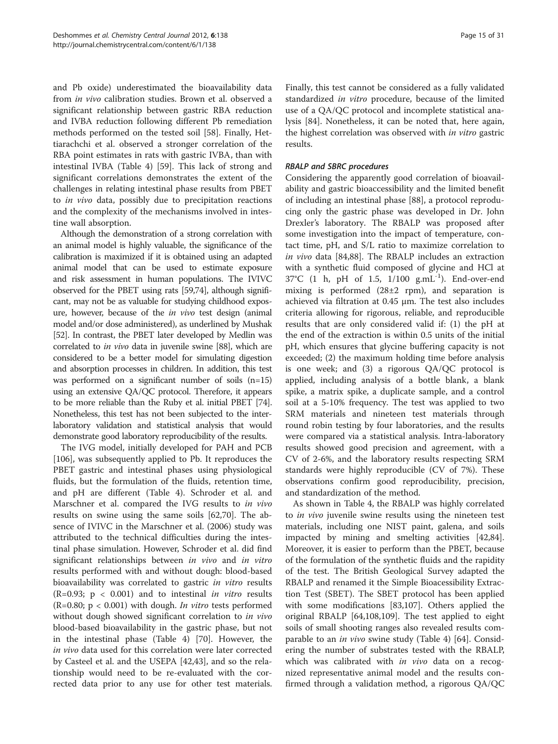and Pb oxide) underestimated the bioavailability data from *in vivo* calibration studies. Brown et al. observed a significant relationship between gastric RBA reduction and IVBA reduction following different Pb remediation methods performed on the tested soil [58]. Finally, Hettiarachchi et al. observed a stronger correlation of the RBA point estimates in rats with gastric IVBA, than with intestinal IVBA (Table 4) [59]. This lack of strong and significant correlations demonstrates the extent of the challenges in relating intestinal phase results from PBET to *in vivo* data, possibly due to precipitation reactions and the complexity of the mechanisms involved in intestine wall absorption.

Although the demonstration of a strong correlation with an animal model is highly valuable, the significance of the calibration is maximized if it is obtained using an adapted animal model that can be used to estimate exposure and risk assessment in human populations. The IVIVC observed for the PBET using rats [59,74], although significant, may not be as valuable for studying childhood exposure, however, because of the *in vivo* test design (animal model and/or dose administered), as underlined by Mushak [52]. In contrast, the PBET later developed by Medlin was correlated to *in vivo* data in juvenile swine [88], which are considered to be a better model for simulating digestion and absorption processes in children. In addition, this test was performed on a significant number of soils (n=15) using an extensive QA/QC protocol. Therefore, it appears to be more reliable than the Ruby et al. initial PBET [74]. Nonetheless, this test has not been subjected to the inter-laboratory validation and statistical analysis that would demonstrate good laboratory reproducibility of the results.

The IVG model, initially developed for PAH and PCB [106], was subsequently applied to Pb. It reproduces the PBET gastric and intestinal phases using physiological fluids, but the formulation of the fluids, retention time, and pH are different (Table 4). Schroder et al. and Marschner et al. compared the IVG results to *in vivo* results on swine using the same soils [62,70]. The absence of IVIVC in the Marschner et al. (2006) study was attributed to the technical difficulties during the intestinal phase simulation. However, Schroder et al. did find significant relationships between *in vivo* and *in vitro* results performed with and without dough: blood-based bioavailability was correlated to gastric *in vitro* results ($R=0.93$; $p < 0.001$) and to intestinal *in vitro* results ($R=0.80$; $p < 0.001$) with dough. *In vitro* tests performed without dough showed significant correlation to *in vivo* blood-based bioavailability in the gastric phase, but not in the intestinal phase (Table 4) [70]. However, the *in vivo* data used for this correlation were later corrected by Casteel et al. and the USEPA [42,43], and so the relationship would need to be re-evaluated with the corrected data prior to any use for other test materials. Finally, this test cannot be considered as a fully validated standardized *in vitro* procedure, because of the limited use of a QA/QC protocol and incomplete statistical analysis [84]. Nonetheless, it can be noted that, here again, the highest correlation was observed with *in vitro* gastric results.

#### RBALP and SBRC procedures

Considering the apparently good correlation of bioavailability and gastric bioaccessibility and the limited benefit of including an intestinal phase [88], a protocol reproducing only the gastric phase was developed in Dr. John Drexler's laboratory. The RBALP was proposed after some investigation into the impact of temperature, contact time, pH, and S/L ratio to maximize correlation to *in vivo* data [84,88]. The RBALP includes an extraction with a synthetic fluid composed of glycine and HCl at 37°C (1 h, pH of 1.5, 1/100 $g.mL^{-1}$). End-over-end mixing is performed (28±2 rpm), and separation is achieved via filtration at 0.45 μm. The test also includes criteria allowing for rigorous, reliable, and reproducible results that are only considered valid if: (1) the pH at the end of the extraction is within 0.5 units of the initial pH, which ensures that glycine buffering capacity is not exceeded; (2) the maximum holding time before analysis is one week; and (3) a rigorous QA/QC protocol is applied, including analysis of a bottle blank, a blank spike, a matrix spike, a duplicate sample, and a control soil at a 5-10% frequency. The test was applied to two SRM materials and nineteen test materials through round robin testing by four laboratories, and the results were compared via a statistical analysis. Intra-laboratory results showed good precision and agreement, with a CV of 2-6%, and the laboratory results respecting SRM standards were highly reproducible (CV of 7%). These observations confirm good reproducibility, precision, and standardization of the method.

As shown in Table 4, the RBALP was highly correlated to *in vivo* juvenile swine results using the nineteen test materials, including one NIST paint, galena, and soils impacted by mining and smelting activities [42,84]. Moreover, it is easier to perform than the PBET, because of the formulation of the synthetic fluids and the rapidity of the test. The British Geological Survey adapted the RBALP and renamed it the Simple Bioacessibility Extraction Test (SBET). The SBET protocol has been applied with some modifications [83,107]. Others applied the original RBALP [64,108,109]. The test applied to eight soils of small shooting ranges also revealed results comparable to an *in vivo* swine study (Table 4) [64]. Considering the number of substrates tested with the RBALP, which was calibrated with *in vivo* data on a recognized representative animal model and the results confirmed through a validation method, a rigorous QA/QC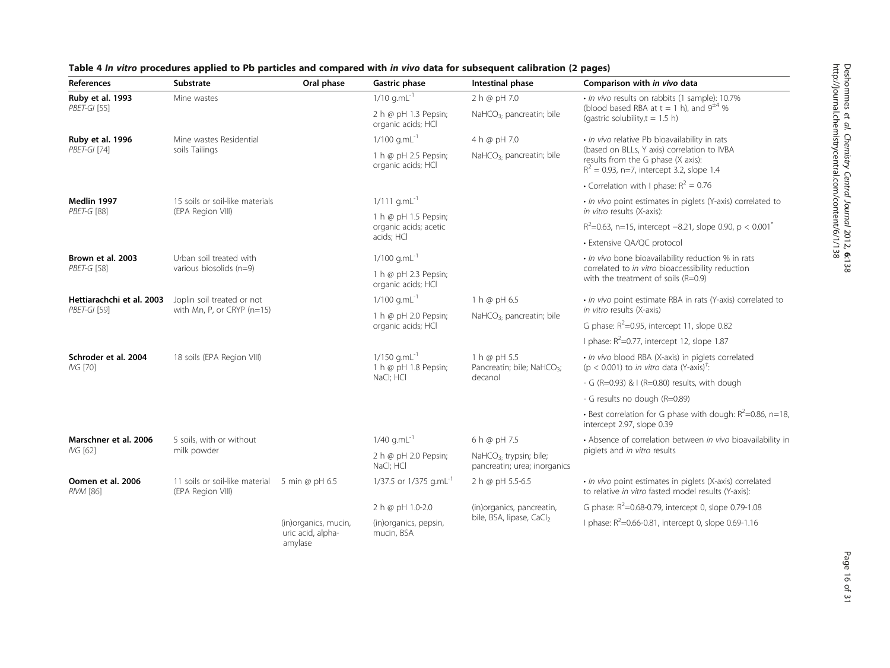**Table 4 *In vitro* procedures applied to Pb particles and compared with *in vivo* data for subsequent calibration (2 pages)**

| References | Substrate | Oral phase | Gastric phase | Intestinal phase | Comparison with *in vivo* data |
|---|---|---|---|---|---|
| **Ruby et al. 1993** *PBET-GI* [55] | Mine wastes | | $1/10\ g.mL^{-1}$ | 2 h @ pH 7.0 | • *In vivo* results on rabbits (1 sample): 10.7% (blood based RBA at t = 1 h), and $9^{\pm 4}$ % (gastric solubility,t = 1.5 h) |
| | | | 2 h @ pH 1.3 Pepsin; organic acids; HCl | $NaHCO_3$; pancreatin; bile | |
| **Ruby et al. 1996** *PBET-GI* [74] | Mine wastes Residential soils Tailings | | $1/100\ g.mL^{-1}$ | 4 h @ pH 7.0 | • *In vivo* relative Pb bioavailability in rats (based on BLLs, Y axis) correlation to IVBA results from the G phase (X axis): $R^2 = 0.93$, n=7, intercept 3.2, slope 1.4 |
| | | | 1 h @ pH 2.5 Pepsin; organic acids; HCl | $NaHCO_3$; pancreatin; bile | |
| | | | | | • Correlation with I phase: $R^2 = 0.76$ |
| **Medlin 1997** *PBET-G* [88] | 15 soils or soil-like materials (EPA Region VIII) | | $1/111\ g.mL^{-1}$ | | • *In vivo* point estimates in piglets (Y-axis) correlated to *in vitro* results (X-axis): |
| | | | 1 h @ pH 1.5 Pepsin; organic acids; acetic acids; HCl | | $R^2$=0.63, n=15, intercept −8.21, slope 0.90, $p < 0.001$* |
| | | | | | • Extensive QA/QC protocol |
| **Brown et al. 2003** *PBET-G* [58] | Urban soil treated with various biosolids (n=9) | | $1/100\ g.mL^{-1}$ | | • *In vivo* bone bioavailability reduction % in rats correlated to *in vitro* bioaccessibility reduction with the treatment of soils (R=0.9) |
| | | | 1 h @ pH 2.3 Pepsin; organic acids; HCl | | |
| **Hettiarachchi et al. 2003** *PBET-GI* [59] | Joplin soil treated or not with Mn, P, or CRYP (n=15) | | $1/100\ g.mL^{-1}$ | 1 h @ pH 6.5 | • *In vivo* point estimate RBA in rats (Y-axis) correlated to *in vitro* results (X-axis) |
| | | | 1 h @ pH 2.0 Pepsin; organic acids; HCl | $NaHCO_3$; pancreatin; bile | G phase: $R^2$=0.95, intercept 11, slope 0.82 |
| | | | | | I phase: $R^2$=0.77, intercept 12, slope 1.87 |
| **Schroder et al. 2004** *IVG* [70] | 18 soils (EPA Region VIII) | | $1/150\ g.mL^{-1}$ 1 h @ pH 1.8 Pepsin; NaCl; HCl | 1 h @ pH 5.5 Pancreatin; bile; $NaHCO_3$; decanol | • *In vivo* blood RBA (X-axis) in piglets correlated ($p < 0.001$) to *in vitro* data (Y-axis)[†]: |
| | | | | | - G (R=0.93) & I (R=0.80) results, with dough |
| | | | | | - G results no dough (R=0.89) |
| | | | | | • Best correlation for G phase with dough: $R^2$=0.86, n=18, intercept 2.97, slope 0.39 |
| **Marschner et al. 2006** *IVG* [62] | 5 soils, with or without milk powder | | $1/40\ g.mL^{-1}$ | 6 h @ pH 7.5 | • Absence of correlation between *in vivo* bioavailability in piglets and *in vitro* results |
| | | | 2 h @ pH 2.0 Pepsin; NaCl; HCl | $NaHCO_3$, trypsin; bile; pancreatin; urea; inorganics | |
| **Oomen et al. 2006** *RIVM* [86] | 11 soils or soil-like material (EPA Region VIII) | 5 min @ pH 6.5 | 1/37.5 or $1/375\ g.mL^{-1}$ | 2 h @ pH 5.5-6.5 | • *In vivo* point estimates in piglets (X-axis) correlated to relative *in vitro* fasted model results (Y-axis): |
| | | | 2 h @ pH 1.0-2.0 | (in)organics, pancreatin, bile, BSA, lipase, $CaCl_2$ | G phase: $R^2$=0.68-0.79, intercept 0, slope 0.79-1.08 |
| | | (in)organics, mucin, uric acid, alpha-amylase | (in)organics, pepsin, mucin, BSA | | I phase: $R^2$=0.66-0.81, intercept 0, slope 0.69-1.16 |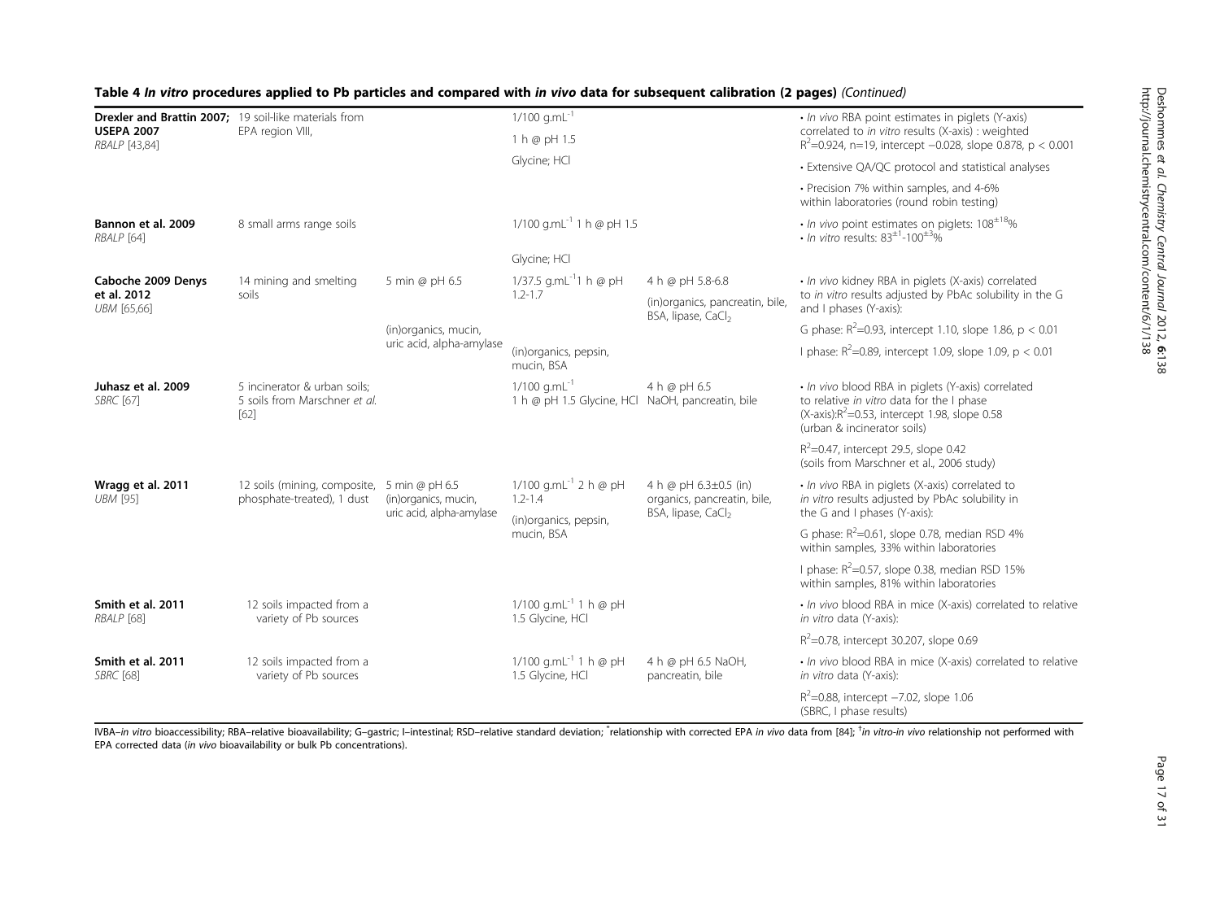**Table 4 *In vitro* procedures applied to Pb particles and compared with *in vivo* data for subsequent calibration (2 pages)** *(Continued)*

| | | | | | |
|---|---|---|---|---|---|
| **Drexler and Brattin 2007; USEPA 2007** *RBALP* [43,84] | 19 soil-like materials from EPA region VIII, | | $1/100$ g.mL$^{-1}$ 1 h @ pH 1.5 Glycine; HCl | | • *In vivo* RBA point estimates in piglets (Y-axis) correlated to *in vitro* results (X-axis) : weighted $R^2$=0.924, n=19, intercept −0.028, slope 0.878, $p < 0.001$ • Extensive QA/QC protocol and statistical analyses • Precision 7% within samples, and 4-6% within laboratories (round robin testing) |
| **Bannon et al. 2009** *RBALP* [64] | 8 small arms range soils | | $1/100$ g.mL$^{-1}$ 1 h @ pH 1.5 Glycine; HCl | | • *In vivo* point estimates on piglets: $108^{\pm 18}$% • *In vitro* results: $83^{\pm 1}$-$100^{\pm 3}$% |
| **Caboche 2009 Denys et al. 2012** *UBM* [65,66] | 14 mining and smelting soils | 5 min @ pH 6.5 (in)organics, mucin, uric acid, alpha-amylase | $1/37.5$ g.mL$^{-1}$1 h @ pH 1.2-1.7 (in)organics, pepsin, mucin, BSA | 4 h @ pH 5.8-6.8 (in)organics, pancreatin, bile, BSA, lipase, $CaCl_2$ | • *In vivo* kidney RBA in piglets (X-axis) correlated to *in vitro* results adjusted by PbAc solubility in the G and I phases (Y-axis): G phase: $R^2$=0.93, intercept 1.10, slope 1.86, $p < 0.01$ I phase: $R^2$=0.89, intercept 1.09, slope 1.09, $p < 0.01$ |
| **Juhasz et al. 2009** *SBRC* [67] | 5 incinerator & urban soils; 5 soils from Marschner *et al.* [62] | | $1/100$ g.mL$^{-1}$ 1 h @ pH 1.5 Glycine, HCl | 4 h @ pH 6.5 NaOH, pancreatin, bile | • *In vivo* blood RBA in piglets (Y-axis) correlated to relative *in vitro* data for the I phase (X-axis):$R^2$=0.53, intercept 1.98, slope 0.58 (urban & incinerator soils) $R^2$=0.47, intercept 29.5, slope 0.42 (soils from Marschner et al., 2006 study) |
| **Wragg et al. 2011** *UBM* [95] | 12 soils (mining, composite, phosphate-treated), 1 dust | 5 min @ pH 6.5 (in)organics, mucin, uric acid, alpha-amylase | $1/100$ g.mL$^{-1}$ 2 h @ pH 1.2-1.4 (in)organics, pepsin, mucin, BSA | 4 h @ pH 6.3±0.5 (in) organics, pancreatin, bile, BSA, lipase, $CaCl_2$ | • *In vivo* RBA in piglets (X-axis) correlated to *in vitro* results adjusted by PbAc solubility in the G and I phases (Y-axis): G phase: $R^2$=0.61, slope 0.78, median RSD 4% within samples, 33% within laboratories I phase: $R^2$=0.57, slope 0.38, median RSD 15% within samples, 81% within laboratories |
| **Smith et al. 2011** *RBALP* [68] | 12 soils impacted from a variety of Pb sources | | $1/100$ g.mL$^{-1}$ 1 h @ pH 1.5 Glycine, HCl | | • *In vivo* blood RBA in mice (X-axis) correlated to relative *in vitro* data (Y-axis): $R^2$=0.78, intercept 30.207, slope 0.69 |
| **Smith et al. 2011** *SBRC* [68] | 12 soils impacted from a variety of Pb sources | | $1/100$ g.mL$^{-1}$ 1 h @ pH 1.5 Glycine, HCl | 4 h @ pH 6.5 NaOH, pancreatin, bile | • *In vivo* blood RBA in mice (X-axis) correlated to relative *in vitro* data (Y-axis): $R^2$=0.88, intercept −7.02, slope 1.06 (SBRC, I phase results) |

IVBA–*in vitro* bioaccessibility; RBA–relative bioavailability; G–gastric; I–intestinal; RSD–relative standard deviation; *relationship with corrected EPA *in vivo* data from [84]; †*in vitro-in vivo* relationship not performed with EPA corrected data (*in vivo* bioavailability or bulk Pb concentrations).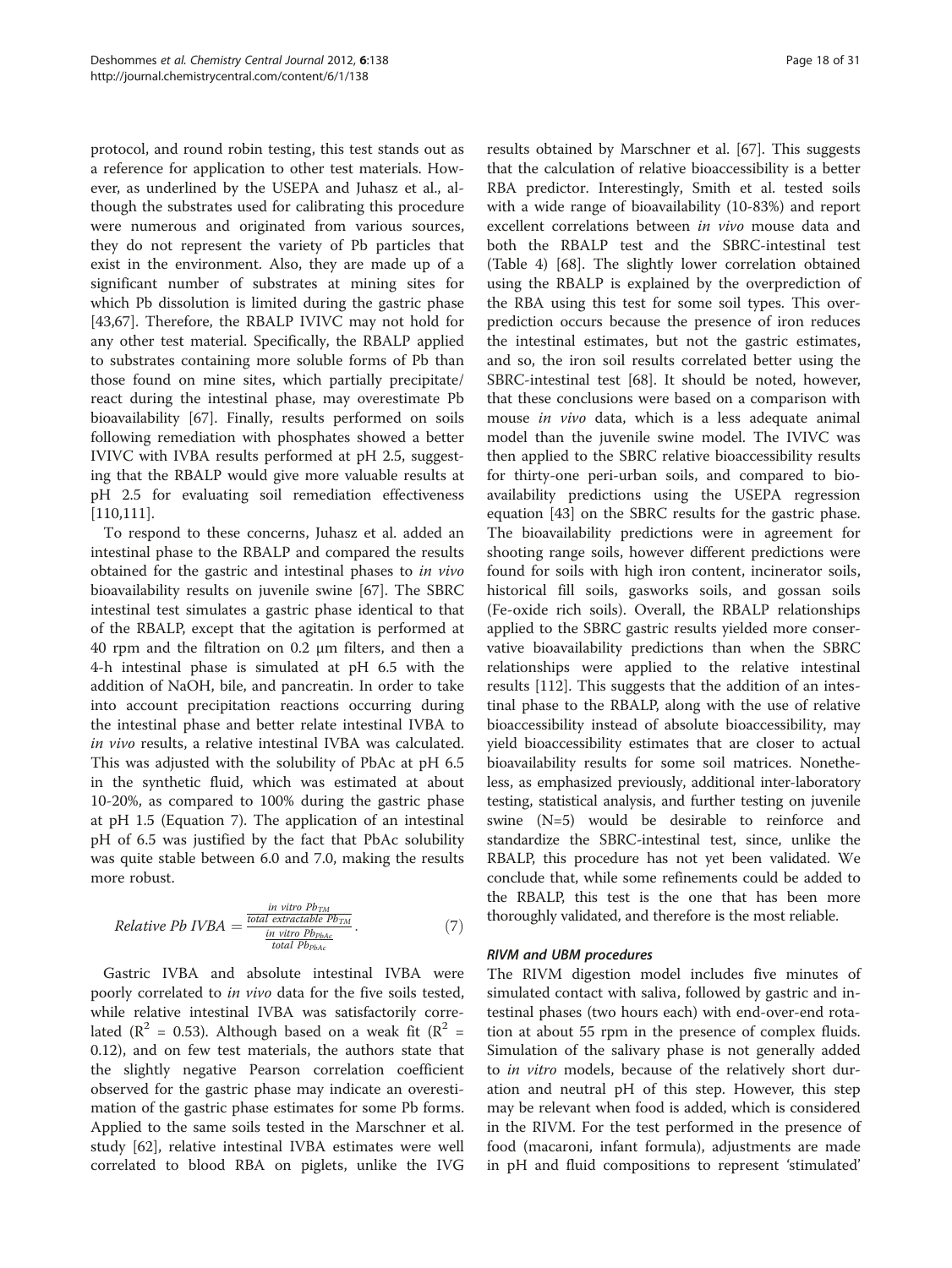protocol, and round robin testing, this test stands out as a reference for application to other test materials. However, as underlined by the USEPA and Juhasz et al., although the substrates used for calibrating this procedure were numerous and originated from various sources, they do not represent the variety of Pb particles that exist in the environment. Also, they are made up of a significant number of substrates at mining sites for which Pb dissolution is limited during the gastric phase [43,67]. Therefore, the RBALP IVIVC may not hold for any other test material. Specifically, the RBALP applied to substrates containing more soluble forms of Pb than those found on mine sites, which partially precipitate/react during the intestinal phase, may overestimate Pb bioavailability [67]. Finally, results performed on soils following remediation with phosphates showed a better IVIVC with IVBA results performed at pH 2.5, suggesting that the RBALP would give more valuable results at pH 2.5 for evaluating soil remediation effectiveness [110,111].

To respond to these concerns, Juhasz et al. added an intestinal phase to the RBALP and compared the results obtained for the gastric and intestinal phases to *in vivo* bioavailability results on juvenile swine [67]. The SBRC intestinal test simulates a gastric phase identical to that of the RBALP, except that the agitation is performed at 40 rpm and the filtration on 0.2 μm filters, and then a 4-h intestinal phase is simulated at pH 6.5 with the addition of NaOH, bile, and pancreatin. In order to take into account precipitation reactions occurring during the intestinal phase and better relate intestinal IVBA to *in vivo* results, a relative intestinal IVBA was calculated. This was adjusted with the solubility of PbAc at pH 6.5 in the synthetic fluid, which was estimated at about 10-20%, as compared to 100% during the gastric phase at pH 1.5 (Equation 7). The application of an intestinal pH of 6.5 was justified by the fact that PbAc solubility was quite stable between 6.0 and 7.0, making the results more robust.

$$Relative\ Pb\ IVBA = \frac{\frac{in\ vitro\ Pb_{TM}}{total\ extractable\ Pb_{TM}}}{\frac{in\ vitro\ Pb_{PbAc}}{total\ Pb_{PbAc}}}. \quad (7)$$

Gastric IVBA and absolute intestinal IVBA were poorly correlated to *in vivo* data for the five soils tested, while relative intestinal IVBA was satisfactorily correlated ($R^2$ = 0.53). Although based on a weak fit ($R^2$ = 0.12), and on few test materials, the authors state that the slightly negative Pearson correlation coefficient observed for the gastric phase may indicate an overestimation of the gastric phase estimates for some Pb forms. Applied to the same soils tested in the Marschner et al. study [62], relative intestinal IVBA estimates were well correlated to blood RBA on piglets, unlike the IVG results obtained by Marschner et al. [67]. This suggests that the calculation of relative bioaccessibility is a better RBA predictor. Interestingly, Smith et al. tested soils with a wide range of bioavailability (10-83%) and report excellent correlations between *in vivo* mouse data and both the RBALP test and the SBRC-intestinal test (Table 4) [68]. The slightly lower correlation obtained using the RBALP is explained by the overprediction of the RBA using this test for some soil types. This overprediction occurs because the presence of iron reduces the intestinal estimates, but not the gastric estimates, and so, the iron soil results correlated better using the SBRC-intestinal test [68]. It should be noted, however, that these conclusions were based on a comparison with mouse *in vivo* data, which is a less adequate animal model than the juvenile swine model. The IVIVC was then applied to the SBRC relative bioaccessibility results for thirty-one peri-urban soils, and compared to bioavailability predictions using the USEPA regression equation [43] on the SBRC results for the gastric phase. The bioavailability predictions were in agreement for shooting range soils, however different predictions were found for soils with high iron content, incinerator soils, historical fill soils, gasworks soils, and gossan soils (Fe-oxide rich soils). Overall, the RBALP relationships applied to the SBRC gastric results yielded more conservative bioavailability predictions than when the SBRC relationships were applied to the relative intestinal results [112]. This suggests that the addition of an intestinal phase to the RBALP, along with the use of relative bioaccessibility instead of absolute bioaccessibility, may yield bioaccessibility estimates that are closer to actual bioavailability results for some soil matrices. Nonetheless, as emphasized previously, additional inter-laboratory testing, statistical analysis, and further testing on juvenile swine (N=5) would be desirable to reinforce and standardize the SBRC-intestinal test, since, unlike the RBALP, this procedure has not yet been validated. We conclude that, while some refinements could be added to the RBALP, this test is the one that has been more thoroughly validated, and therefore is the most reliable.

#### RIVM and UBM procedures

The RIVM digestion model includes five minutes of simulated contact with saliva, followed by gastric and intestinal phases (two hours each) with end-over-end rotation at about 55 rpm in the presence of complex fluids. Simulation of the salivary phase is not generally added to *in vitro* models, because of the relatively short duration and neutral pH of this step. However, this step may be relevant when food is added, which is considered in the RIVM. For the test performed in the presence of food (macaroni, infant formula), adjustments are made in pH and fluid compositions to represent 'stimulated'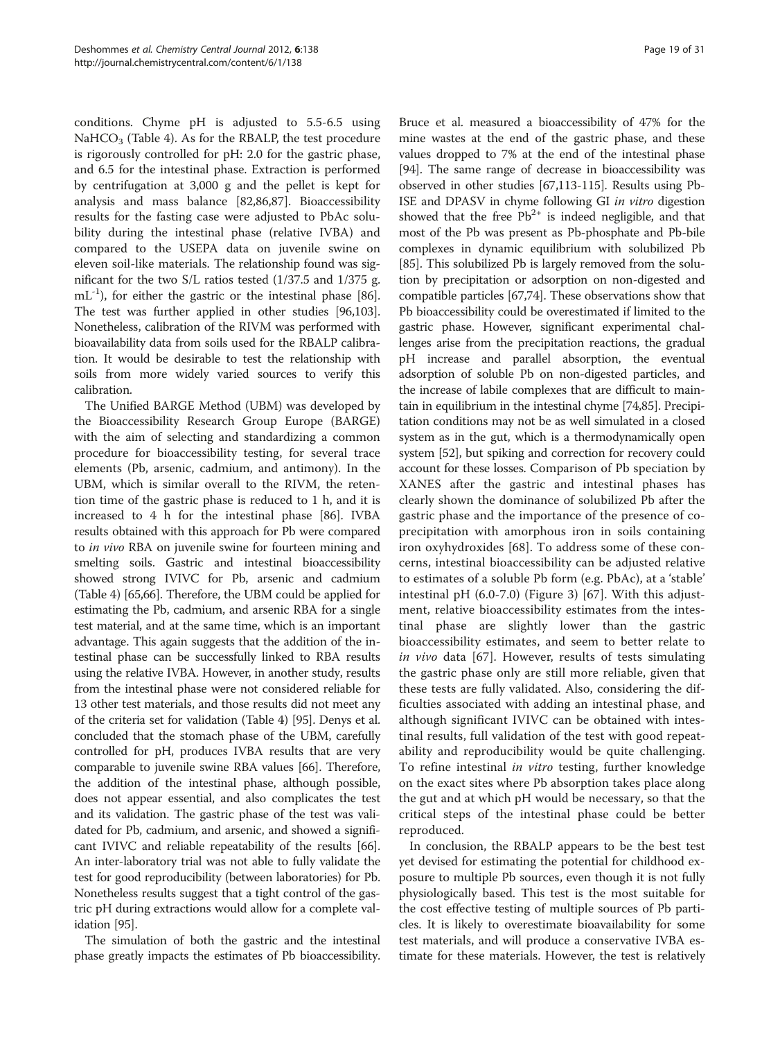conditions. Chyme pH is adjusted to 5.5-6.5 using $NaHCO_3$ (Table 4). As for the RBALP, the test procedure is rigorously controlled for pH: 2.0 for the gastric phase, and 6.5 for the intestinal phase. Extraction is performed by centrifugation at 3,000 g and the pellet is kept for analysis and mass balance [82,86,87]. Bioaccessibility results for the fasting case were adjusted to PbAc solubility during the intestinal phase (relative IVBA) and compared to the USEPA data on juvenile swine on eleven soil-like materials. The relationship found was significant for the two S/L ratios tested (1/37.5 and 1/375 g. $mL^{-1}$), for either the gastric or the intestinal phase [86]. The test was further applied in other studies [96,103]. Nonetheless, calibration of the RIVM was performed with bioavailability data from soils used for the RBALP calibration. It would be desirable to test the relationship with soils from more widely varied sources to verify this calibration.

The Unified BARGE Method (UBM) was developed by the Bioaccessibility Research Group Europe (BARGE) with the aim of selecting and standardizing a common procedure for bioaccessibility testing, for several trace elements (Pb, arsenic, cadmium, and antimony). In the UBM, which is similar overall to the RIVM, the retention time of the gastric phase is reduced to 1 h, and it is increased to 4 h for the intestinal phase [86]. IVBA results obtained with this approach for Pb were compared to *in vivo* RBA on juvenile swine for fourteen mining and smelting soils. Gastric and intestinal bioaccessibility showed strong IVIVC for Pb, arsenic and cadmium (Table 4) [65,66]. Therefore, the UBM could be applied for estimating the Pb, cadmium, and arsenic RBA for a single test material, and at the same time, which is an important advantage. This again suggests that the addition of the intestinal phase can be successfully linked to RBA results using the relative IVBA. However, in another study, results from the intestinal phase were not considered reliable for 13 other test materials, and those results did not meet any of the criteria set for validation (Table 4) [95]. Denys et al. concluded that the stomach phase of the UBM, carefully controlled for pH, produces IVBA results that are very comparable to juvenile swine RBA values [66]. Therefore, the addition of the intestinal phase, although possible, does not appear essential, and also complicates the test and its validation. The gastric phase of the test was validated for Pb, cadmium, and arsenic, and showed a significant IVIVC and reliable repeatability of the results [66]. An inter-laboratory trial was not able to fully validate the test for good reproducibility (between laboratories) for Pb. Nonetheless results suggest that a tight control of the gastric pH during extractions would allow for a complete validation [95].

The simulation of both the gastric and the intestinal phase greatly impacts the estimates of Pb bioaccessibility. Bruce et al. measured a bioaccessibility of 47% for the mine wastes at the end of the gastric phase, and these values dropped to 7% at the end of the intestinal phase [94]. The same range of decrease in bioaccessibility was observed in other studies [67,113-115]. Results using Pb-ISE and DPASV in chyme following GI *in vitro* digestion showed that the free $Pb^{2+}$ is indeed negligible, and that most of the Pb was present as Pb-phosphate and Pb-bile complexes in dynamic equilibrium with solubilized Pb [85]. This solubilized Pb is largely removed from the solution by precipitation or adsorption on non-digested and compatible particles [67,74]. These observations show that Pb bioaccessibility could be overestimated if limited to the gastric phase. However, significant experimental challenges arise from the precipitation reactions, the gradual pH increase and parallel absorption, the eventual adsorption of soluble Pb on non-digested particles, and the increase of labile complexes that are difficult to maintain in equilibrium in the intestinal chyme [74,85]. Precipitation conditions may not be as well simulated in a closed system as in the gut, which is a thermodynamically open system [52], but spiking and correction for recovery could account for these losses. Comparison of Pb speciation by XANES after the gastric and intestinal phases has clearly shown the dominance of solubilized Pb after the gastric phase and the importance of the presence of co-precipitation with amorphous iron in soils containing iron oxyhydroxides [68]. To address some of these concerns, intestinal bioaccessibility can be adjusted relative to estimates of a soluble Pb form (e.g. PbAc), at a 'stable' intestinal pH (6.0-7.0) (Figure 3) [67]. With this adjustment, relative bioaccessibility estimates from the intestinal phase are slightly lower than the gastric bioaccessibility estimates, and seem to better relate to *in vivo* data [67]. However, results of tests simulating the gastric phase only are still more reliable, given that these tests are fully validated. Also, considering the difficulties associated with adding an intestinal phase, and although significant IVIVC can be obtained with intestinal results, full validation of the test with good repeatability and reproducibility would be quite challenging. To refine intestinal *in vitro* testing, further knowledge on the exact sites where Pb absorption takes place along the gut and at which pH would be necessary, so that the critical steps of the intestinal phase could be better reproduced.

In conclusion, the RBALP appears to be the best test yet devised for estimating the potential for childhood exposure to multiple Pb sources, even though it is not fully physiologically based. This test is the most suitable for the cost effective testing of multiple sources of Pb particles. It is likely to overestimate bioavailability for some test materials, and will produce a conservative IVBA estimate for these materials. However, the test is relatively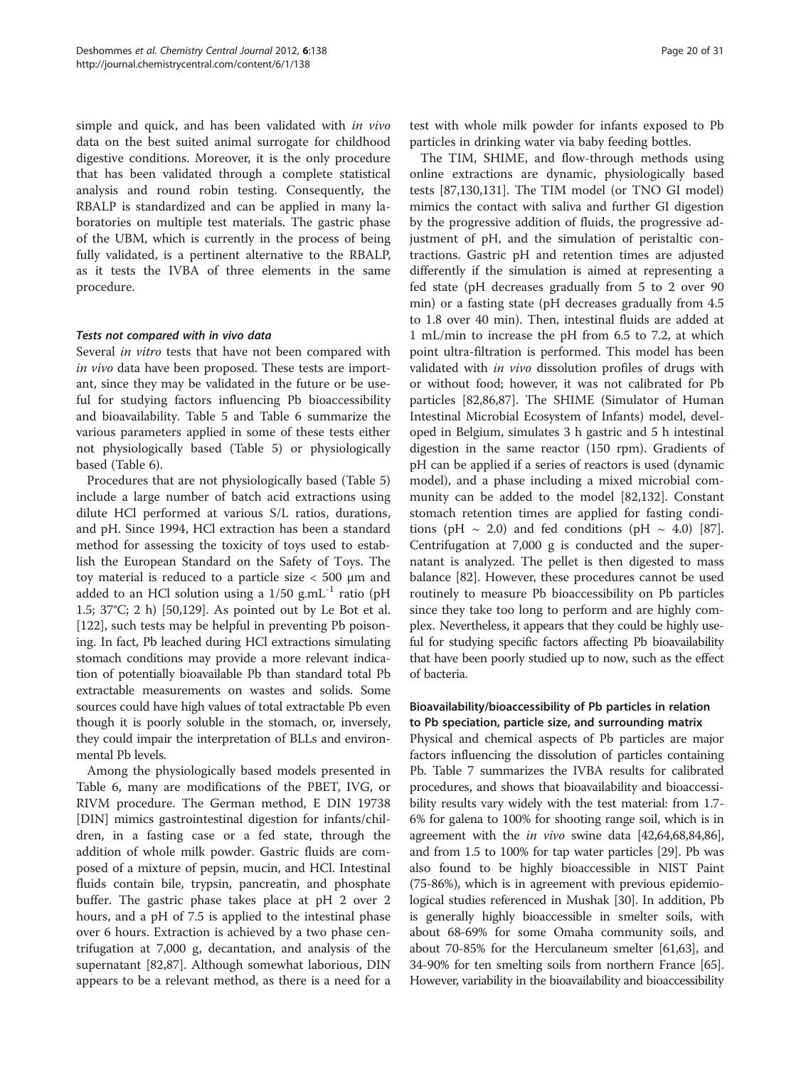simple and quick, and has been validated with *in vivo* data on the best suited animal surrogate for childhood digestive conditions. Moreover, it is the only procedure that has been validated through a complete statistical analysis and round robin testing. Consequently, the RBALP is standardized and can be applied in many laboratories on multiple test materials. The gastric phase of the UBM, which is currently in the process of being fully validated, is a pertinent alternative to the RBALP, as it tests the IVBA of three elements in the same procedure.

#### *Tests not compared with in vivo data*

Several *in vitro* tests that have not been compared with *in vivo* data have been proposed. These tests are important, since they may be validated in the future or be useful for studying factors influencing Pb bioaccessibility and bioavailability. Table 5 and Table 6 summarize the various parameters applied in some of these tests either not physiologically based (Table 5) or physiologically based (Table 6).

Procedures that are not physiologically based (Table 5) include a large number of batch acid extractions using dilute HCl performed at various S/L ratios, durations, and pH. Since 1994, HCl extraction has been a standard method for assessing the toxicity of toys used to establish the European Standard on the Safety of Toys. The toy material is reduced to a particle size < 500 µm and added to an HCl solution using a 1/50 g.mL$^{-1}$ ratio (pH 1.5; 37°C; 2 h) [50,129]. As pointed out by Le Bot et al. [122], such tests may be helpful in preventing Pb poisoning. In fact, Pb leached during HCl extractions simulating stomach conditions may provide a more relevant indication of potentially bioavailable Pb than standard total Pb extractable measurements on wastes and solids. Some sources could have high values of total extractable Pb even though it is poorly soluble in the stomach, or, inversely, they could impair the interpretation of BLLs and environmental Pb levels.

Among the physiologically based models presented in Table 6, many are modifications of the PBET, IVG, or RIVM procedure. The German method, E DIN 19738 [DIN] mimics gastrointestinal digestion for infants/children, in a fasting case or a fed state, through the addition of whole milk powder. Gastric fluids are composed of a mixture of pepsin, mucin, and HCl. Intestinal fluids contain bile, trypsin, pancreatin, and phosphate buffer. The gastric phase takes place at pH 2 over 2 hours, and a pH of 7.5 is applied to the intestinal phase over 6 hours. Extraction is achieved by a two phase centrifugation at 7,000 g, decantation, and analysis of the supernatant [82,87]. Although somewhat laborious, DIN appears to be a relevant method, as there is a need for a test with whole milk powder for infants exposed to Pb particles in drinking water via baby feeding bottles.

The TIM, SHIME, and flow-through methods using online extractions are dynamic, physiologically based tests [87,130,131]. The TIM model (or TNO GI model) mimics the contact with saliva and further GI digestion by the progressive addition of fluids, the progressive adjustment of pH, and the simulation of peristaltic contractions. Gastric pH and retention times are adjusted differently if the simulation is aimed at representing a fed state (pH decreases gradually from 5 to 2 over 90 min) or a fasting state (pH decreases gradually from 4.5 to 1.8 over 40 min). Then, intestinal fluids are added at 1 mL/min to increase the pH from 6.5 to 7.2, at which point ultra-filtration is performed. This model has been validated with *in vivo* dissolution profiles of drugs with or without food; however, it was not calibrated for Pb particles [82,86,87]. The SHIME (Simulator of Human Intestinal Microbial Ecosystem of Infants) model, developed in Belgium, simulates 3 h gastric and 5 h intestinal digestion in the same reactor (150 rpm). Gradients of pH can be applied if a series of reactors is used (dynamic model), and a phase including a mixed microbial community can be added to the model [82,132]. Constant stomach retention times are applied for fasting conditions (pH ~ 2.0) and fed conditions (pH ~ 4.0) [87]. Centrifugation at 7,000 g is conducted and the supernatant is analyzed. The pellet is then digested to mass balance [82]. However, these procedures cannot be used routinely to measure Pb bioaccessibility on Pb particles since they take too long to perform and are highly complex. Nevertheless, it appears that they could be highly useful for studying specific factors affecting Pb bioavailability that have been poorly studied up to now, such as the effect of bacteria.

### Bioavailability/bioaccessibility of Pb particles in relation to Pb speciation, particle size, and surrounding matrix

Physical and chemical aspects of Pb particles are major factors influencing the dissolution of particles containing Pb. Table 7 summarizes the IVBA results for calibrated procedures, and shows that bioavailability and bioaccessibility results vary widely with the test material: from 1.7-6% for galena to 100% for shooting range soil, which is in agreement with the *in vivo* swine data [42,64,68,84,86], and from 1.5 to 100% for tap water particles [29]. Pb was also found to be highly bioaccessible in NIST Paint (75-86%), which is in agreement with previous epidemiological studies referenced in Mushak [30]. In addition, Pb is generally highly bioaccessible in smelter soils, with about 68-69% for some Omaha community soils, and about 70-85% for the Herculaneum smelter [61,63], and 34-90% for ten smelting soils from northern France [65]. However, variability in the bioavailability and bioaccessibility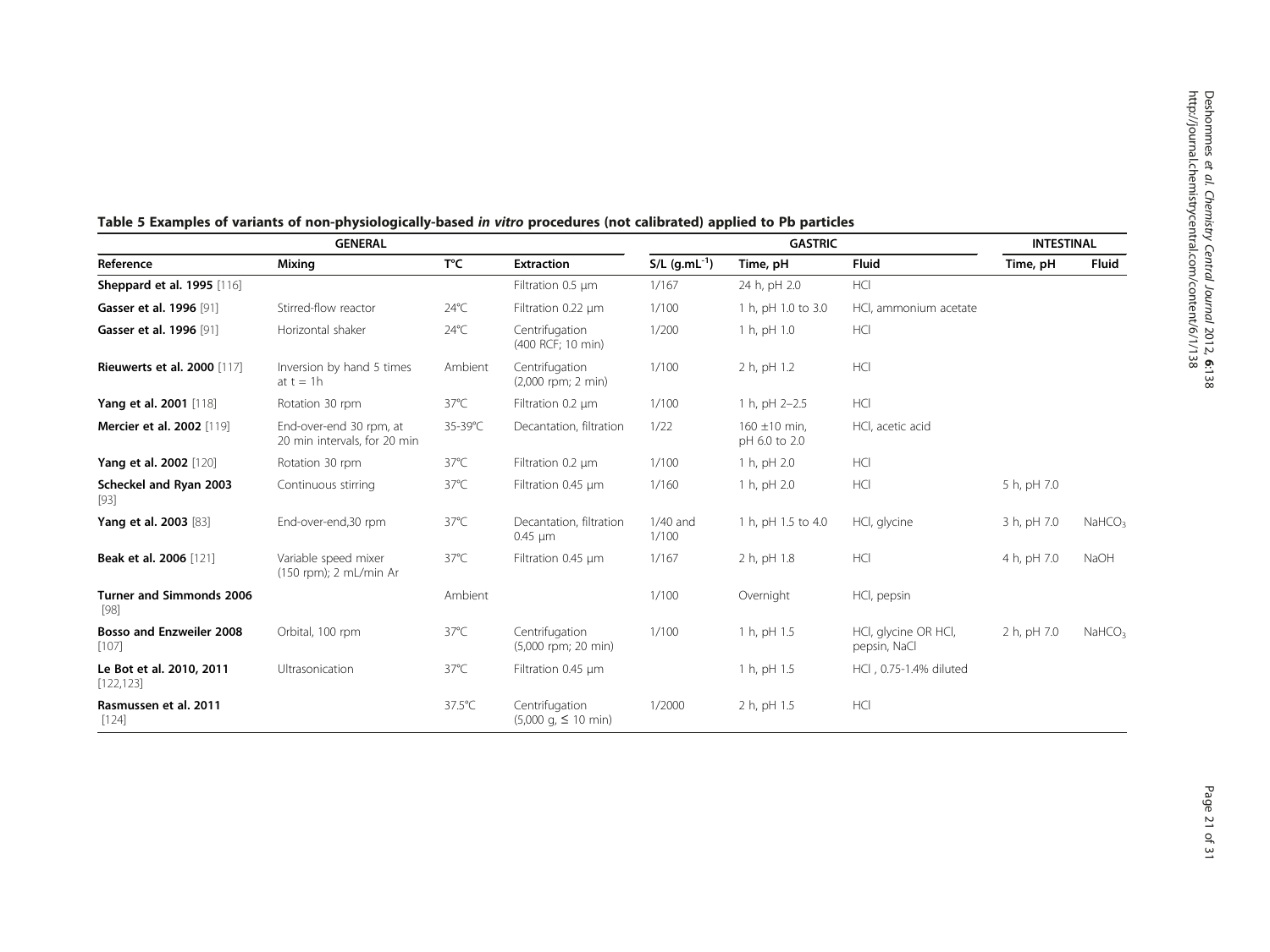**Table 5 Examples of variants of non-physiologically-based *in vitro* procedures (not calibrated) applied to Pb particles**

| GENERAL | | | | GASTRIC | | | INTESTINAL | |
|---|---|---|---|---|---|---|---|---|
| Reference | Mixing | T°C | Extraction | S/L ($g.mL^{-1}$) | Time, pH | Fluid | Time, pH | Fluid |
| **Sheppard et al. 1995** [116] | | | Filtration 0.5 µm | 1/167 | 24 h, pH 2.0 | HCl | | |
| **Gasser et al. 1996** [91] | Stirred-flow reactor | 24°C | Filtration 0.22 µm | 1/100 | 1 h, pH 1.0 to 3.0 | HCl, ammonium acetate | | |
| **Gasser et al. 1996** [91] | Horizontal shaker | 24°C | Centrifugation (400 RCF; 10 min) | 1/200 | 1 h, pH 1.0 | HCl | | |
| **Rieuwerts et al. 2000** [117] | Inversion by hand 5 times at t = 1h | Ambient | Centrifugation (2,000 rpm; 2 min) | 1/100 | 2 h, pH 1.2 | HCl | | |
| **Yang et al. 2001** [118] | Rotation 30 rpm | 37°C | Filtration 0.2 µm | 1/100 | 1 h, pH 2–2.5 | HCl | | |
| **Mercier et al. 2002** [119] | End-over-end 30 rpm, at 20 min intervals, for 20 min | 35-39°C | Decantation, filtration | 1/22 | 160 ±10 min, pH 6.0 to 2.0 | HCl, acetic acid | | |
| **Yang et al. 2002** [120] | Rotation 30 rpm | 37°C | Filtration 0.2 µm | 1/100 | 1 h, pH 2.0 | HCl | | |
| **Scheckel and Ryan 2003** [93] | Continuous stirring | 37°C | Filtration 0.45 µm | 1/160 | 1 h, pH 2.0 | HCl | 5 h, pH 7.0 | |
| **Yang et al. 2003** [83] | End-over-end,30 rpm | 37°C | Decantation, filtration 0.45 µm | 1/40 and 1/100 | 1 h, pH 1.5 to 4.0 | HCl, glycine | 3 h, pH 7.0 | $NaHCO_3$ |
| **Beak et al. 2006** [121] | Variable speed mixer (150 rpm); 2 mL/min Ar | 37°C | Filtration 0.45 µm | 1/167 | 2 h, pH 1.8 | HCl | 4 h, pH 7.0 | NaOH |
| **Turner and Simmonds 2006** [98] | | Ambient | | 1/100 | Overnight | HCl, pepsin | | |
| **Bosso and Enzweiler 2008** [107] | Orbital, 100 rpm | 37°C | Centrifugation (5,000 rpm; 20 min) | 1/100 | 1 h, pH 1.5 | HCl, glycine OR HCl, pepsin, NaCl | 2 h, pH 7.0 | $NaHCO_3$ |
| **Le Bot et al. 2010, 2011** [122,123] | Ultrasonication | 37°C | Filtration 0.45 µm | | 1 h, pH 1.5 | HCl , 0.75-1.4% diluted | | |
| **Rasmussen et al. 2011** [124] | | 37.5°C | Centrifugation (5,000 g, ≤ 10 min) | 1/2000 | 2 h, pH 1.5 | HCl | | |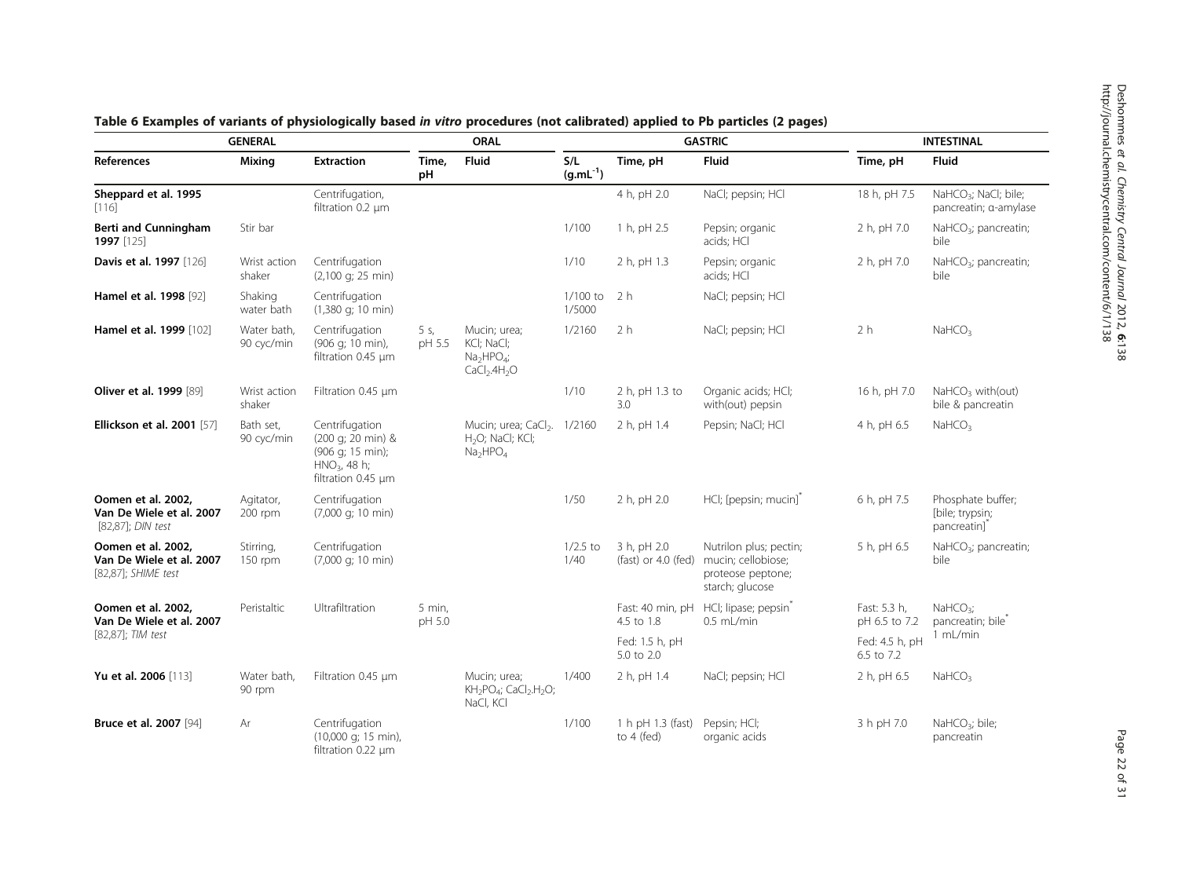**Table 6 Examples of variants of physiologically based *in vitro* procedures (not calibrated) applied to Pb particles (2 pages)**

| GENERAL | | | ORAL | | GASTRIC | | | INTESTINAL | |
|---|---|---|---|---|---|---|---|---|---|
| References | Mixing | Extraction | Time, pH | Fluid | S/L ($g.mL^{-1}$) | Time, pH | Fluid | Time, pH | Fluid |
| **Sheppard et al. 1995** [116] | | Centrifugation, filtration 0.2 µm | | | | 4 h, pH 2.0 | NaCl; pepsin; HCl | 18 h, pH 7.5 | $NaHCO_3$; NaCl; bile; pancreatin; α-amylase |
| **Berti and Cunningham 1997** [125] | Stir bar | | | | 1/100 | 1 h, pH 2.5 | Pepsin; organic acids; HCl | 2 h, pH 7.0 | $NaHCO_3$; pancreatin; bile |
| **Davis et al. 1997** [126] | Wrist action shaker | Centrifugation (2,100 g; 25 min) | | | 1/10 | 2 h, pH 1.3 | Pepsin; organic acids; HCl | 2 h, pH 7.0 | $NaHCO_3$; pancreatin; bile |
| **Hamel et al. 1998** [92] | Shaking water bath | Centrifugation (1,380 g; 10 min) | | | 1/100 to 1/5000 | 2 h | NaCl; pepsin; HCl | | |
| **Hamel et al. 1999** [102] | Water bath, 90 cyc/min | Centrifugation (906 g; 10 min), filtration 0.45 µm | 5 s, pH 5.5 | Mucin; urea; KCl; NaCl; $Na_2HPO_4$; $CaCl_2.4H_2O$ | 1/2160 | 2 h | NaCl; pepsin; HCl | 2 h | $NaHCO_3$ |
| **Oliver et al. 1999** [89] | Wrist action shaker | Filtration 0.45 µm | | | 1/10 | 2 h, pH 1.3 to 3.0 | Organic acids; HCl; with(out) pepsin | 16 h, pH 7.0 | $NaHCO_3$ with(out) bile & pancreatin |
| **Ellickson et al. 2001** [57] | Bath set, 90 cyc/min | Centrifugation (200 g; 20 min) & (906 g; 15 min); $HNO_3$, 48 h; filtration 0.45 µm | | Mucin; urea; $CaCl_2$. $H_2O$; NaCl; KCl; $Na_2HPO_4$ | 1/2160 | 2 h, pH 1.4 | Pepsin; NaCl; HCl | 4 h, pH 6.5 | $NaHCO_3$ |
| **Oomen et al. 2002, Van De Wiele et al. 2007** [82,87]; *DIN test* | Agitator, 200 rpm | Centrifugation (7,000 g; 10 min) | | | 1/50 | 2 h, pH 2.0 | HCl; [pepsin; mucin]* | 6 h, pH 7.5 | Phosphate buffer; [bile; trypsin; pancreatin]* |
| **Oomen et al. 2002, Van De Wiele et al. 2007** [82,87]; *SHIME test* | Stirring, 150 rpm | Centrifugation (7,000 g; 10 min) | | | 1/2.5 to 1/40 | 3 h, pH 2.0 (fast) or 4.0 (fed) | Nutrilon plus; pectin; mucin; cellobiose; proteose peptone; starch; glucose | 5 h, pH 6.5 | $NaHCO_3$; pancreatin; bile |
| **Oomen et al. 2002, Van De Wiele et al. 2007** [82,87]; *TIM test* | Peristaltic | Ultrafiltration | 5 min, pH 5.0 | | | Fast: 40 min, pH 4.5 to 1.8<br>Fed: 1.5 h, pH 5.0 to 2.0 | HCl; lipase; pepsin* 0.5 mL/min | Fast: 5.3 h, pH 6.5 to 7.2<br>Fed: 4.5 h, pH 6.5 to 7.2 | $NaHCO_3$; pancreatin; bile* 1 mL/min |
| **Yu et al. 2006** [113] | Water bath, 90 rpm | Filtration 0.45 µm | | Mucin; urea; $KH_2PO_4$; $CaCl_2.H_2O$; NaCl, KCl | 1/400 | 2 h, pH 1.4 | NaCl; pepsin; HCl | 2 h, pH 6.5 | $NaHCO_3$ |
| **Bruce et al. 2007** [94] | Ar | Centrifugation (10,000 g; 15 min), filtration 0.22 µm | | | 1/100 | 1 h pH 1.3 (fast) to 4 (fed) | Pepsin; HCl; organic acids | 3 h pH 7.0 | $NaHCO_3$; bile; pancreatin |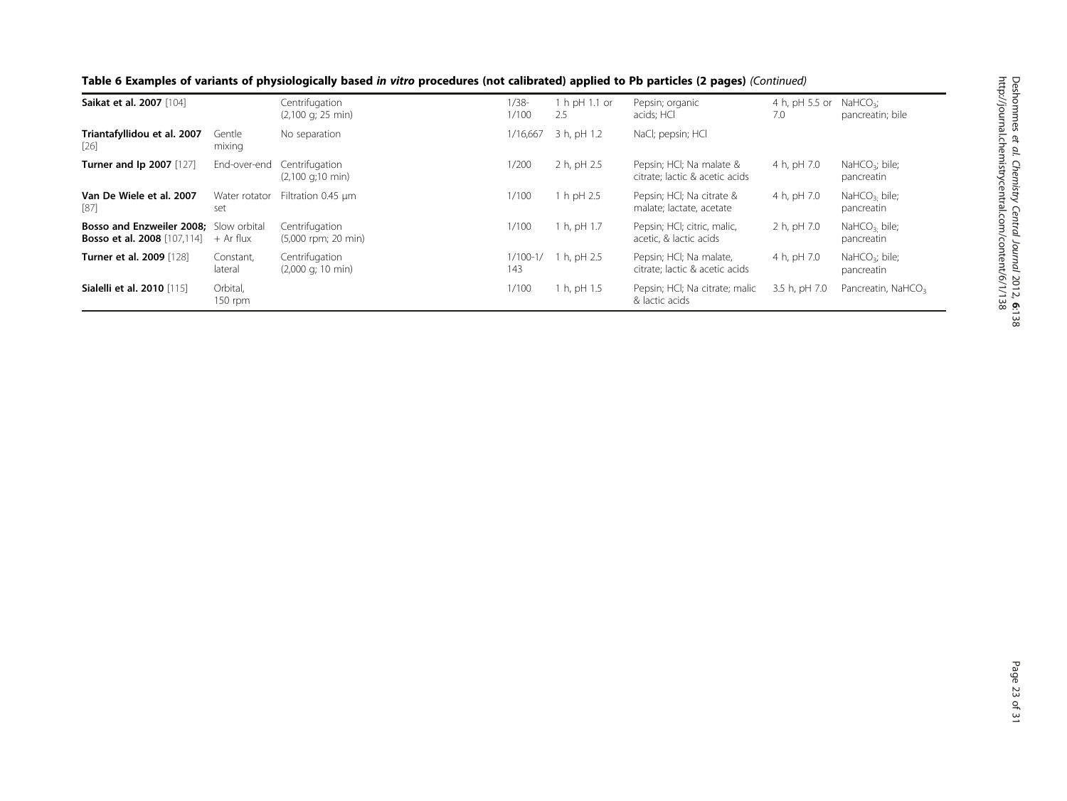**Table 6 Examples of variants of physiologically based *in vitro* procedures (not calibrated) applied to Pb particles (2 pages)** *(Continued)*

| | | | | | | | | |
|---|---|---|---|---|---|---|---|---|
| **Saikat et al. 2007** [104] | | Centrifugation (2,100 g; 25 min) | 1/38-1/100 | 1 h pH 1.1 or 2.5 | Pepsin; organic acids; HCl | 4 h, pH 5.5 or 7.0 | $NaHCO_3$; pancreatin; bile |
| **Triantafyllidou et al. 2007** [26] | Gentle mixing | No separation | 1/16,667 | 3 h, pH 1.2 | NaCl; pepsin; HCl | | |
| **Turner and Ip 2007** [127] | End-over-end | Centrifugation (2,100 g;10 min) | 1/200 | 2 h, pH 2.5 | Pepsin; HCl; Na malate & citrate; lactic & acetic acids | 4 h, pH 7.0 | $NaHCO_3$; bile; pancreatin |
| **Van De Wiele et al. 2007** [87] | Water rotator set | Filtration 0.45 μm | 1/100 | 1 h pH 2.5 | Pepsin; HCl; Na citrate & malate; lactate, acetate | 4 h, pH 7.0 | $NaHCO_3$, bile; pancreatin |
| **Bosso and Enzweiler 2008; Bosso et al. 2008** [107,114] | Slow orbital + Ar flux | Centrifugation (5,000 rpm; 20 min) | 1/100 | 1 h, pH 1.7 | Pepsin; HCl; citric, malic, acetic, & lactic acids | 2 h, pH 7.0 | $NaHCO_3$, bile; pancreatin |
| **Turner et al. 2009** [128] | Constant, lateral | Centrifugation (2,000 g; 10 min) | 1/100-1/143 | 1 h, pH 2.5 | Pepsin; HCl; Na malate, citrate; lactic & acetic acids | 4 h, pH 7.0 | $NaHCO_3$; bile; pancreatin |
| **Sialelli et al. 2010** [115] | Orbital, 150 rpm | | 1/100 | 1 h, pH 1.5 | Pepsin; HCl; Na citrate; malic & lactic acids | 3.5 h, pH 7.0 | Pancreatin, $NaHCO_3$ |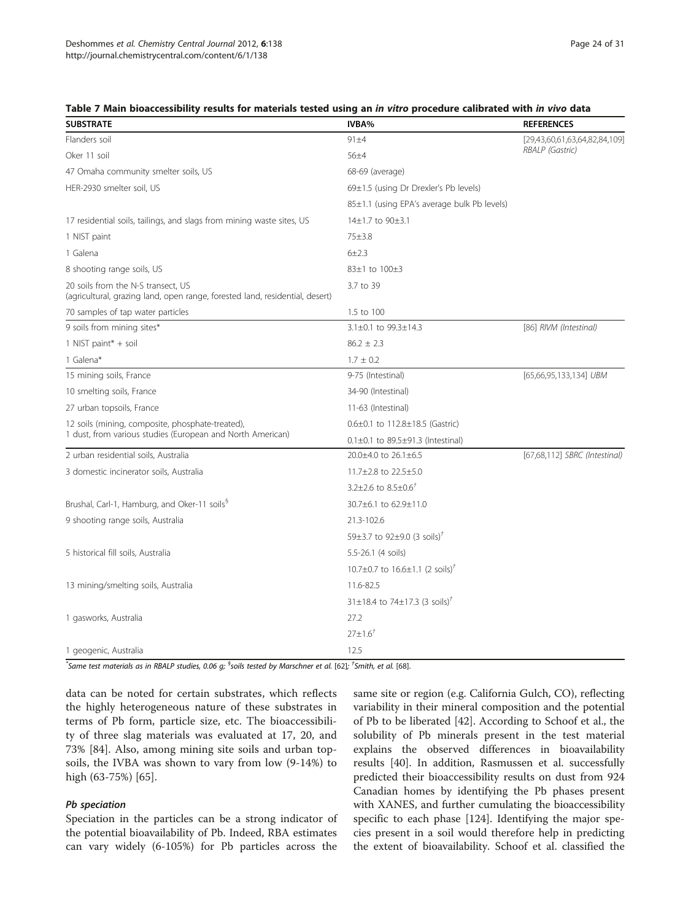**Table 7 Main bioaccessibility results for materials tested using an *in vitro* procedure calibrated with *in vivo* data**

| SUBSTRATE | IVBA% | REFERENCES |
|---|---|---|
| Flanders soil | 91±4 | [29,43,60,61,63,64,82,84,109] *RBALP (Gastric)* |
| Oker 11 soil | 56±4 | |
| 47 Omaha community smelter soils, US | 68-69 (average) | |
| HER-2930 smelter soil, US | 69±1.5 (using Dr Drexler's Pb levels) | |
| | 85±1.1 (using EPA's average bulk Pb levels) | |
| 17 residential soils, tailings, and slags from mining waste sites, US | 14±1.7 to 90±3.1 | |
| 1 NIST paint | 75±3.8 | |
| 1 Galena | 6±2.3 | |
| 8 shooting range soils, US | 83±1 to 100±3 | |
| 20 soils from the N-S transect, US (agricultural, grazing land, open range, forested land, residential, desert) | 3.7 to 39 | |
| 70 samples of tap water particles | 1.5 to 100 | |
| 9 soils from mining sites* | 3.1±0.1 to 99.3±14.3 | [86] *RIVM (Intestinal)* |
| 1 NIST paint* + soil | 86.2 ± 2.3 | |
| 1 Galena* | 1.7 ± 0.2 | |
| 15 mining soils, France | 9-75 (Intestinal) | [65,66,95,133,134] *UBM* |
| 10 smelting soils, France | 34-90 (Intestinal) | |
| 27 urban topsoils, France | 11-63 (Intestinal) | |
| 12 soils (mining, composite, phosphate-treated), 1 dust, from various studies (European and North American) | 0.6±0.1 to 112.8±18.5 (Gastric) | |
| | 0.1±0.1 to 89.5±91.3 (Intestinal) | |
| 2 urban residential soils, Australia | 20.0±4.0 to 26.1±6.5 | [67,68,112] *SBRC (Intestinal)* |
| 3 domestic incinerator soils, Australia | 11.7±2.8 to 22.5±5.0 | |
| | 3.2±2.6 to 8.5±0.6[†] | |
| Brushal, Carl-1, Hamburg, and Oker-11 soils[§] | 30.7±6.1 to 62.9±11.0 | |
| 9 shooting range soils, Australia | 21.3-102.6 | |
| | 59±3.7 to 92±9.0 (3 soils)[†] | |
| 5 historical fill soils, Australia | 5.5-26.1 (4 soils) | |
| | 10.7±0.7 to 16.6±1.1 (2 soils)[†] | |
| 13 mining/smelting soils, Australia | 11.6-82.5 | |
| | 31±18.4 to 74±17.3 (3 soils)[†] | |
| 1 gasworks, Australia | 27.2 | |
| | 27±1.6[†] | |
| 1 geogenic, Australia | 12.5 | |

*Same test materials as in RBALP studies, 0.06 g; [§]soils tested by Marschner et al. [62]; [†]Smith, et al. [68].

data can be noted for certain substrates, which reflects the highly heterogeneous nature of these substrates in terms of Pb form, particle size, etc. The bioaccessibility of three slag materials was evaluated at 17, 20, and 73% [84]. Also, among mining site soils and urban topsoils, the IVBA was shown to vary from low (9-14%) to high (63-75%) [65].

#### Pb speciation

Speciation in the particles can be a strong indicator of the potential bioavailability of Pb. Indeed, RBA estimates can vary widely (6-105%) for Pb particles across the same site or region (e.g. California Gulch, CO), reflecting variability in their mineral composition and the potential of Pb to be liberated [42]. According to Schoof et al., the solubility of Pb minerals present in the test material explains the observed differences in bioavailability results [40]. In addition, Rasmussen et al. successfully predicted their bioaccessibility results on dust from 924 Canadian homes by identifying the Pb phases present with XANES, and further cumulating the bioaccessibility specific to each phase [124]. Identifying the major species present in a soil would therefore help in predicting the extent of bioavailability. Schoof et al. classified the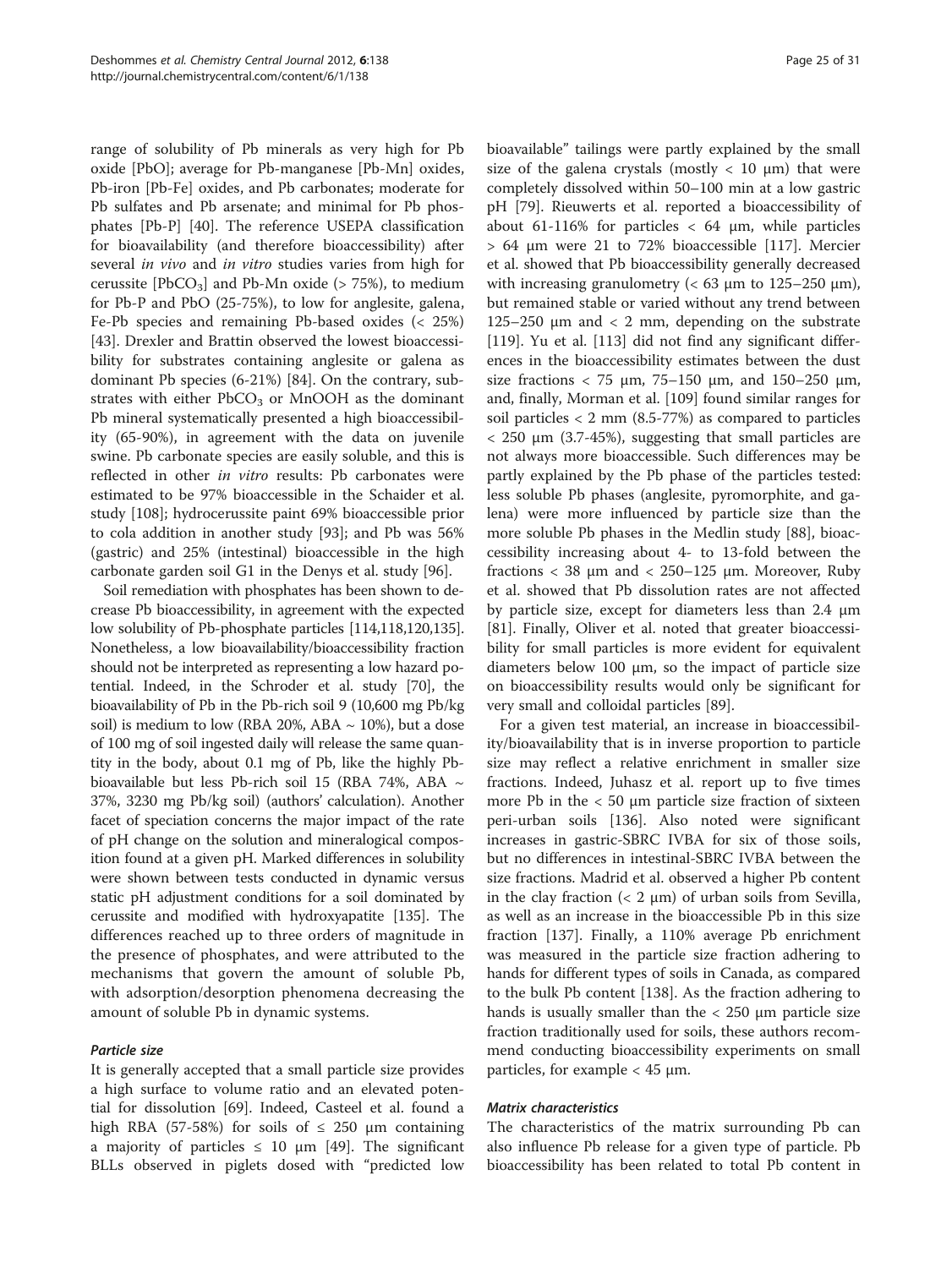range of solubility of Pb minerals as very high for Pb oxide [PbO]; average for Pb-manganese [Pb-Mn] oxides, Pb-iron [Pb-Fe] oxides, and Pb carbonates; moderate for Pb sulfates and Pb arsenate; and minimal for Pb phosphates [Pb-P] [40]. The reference USEPA classification for bioavailability (and therefore bioaccessibility) after several *in vivo* and *in vitro* studies varies from high for cerussite [$PbCO_3$] and Pb-Mn oxide (> 75%), to medium for Pb-P and PbO (25-75%), to low for anglesite, galena, Fe-Pb species and remaining Pb-based oxides (< 25%) [43]. Drexler and Brattin observed the lowest bioaccessibility for substrates containing anglesite or galena as dominant Pb species (6-21%) [84]. On the contrary, substrates with either $PbCO_3$ or MnOOH as the dominant Pb mineral systematically presented a high bioaccessibility (65-90%), in agreement with the data on juvenile swine. Pb carbonate species are easily soluble, and this is reflected in other *in vitro* results: Pb carbonates were estimated to be 97% bioaccessible in the Schaider et al. study [108]; hydrocerussite paint 69% bioaccessible prior to cola addition in another study [93]; and Pb was 56% (gastric) and 25% (intestinal) bioaccessible in the high carbonate garden soil G1 in the Denys et al. study [96].

Soil remediation with phosphates has been shown to decrease Pb bioaccessibility, in agreement with the expected low solubility of Pb-phosphate particles [114,118,120,135]. Nonetheless, a low bioavailability/bioaccessibility fraction should not be interpreted as representing a low hazard potential. Indeed, in the Schroder et al. study [70], the bioavailability of Pb in the Pb-rich soil 9 (10,600 mg Pb/kg soil) is medium to low (RBA 20%, ABA ~ 10%), but a dose of 100 mg of soil ingested daily will release the same quantity in the body, about 0.1 mg of Pb, like the highly Pb-bioavailable but less Pb-rich soil 15 (RBA 74%, ABA ~ 37%, 3230 mg Pb/kg soil) (authors' calculation). Another facet of speciation concerns the major impact of the rate of pH change on the solution and mineralogical composition found at a given pH. Marked differences in solubility were shown between tests conducted in dynamic versus static pH adjustment conditions for a soil dominated by cerussite and modified with hydroxyapatite [135]. The differences reached up to three orders of magnitude in the presence of phosphates, and were attributed to the mechanisms that govern the amount of soluble Pb, with adsorption/desorption phenomena decreasing the amount of soluble Pb in dynamic systems.

#### *Particle size*

It is generally accepted that a small particle size provides a high surface to volume ratio and an elevated potential for dissolution [69]. Indeed, Casteel et al. found a high RBA (57-58%) for soils of ≤ 250 µm containing a majority of particles ≤ 10 µm [49]. The significant BLLs observed in piglets dosed with "predicted low bioavailable" tailings were partly explained by the small size of the galena crystals (mostly < 10 µm) that were completely dissolved within 50–100 min at a low gastric pH [79]. Rieuwerts et al. reported a bioaccessibility of about 61-116% for particles < 64 µm, while particles > 64 µm were 21 to 72% bioaccessible [117]. Mercier et al. showed that Pb bioaccessibility generally decreased with increasing granulometry (< 63 µm to 125–250 µm), but remained stable or varied without any trend between 125–250 µm and < 2 mm, depending on the substrate [119]. Yu et al. [113] did not find any significant differences in the bioaccessibility estimates between the dust size fractions < 75 µm, 75–150 µm, and 150–250 µm, and, finally, Morman et al. [109] found similar ranges for soil particles < 2 mm (8.5-77%) as compared to particles < 250 µm (3.7-45%), suggesting that small particles are not always more bioaccessible. Such differences may be partly explained by the Pb phase of the particles tested: less soluble Pb phases (anglesite, pyromorphite, and galena) were more influenced by particle size than the more soluble Pb phases in the Medlin study [88], bioaccessibility increasing about 4- to 13-fold between the fractions < 38 µm and < 250–125 µm. Moreover, Ruby et al. showed that Pb dissolution rates are not affected by particle size, except for diameters less than 2.4 µm [81]. Finally, Oliver et al. noted that greater bioaccessibility for small particles is more evident for equivalent diameters below 100 µm, so the impact of particle size on bioaccessibility results would only be significant for very small and colloidal particles [89].

For a given test material, an increase in bioaccessibility/bioavailability that is in inverse proportion to particle size may reflect a relative enrichment in smaller size fractions. Indeed, Juhasz et al. report up to five times more Pb in the < 50 µm particle size fraction of sixteen peri-urban soils [136]. Also noted were significant increases in gastric-SBRC IVBA for six of those soils, but no differences in intestinal-SBRC IVBA between the size fractions. Madrid et al. observed a higher Pb content in the clay fraction (< 2 µm) of urban soils from Sevilla, as well as an increase in the bioaccessible Pb in this size fraction [137]. Finally, a 110% average Pb enrichment was measured in the particle size fraction adhering to hands for different types of soils in Canada, as compared to the bulk Pb content [138]. As the fraction adhering to hands is usually smaller than the < 250 µm particle size fraction traditionally used for soils, these authors recommend conducting bioaccessibility experiments on small particles, for example < 45 µm.

#### *Matrix characteristics*

The characteristics of the matrix surrounding Pb can also influence Pb release for a given type of particle. Pb bioaccessibility has been related to total Pb content in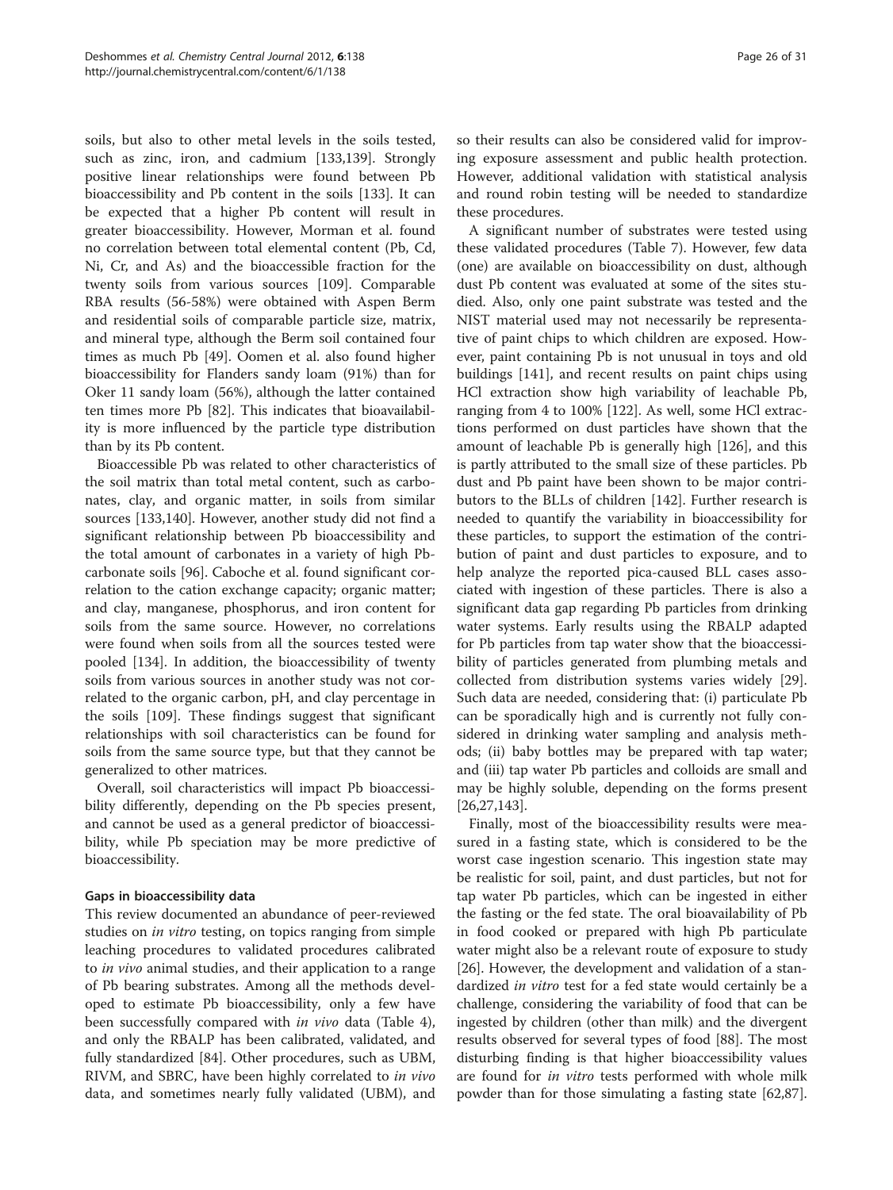soils, but also to other metal levels in the soils tested, such as zinc, iron, and cadmium [133,139]. Strongly positive linear relationships were found between Pb bioaccessibility and Pb content in the soils [133]. It can be expected that a higher Pb content will result in greater bioaccessibility. However, Morman et al. found no correlation between total elemental content (Pb, Cd, Ni, Cr, and As) and the bioaccessible fraction for the twenty soils from various sources [109]. Comparable RBA results (56-58%) were obtained with Aspen Berm and residential soils of comparable particle size, matrix, and mineral type, although the Berm soil contained four times as much Pb [49]. Oomen et al. also found higher bioaccessibility for Flanders sandy loam (91%) than for Oker 11 sandy loam (56%), although the latter contained ten times more Pb [82]. This indicates that bioavailability is more influenced by the particle type distribution than by its Pb content.

Bioaccessible Pb was related to other characteristics of the soil matrix than total metal content, such as carbonates, clay, and organic matter, in soils from similar sources [133,140]. However, another study did not find a significant relationship between Pb bioaccessibility and the total amount of carbonates in a variety of high Pb-carbonate soils [96]. Caboche et al. found significant correlation to the cation exchange capacity; organic matter; and clay, manganese, phosphorus, and iron content for soils from the same source. However, no correlations were found when soils from all the sources tested were pooled [134]. In addition, the bioaccessibility of twenty soils from various sources in another study was not correlated to the organic carbon, pH, and clay percentage in the soils [109]. These findings suggest that significant relationships with soil characteristics can be found for soils from the same source type, but that they cannot be generalized to other matrices.

Overall, soil characteristics will impact Pb bioaccessibility differently, depending on the Pb species present, and cannot be used as a general predictor of bioaccessibility, while Pb speciation may be more predictive of bioaccessibility.

### Gaps in bioaccessibility data

This review documented an abundance of peer-reviewed studies on *in vitro* testing, on topics ranging from simple leaching procedures to validated procedures calibrated to *in vivo* animal studies, and their application to a range of Pb bearing substrates. Among all the methods developed to estimate Pb bioaccessibility, only a few have been successfully compared with *in vivo* data (Table 4), and only the RBALP has been calibrated, validated, and fully standardized [84]. Other procedures, such as UBM, RIVM, and SBRC, have been highly correlated to *in vivo* data, and sometimes nearly fully validated (UBM), and so their results can also be considered valid for improving exposure assessment and public health protection. However, additional validation with statistical analysis and round robin testing will be needed to standardize these procedures.

A significant number of substrates were tested using these validated procedures (Table 7). However, few data (one) are available on bioaccessibility on dust, although dust Pb content was evaluated at some of the sites studied. Also, only one paint substrate was tested and the NIST material used may not necessarily be representative of paint chips to which children are exposed. However, paint containing Pb is not unusual in toys and old buildings [141], and recent results on paint chips using HCl extraction show high variability of leachable Pb, ranging from 4 to 100% [122]. As well, some HCl extractions performed on dust particles have shown that the amount of leachable Pb is generally high [126], and this is partly attributed to the small size of these particles. Pb dust and Pb paint have been shown to be major contributors to the BLLs of children [142]. Further research is needed to quantify the variability in bioaccessibility for these particles, to support the estimation of the contribution of paint and dust particles to exposure, and to help analyze the reported pica-caused BLL cases associated with ingestion of these particles. There is also a significant data gap regarding Pb particles from drinking water systems. Early results using the RBALP adapted for Pb particles from tap water show that the bioaccessibility of particles generated from plumbing metals and collected from distribution systems varies widely [29]. Such data are needed, considering that: (i) particulate Pb can be sporadically high and is currently not fully considered in drinking water sampling and analysis methods; (ii) baby bottles may be prepared with tap water; and (iii) tap water Pb particles and colloids are small and may be highly soluble, depending on the forms present [26,27,143].

Finally, most of the bioaccessibility results were measured in a fasting state, which is considered to be the worst case ingestion scenario. This ingestion state may be realistic for soil, paint, and dust particles, but not for tap water Pb particles, which can be ingested in either the fasting or the fed state. The oral bioavailability of Pb in food cooked or prepared with high Pb particulate water might also be a relevant route of exposure to study [26]. However, the development and validation of a standardized *in vitro* test for a fed state would certainly be a challenge, considering the variability of food that can be ingested by children (other than milk) and the divergent results observed for several types of food [88]. The most disturbing finding is that higher bioaccessibility values are found for *in vitro* tests performed with whole milk powder than for those simulating a fasting state [62,87].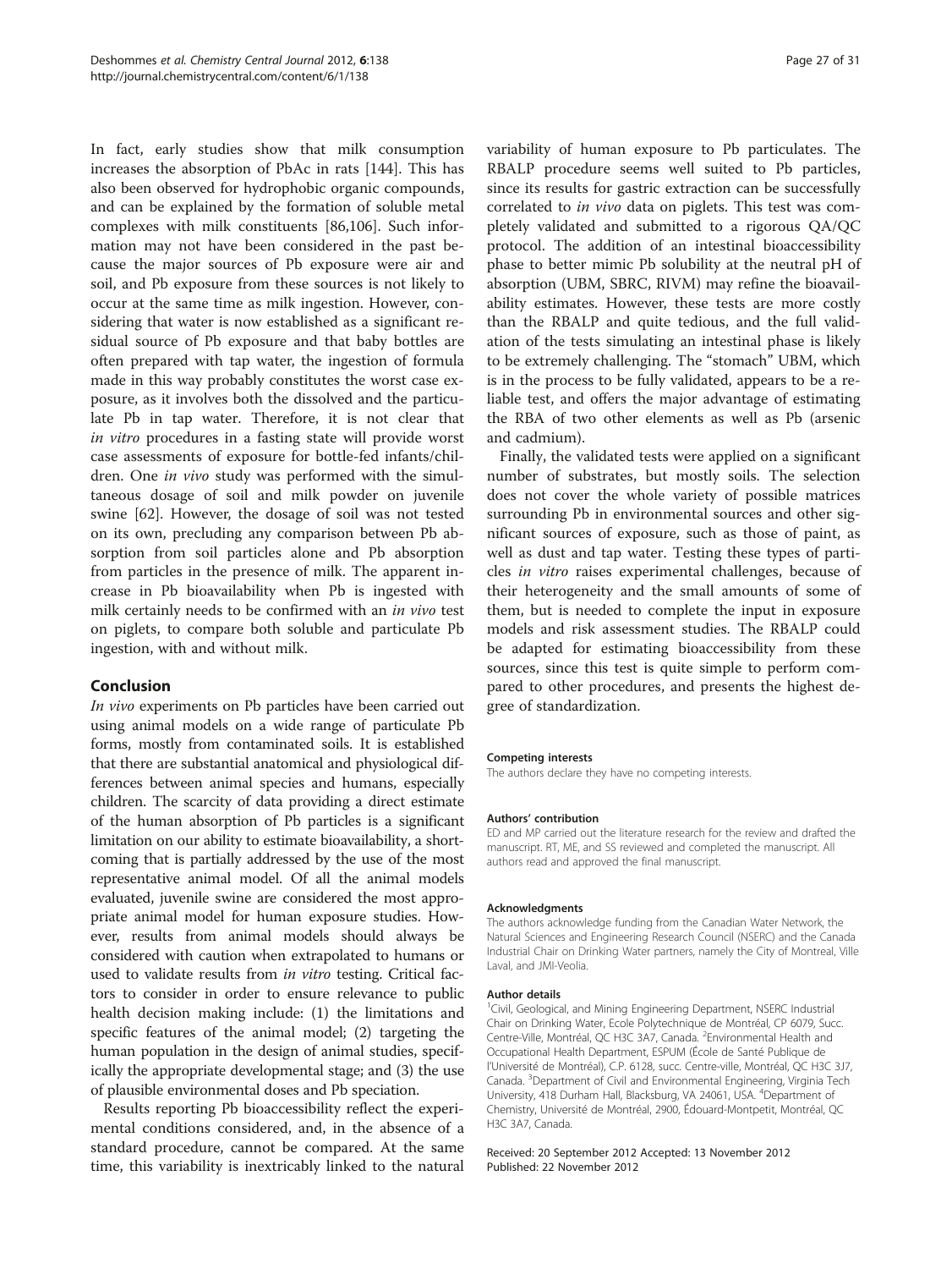In fact, early studies show that milk consumption increases the absorption of PbAc in rats [144]. This has also been observed for hydrophobic organic compounds, and can be explained by the formation of soluble metal complexes with milk constituents [86,106]. Such information may not have been considered in the past because the major sources of Pb exposure were air and soil, and Pb exposure from these sources is not likely to occur at the same time as milk ingestion. However, considering that water is now established as a significant residual source of Pb exposure and that baby bottles are often prepared with tap water, the ingestion of formula made in this way probably constitutes the worst case exposure, as it involves both the dissolved and the particulate Pb in tap water. Therefore, it is not clear that *in vitro* procedures in a fasting state will provide worst case assessments of exposure for bottle-fed infants/children. One *in vivo* study was performed with the simultaneous dosage of soil and milk powder on juvenile swine [62]. However, the dosage of soil was not tested on its own, precluding any comparison between Pb absorption from soil particles alone and Pb absorption from particles in the presence of milk. The apparent increase in Pb bioavailability when Pb is ingested with milk certainly needs to be confirmed with an *in vivo* test on piglets, to compare both soluble and particulate Pb ingestion, with and without milk.

## Conclusion

*In vivo* experiments on Pb particles have been carried out using animal models on a wide range of particulate Pb forms, mostly from contaminated soils. It is established that there are substantial anatomical and physiological differences between animal species and humans, especially children. The scarcity of data providing a direct estimate of the human absorption of Pb particles is a significant limitation on our ability to estimate bioavailability, a shortcoming that is partially addressed by the use of the most representative animal model. Of all the animal models evaluated, juvenile swine are considered the most appropriate animal model for human exposure studies. However, results from animal models should always be considered with caution when extrapolated to humans or used to validate results from *in vitro* testing. Critical factors to consider in order to ensure relevance to public health decision making include: (1) the limitations and specific features of the animal model; (2) targeting the human population in the design of animal studies, specifically the appropriate developmental stage; and (3) the use of plausible environmental doses and Pb speciation.

Results reporting Pb bioaccessibility reflect the experimental conditions considered, and, in the absence of a standard procedure, cannot be compared. At the same time, this variability is inextricably linked to the natural variability of human exposure to Pb particulates. The RBALP procedure seems well suited to Pb particles, since its results for gastric extraction can be successfully correlated to *in vivo* data on piglets. This test was completely validated and submitted to a rigorous QA/QC protocol. The addition of an intestinal bioaccessibility phase to better mimic Pb solubility at the neutral pH of absorption (UBM, SBRC, RIVM) may refine the bioavailability estimates. However, these tests are more costly than the RBALP and quite tedious, and the full validation of the tests simulating an intestinal phase is likely to be extremely challenging. The "stomach" UBM, which is in the process to be fully validated, appears to be a reliable test, and offers the major advantage of estimating the RBA of two other elements as well as Pb (arsenic and cadmium).

Finally, the validated tests were applied on a significant number of substrates, but mostly soils. The selection does not cover the whole variety of possible matrices surrounding Pb in environmental sources and other significant sources of exposure, such as those of paint, as well as dust and tap water. Testing these types of particles *in vitro* raises experimental challenges, because of their heterogeneity and the small amounts of some of them, but is needed to complete the input in exposure models and risk assessment studies. The RBALP could be adapted for estimating bioaccessibility from these sources, since this test is quite simple to perform compared to other procedures, and presents the highest degree of standardization.

#### Competing interests

The authors declare they have no competing interests.

#### Authors' contribution

ED and MP carried out the literature research for the review and drafted the manuscript. RT, ME, and SS reviewed and completed the manuscript. All authors read and approved the final manuscript.

#### Acknowledgments

The authors acknowledge funding from the Canadian Water Network, the Natural Sciences and Engineering Research Council (NSERC) and the Canada Industrial Chair on Drinking Water partners, namely the City of Montreal, Ville Laval, and JMI-Veolia.

#### Author details

[1]Civil, Geological, and Mining Engineering Department, NSERC Industrial Chair on Drinking Water, Ecole Polytechnique de Montréal, CP 6079, Succ. Centre-Ville, Montréal, QC H3C 3A7, Canada. [2]Environmental Health and Occupational Health Department, ESPUM (École de Santé Publique de l'Université de Montréal), C.P. 6128, succ. Centre-ville, Montréal, QC H3C 3J7, Canada. [3]Department of Civil and Environmental Engineering, Virginia Tech University, 418 Durham Hall, Blacksburg, VA 24061, USA. [4]Department of Chemistry, Université de Montréal, 2900, Édouard-Montpetit, Montréal, QC H3C 3A7, Canada.

Received: 20 September 2012 Accepted: 13 November 2012
Published: 22 November 2012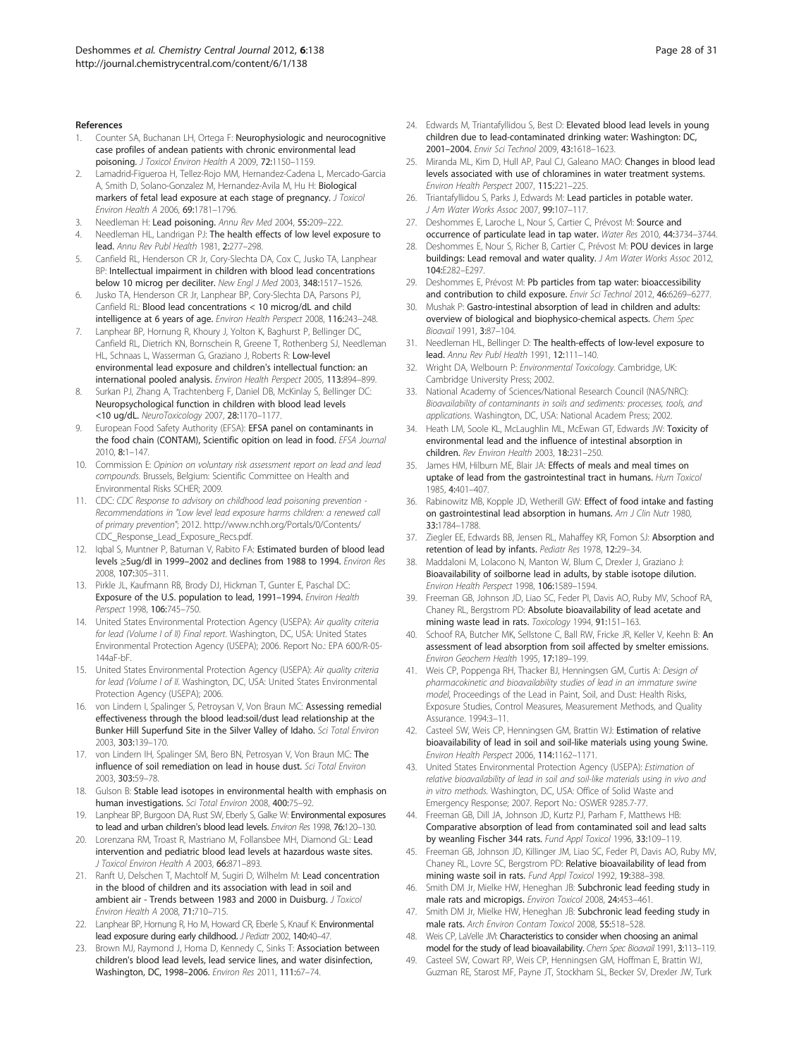## References

1. Counter SA, Buchanan LH, Ortega F: **Neurophysiologic and neurocognitive case profiles of andean patients with chronic environmental lead poisoning.** *J Toxicol Environ Health A* 2009, **72:**1150–1159.
2. Lamadrid-Figueroa H, Tellez-Rojo MM, Hernandez-Cadena L, Mercado-Garcia A, Smith D, Solano-Gonzalez M, Hernandez-Avila M, Hu H: **Biological markers of fetal lead exposure at each stage of pregnancy.** *J Toxicol Environ Health A* 2006, **69:**1781–1796.
3. Needleman H: **Lead poisoning.** *Annu Rev Med* 2004, **55:**209–222.
4. Needleman HL, Landrigan PJ: **The health effects of low level exposure to lead.** *Annu Rev Publ Health* 1981, **2:**277–298.
5. Canfield RL, Henderson CR Jr, Cory-Slechta DA, Cox C, Jusko TA, Lanphear BP: **Intellectual impairment in children with blood lead concentrations below 10 microg per deciliter.** *New Engl J Med* 2003, **348:**1517–1526.
6. Jusko TA, Henderson CR Jr, Lanphear BP, Cory-Slechta DA, Parsons PJ, Canfield RL: **Blood lead concentrations < 10 microg/dL and child intelligence at 6 years of age.** *Environ Health Perspect* 2008, **116:**243–248.
7. Lanphear BP, Hornung R, Khoury J, Yolton K, Baghurst P, Bellinger DC, Canfield RL, Dietrich KN, Bornschein R, Greene T, Rothenberg SJ, Needleman HL, Schnaas L, Wasserman G, Graziano J, Roberts R: **Low-level environmental lead exposure and children's intellectual function: an international pooled analysis.** *Environ Health Perspect* 2005, **113:**894–899.
8. Surkan PJ, Zhang A, Trachtenberg F, Daniel DB, McKinlay S, Bellinger DC: **Neuropsychological function in children with blood lead levels <10 ug/dL.** *NeuroToxicology* 2007, **28:**1170–1177.
9. European Food Safety Authority (EFSA): **EFSA panel on contaminants in the food chain (CONTAM), Scientific opition on lead in food.** *EFSA Journal* 2010, **8:**1–147.
10. Commission E: *Opinion on voluntary risk assessment report on lead and lead compounds*. Brussels, Belgium: Scientific Committee on Health and Environmental Risks SCHER; 2009.
11. CDC: *CDC Response to advisory on childhood lead poisoning prevention - Recommendations in "Low level lead exposure harms children: a renewed call of primary prevention"*; 2012. http://www.nchh.org/Portals/0/Contents/CDC_Response_Lead_Exposure_Recs.pdf.
12. Iqbal S, Muntner P, Batuman V, Rabito FA: **Estimated burden of blood lead levels ≥5ug/dl in 1999–2002 and declines from 1988 to 1994.** *Environ Res* 2008, **107:**305–311.
13. Pirkle JL, Kaufmann RB, Brody DJ, Hickman T, Gunter E, Paschal DC: **Exposure of the U.S. population to lead, 1991–1994.** *Environ Health Perspect* 1998, **106:**745–750.
14. United States Environmental Protection Agency (USEPA): *Air quality criteria for lead (Volume I of II) Final report*. Washington, DC, USA: United States Environmental Protection Agency (USEPA); 2006. Report No.: EPA 600/R-05-144aF-bF.
15. United States Environmental Protection Agency (USEPA): *Air quality criteria for lead (Volume I of II*. Washington, DC, USA: United States Environmental Protection Agency (USEPA); 2006.
16. von Lindern I, Spalinger S, Petroysan V, Von Braun MC: **Assessing remedial effectiveness through the blood lead:soil/dust lead relationship at the Bunker Hill Superfund Site in the Silver Valley of Idaho.** *Sci Total Environ* 2003, **303:**139–170.
17. von Lindern IH, Spalinger SM, Bero BN, Petrosyan V, Von Braun MC: **The influence of soil remediation on lead in house dust.** *Sci Total Environ* 2003, **303:**59–78.
18. Gulson B: **Stable lead isotopes in environmental health with emphasis on human investigations.** *Sci Total Environ* 2008, **400:**75–92.
19. Lanphear BP, Burgoon DA, Rust SW, Eberly S, Galke W: **Environmental exposures to lead and urban children's blood lead levels.** *Environ Res* 1998, **76:**120–130.
20. Lorenzana RM, Troast R, Mastriano M, Follansbee MH, Diamond GL: **Lead intervention and pediatric blood lead levels at hazardous waste sites.** *J Toxicol Environ Health A* 2003, **66:**871–893.
21. Ranft U, Delschen T, Machtolf M, Sugiri D, Wilhelm M: **Lead concentration in the blood of children and its association with lead in soil and ambient air - Trends between 1983 and 2000 in Duisburg.** *J Toxicol Environ Health A* 2008, **71:**710–715.
22. Lanphear BP, Hornung R, Ho M, Howard CR, Eberle S, Knauf K: **Environmental lead exposure during early childhood.** *J Pediatr* 2002, **140:**40–47.
23. Brown MJ, Raymond J, Homa D, Kennedy C, Sinks T: **Association between children's blood lead levels, lead service lines, and water disinfection, Washington, DC, 1998–2006.** *Environ Res* 2011, **111:**67–74.
24. Edwards M, Triantafyllidou S, Best D: **Elevated blood lead levels in young children due to lead-contaminated drinking water: Washington: DC, 2001–2004.** *Envir Sci Technol* 2009, **43:**1618–1623.
25. Miranda ML, Kim D, Hull AP, Paul CJ, Galeano MAO: **Changes in blood lead levels associated with use of chloramines in water treatment systems.** *Environ Health Perspect* 2007, **115:**221–225.
26. Triantafyllidou S, Parks J, Edwards M: **Lead particles in potable water.** *J Am Water Works Assoc* 2007, **99:**107–117.
27. Deshommes E, Laroche L, Nour S, Cartier C, Prévost M: **Source and occurrence of particulate lead in tap water.** *Water Res* 2010, **44:**3734–3744.
28. Deshommes E, Nour S, Richer B, Cartier C, Prévost M: **POU devices in large buildings: Lead removal and water quality.** *J Am Water Works Assoc* 2012, **104:**E282–E297.
29. Deshommes E, Prévost M: **Pb particles from tap water: bioaccessibility and contribution to child exposure.** *Envir Sci Technol* 2012, **46:**6269–6277.
30. Mushak P: **Gastro-intestinal absorption of lead in children and adults: overview of biological and biophysico-chemical aspects.** *Chem Spec Bioavail* 1991, **3:**87–104.
31. Needleman HL, Bellinger D: **The health-effects of low-level exposure to lead.** *Annu Rev Publ Health* 1991, **12:**111–140.
32. Wright DA, Welbourn P: *Environmental Toxicology*. Cambridge, UK: Cambridge University Press; 2002.
33. National Academy of Sciences/National Research Council (NAS/NRC): *Bioavailability of contaminants in soils and sediments: processes, tools, and applications*. Washington, DC, USA: National Academ Press; 2002.
34. Heath LM, Soole KL, McLaughlin ML, McEwan GT, Edwards JW: **Toxicity of environmental lead and the influence of intestinal absorption in children.** *Rev Environ Health* 2003, **18:**231–250.
35. James HM, Hilburn ME, Blair JA: **Effects of meals and meal times on uptake of lead from the gastrointestinal tract in humans.** *Hum Toxicol* 1985, **4:**401–407.
36. Rabinowitz MB, Kopple JD, Wetherill GW: **Effect of food intake and fasting on gastrointestinal lead absorption in humans.** *Am J Clin Nutr* 1980, **33:**1784–1788.
37. Ziegler EE, Edwards BB, Jensen RL, Mahaffey KR, Fomon SJ: **Absorption and retention of lead by infants.** *Pediatr Res* 1978, **12:**29–34.
38. Maddaloni M, Lolacono N, Manton W, Blum C, Drexler J, Graziano J: **Bioavailability of soilborne lead in adults, by stable isotope dilution.** *Environ Health Perspect* 1998, **106:**1589–1594.
39. Freeman GB, Johnson JD, Liao SC, Feder PI, Davis AO, Ruby MV, Schoof RA, Chaney RL, Bergstrom PD: **Absolute bioavailability of lead acetate and mining waste lead in rats.** *Toxicology* 1994, **91:**151–163.
40. Schoof RA, Butcher MK, Sellstone C, Ball RW, Fricke JR, Keller V, Keehn B: **An assessment of lead absorption from soil affected by smelter emissions.** *Environ Geochem Health* 1995, **17:**189–199.
41. Weis CP, Poppenga RH, Thacker BJ, Henningsen GM, Curtis A: *Design of pharmacokinetic and bioavailability studies of lead in an immature swine model*, Proceedings of the Lead in Paint, Soil, and Dust: Health Risks, Exposure Studies, Control Measures, Measurement Methods, and Quality Assurance. 1994:3–11.
42. Casteel SW, Weis CP, Henningsen GM, Brattin WJ: **Estimation of relative bioavailability of lead in soil and soil-like materials using young Swine.** *Environ Health Perspect* 2006, **114:**1162–1171.
43. United States Environmental Protection Agency (USEPA): *Estimation of relative bioavailability of lead in soil and soil-like materials using in vivo and in vitro methods*. Washington, DC, USA: Office of Solid Waste and Emergency Response; 2007. Report No.: OSWER 9285.7-77.
44. Freeman GB, Dill JA, Johnson JD, Kurtz PJ, Parham F, Matthews HB: **Comparative absorption of lead from contaminated soil and lead salts by weanling Fischer 344 rats.** *Fund Appl Toxicol* 1996, **33:**109–119.
45. Freeman GB, Johnson JD, Killinger JM, Liao SC, Feder PI, Davis AO, Ruby MV, Chaney RL, Lovre SC, Bergstrom PD: **Relative bioavailability of lead from mining waste soil in rats.** *Fund Appl Toxicol* 1992, **19:**388–398.
46. Smith DM Jr, Mielke HW, Heneghan JB: **Subchronic lead feeding study in male rats and micropigs.** *Environ Toxicol* 2008, **24:**453–461.
47. Smith DM Jr, Mielke HW, Heneghan JB: **Subchronic lead feeding study in male rats.** *Arch Environ Contam Toxicol* 2008, **55:**518–528.
48. Weis CP, LaVelle JM: **Characteristics to consider when choosing an animal model for the study of lead bioavailability.** *Chem Spec Bioavail* 1991, **3:**113–119.
49. Casteel SW, Cowart RP, Weis CP, Henningsen GM, Hoffman E, Brattin WJ, Guzman RE, Starost MF, Payne JT, Stockham SL, Becker SV, Drexler JW, Turk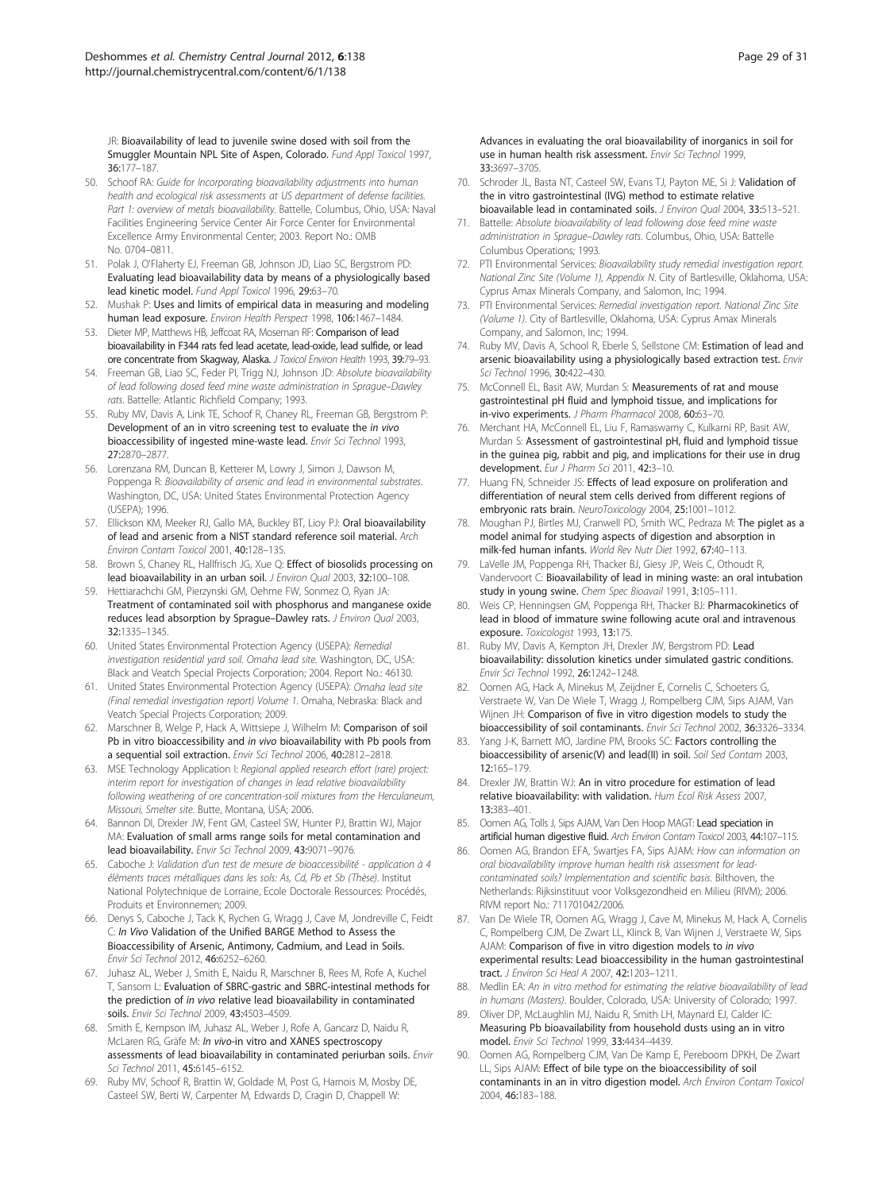JR: **Bioavailability of lead to juvenile swine dosed with soil from the Smuggler Mountain NPL Site of Aspen, Colorado.** *Fund Appl Toxicol* 1997, **36:**177–187.

50. Schoof RA: *Guide for Incorporating bioavailability adjustments into human health and ecological risk assessments at US department of defense facilities. Part 1: overview of metals bioavailability*. Battelle, Columbus, Ohio, USA: Naval Facilities Engineering Service Center Air Force Center for Environmental Excellence Army Environmental Center; 2003. Report No.: OMB No. 0704–0811.
51. Polak J, O'Flaherty EJ, Freeman GB, Johnson JD, Liao SC, Bergstrom PD: **Evaluating lead bioavailability data by means of a physiologically based lead kinetic model.** *Fund Appl Toxicol* 1996, **29:**63–70.
52. Mushak P: **Uses and limits of empirical data in measuring and modeling human lead exposure.** *Environ Health Perspect* 1998, **106:**1467–1484.
53. Dieter MP, Matthews HB, Jeffcoat RA, Moseman RF: **Comparison of lead bioavailability in F344 rats fed lead acetate, lead-oxide, lead sulfide, or lead ore concentrate from Skagway, Alaska.** *J Toxicol Environ Health* 1993, **39:**79–93.
54. Freeman GB, Liao SC, Feder PI, Trigg NJ, Johnson JD: *Absolute bioavailability of lead following dosed feed mine waste administration in Sprague–Dawley rats*. Battelle: Atlantic Richfield Company; 1993.
55. Ruby MV, Davis A, Link TE, Schoof R, Chaney RL, Freeman GB, Bergstrom P: **Development of an in vitro screening test to evaluate the *in vivo* bioaccessibility of ingested mine-waste lead.** *Envir Sci Technol* 1993, **27:**2870–2877.
56. Lorenzana RM, Duncan B, Ketterer M, Lowry J, Simon J, Dawson M, Poppenga R: *Bioavailability of arsenic and lead in environmental substrates*. Washington, DC, USA: United States Environmental Protection Agency (USEPA); 1996.
57. Ellickson KM, Meeker RJ, Gallo MA, Buckley BT, Lioy PJ: **Oral bioavailability of lead and arsenic from a NIST standard reference soil material.** *Arch Environ Contam Toxicol* 2001, **40:**128–135.
58. Brown S, Chaney RL, Hallfrisch JG, Xue Q: **Effect of biosolids processing on lead bioavailability in an urban soil.** *J Environ Qual* 2003, **32:**100–108.
59. Hettiarachchi GM, Pierzynski GM, Oehme FW, Sonmez O, Ryan JA: **Treatment of contaminated soil with phosphorus and manganese oxide reduces lead absorption by Sprague–Dawley rats.** *J Environ Qual* 2003, **32:**1335–1345.
60. United States Environmental Protection Agency (USEPA): *Remedial investigation residential yard soil. Omaha lead site*. Washington, DC, USA: Black and Veatch Special Projects Corporation; 2004. Report No.: 46130.
61. United States Environmental Protection Agency (USEPA): *Omaha lead site (Final remedial investigation report) Volume 1*. Omaha, Nebraska: Black and Veatch Special Projects Corporation; 2009.
62. Marschner B, Welge P, Hack A, Wittsiepe J, Wilhelm M: **Comparison of soil Pb in vitro bioaccessibility and *in vivo* bioavailability with Pb pools from a sequential soil extraction.** *Envir Sci Technol* 2006, **40:**2812–2818.
63. MSE Technology Application I: *Regional applied research effort (rare) project: interim report for investigation of changes in lead relative bioavailability following weathering of ore concentration-soil mixtures from the Herculaneum, Missouri, Smelter site*. Butte, Montana, USA; 2006.
64. Bannon DI, Drexler JW, Fent GM, Casteel SW, Hunter PJ, Brattin WJ, Major MA: **Evaluation of small arms range soils for metal contamination and lead bioavailability.** *Envir Sci Technol* 2009, **43:**9071–9076.
65. Caboche J: *Validation d'un test de mesure de bioaccessibilité - application à 4 éléments traces métalliques dans les sols: As, Cd, Pb et Sb (Thèse)*. Institut National Polytechnique de Lorraine, Ecole Doctorale Ressources: Procédés, Produits et Environnemen; 2009.
66. Denys S, Caboche J, Tack K, Rychen G, Wragg J, Cave M, Jondreville C, Feidt C: ***In Vivo* Validation of the Unified BARGE Method to Assess the Bioaccessibility of Arsenic, Antimony, Cadmium, and Lead in Soils.** *Envir Sci Technol* 2012, **46:**6252–6260.
67. Juhasz AL, Weber J, Smith E, Naidu R, Marschner B, Rees M, Rofe A, Kuchel T, Sansom L: **Evaluation of SBRC-gastric and SBRC-intestinal methods for the prediction of *in vivo* relative lead bioavailability in contaminated soils.** *Envir Sci Technol* 2009, **43:**4503–4509.
68. Smith E, Kempson IM, Juhasz AL, Weber J, Rofe A, Gancarz D, Naidu R, McLaren RG, Gräfe M: ***In vivo*-in vitro and XANES spectroscopy assessments of lead bioavailability in contaminated periurban soils.** *Envir Sci Technol* 2011, **45:**6145–6152.
69. Ruby MV, Schoof R, Brattin W, Goldade M, Post G, Harnois M, Mosby DE, Casteel SW, Berti W, Carpenter M, Edwards D, Cragin D, Chappell W: **Advances in evaluating the oral bioavailability of inorganics in soil for use in human health risk assessment.** *Envir Sci Technol* 1999, **33:**3697–3705.
70. Schroder JL, Basta NT, Casteel SW, Evans TJ, Payton ME, Si J: **Validation of the in vitro gastrointestinal (IVG) method to estimate relative bioavailable lead in contaminated soils.** *J Environ Qual* 2004, **33:**513–521.
71. Battelle: *Absolute bioavailability of lead following dose feed mine waste administration in Sprague–Dawley rats*. Columbus, Ohio, USA: Battelle Columbus Operations; 1993.
72. PTI Environmental Services: *Bioavailability study remedial investigation report. National Zinc Site (Volume 1), Appendix N*. City of Bartlesville, Oklahoma, USA: Cyprus Amax Minerals Company, and Salomon, Inc; 1994.
73. PTI Environmental Services: *Remedial investigation report. National Zinc Site (Volume 1)*. City of Bartlesville, Oklahoma, USA: Cyprus Amax Minerals Company, and Salomon, Inc; 1994.
74. Ruby MV, Davis A, Schoof R, Eberle S, Sellstone CM: **Estimation of lead and arsenic bioavailability using a physiologically based extraction test.** *Envir Sci Technol* 1996, **30:**422–430.
75. McConnell EL, Basit AW, Murdan S: **Measurements of rat and mouse gastrointestinal pH fluid and lymphoid tissue, and implications for in-vivo experiments.** *J Pharm Pharmacol* 2008, **60:**63–70.
76. Merchant HA, McConnell EL, Liu F, Ramaswamy C, Kulkarni RP, Basit AW, Murdan S: **Assessment of gastrointestinal pH, fluid and lymphoid tissue in the guinea pig, rabbit and pig, and implications for their use in drug development.** *Eur J Pharm Sci* 2011, **42:**3–10.
77. Huang FN, Schneider JS: **Effects of lead exposure on proliferation and differentiation of neural stem cells derived from different regions of embryonic rats brain.** *NeuroToxicology* 2004, **25:**1001–1012.
78. Moughan PJ, Birtles MJ, Cranwell PD, Smith WC, Pedraza M: **The piglet as a model animal for studying aspects of digestion and absorption in milk-fed human infants.** *World Rev Nutr Diet* 1992, **67:**40–113.
79. LaVelle JM, Poppenga RH, Thacker BJ, Giesy JP, Weis C, Othoudt R, Vandervoort C: **Bioavailability of lead in mining waste: an oral intubation study in young swine.** *Chem Spec Bioavail* 1991, **3:**105–111.
80. Weis CP, Henningsen GM, Poppenga RH, Thacker BJ: **Pharmacokinetics of lead in blood of immature swine following acute oral and intravenous exposure.** *Toxicologist* 1993, **13:**175.
81. Ruby MV, Davis A, Kempton JH, Drexler JW, Bergstrom PD: **Lead bioavailability: dissolution kinetics under simulated gastric conditions.** *Envir Sci Technol* 1992, **26:**1242–1248.
82. Oomen AG, Hack A, Minekus M, Zeijdner E, Cornelis C, Schoeters G, Verstraete W, Van De Wiele T, Wragg J, Rompelberg CJM, Sips AJAM, Van Wijnen JH: **Comparison of five in vitro digestion models to study the bioaccessibility of soil contaminants.** *Envir Sci Technol* 2002, **36:**3326–3334.
83. Yang J-K, Barnett MO, Jardine PM, Brooks SC: **Factors controlling the bioaccessibility of arsenic(V) and lead(II) in soil.** *Soil Sed Contam* 2003, **12:**165–179.
84. Drexler JW, Brattin WJ: **An in vitro procedure for estimation of lead relative bioavailability: with validation.** *Hum Ecol Risk Assess* 2007, **13:**383–401.
85. Oomen AG, Tolls J, Sips AJAM, Van Den Hoop MAGT: **Lead speciation in artificial human digestive fluid.** *Arch Environ Contam Toxicol* 2003, **44:**107–115.
86. Oomen AG, Brandon EFA, Swartjes FA, Sips AJAM: *How can information on oral bioavailability improve human health risk assessment for lead-contaminated soils? Implementation and scientific basis*. Bilthoven, the Netherlands: Rijksinstituut voor Volksgezondheid en Milieu (RIVM); 2006. RIVM report No.: 711701042/2006.
87. Van De Wiele TR, Oomen AG, Wragg J, Cave M, Minekus M, Hack A, Cornelis C, Rompelberg CJM, De Zwart LL, Klinck B, Van Wijnen J, Verstraete W, Sips AJAM: **Comparison of five in vitro digestion models to *in vivo* experimental results: Lead bioaccessibility in the human gastrointestinal tract.** *J Environ Sci Heal A* 2007, **42:**1203–1211.
88. Medlin EA: *An in vitro method for estimating the relative bioavailability of lead in humans (Masters)*. Boulder, Colorado, USA: University of Colorado; 1997.
89. Oliver DP, McLaughlin MJ, Naidu R, Smith LH, Maynard EJ, Calder IC: **Measuring Pb bioavailability from household dusts using an in vitro model.** *Envir Sci Technol* 1999, **33:**4434–4439.
90. Oomen AG, Rompelberg CJM, Van De Kamp E, Pereboom DPKH, De Zwart LL, Sips AJAM: **Effect of bile type on the bioaccessibility of soil contaminants in an in vitro digestion model.** *Arch Environ Contam Toxicol* 2004, **46:**183–188.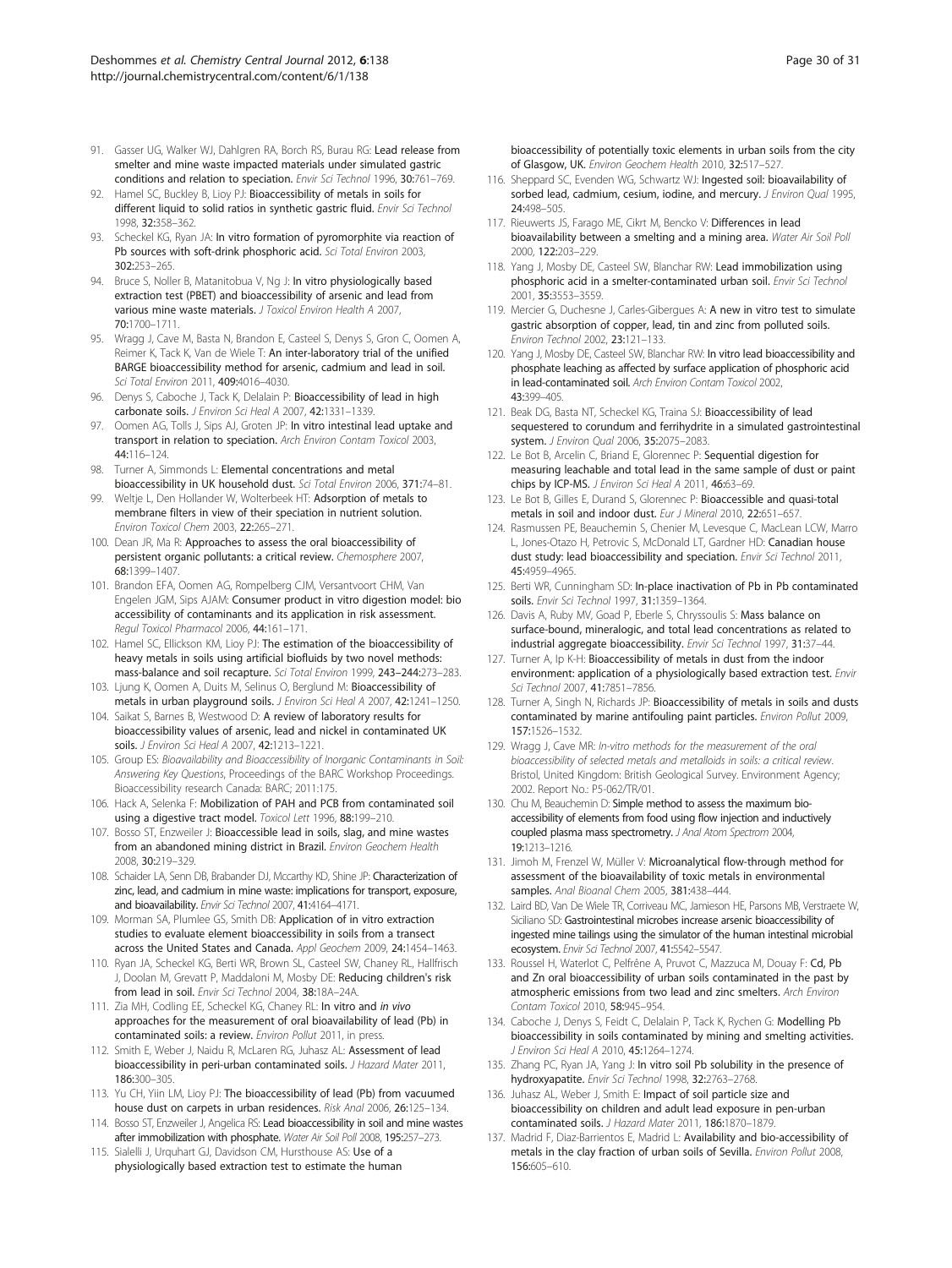91. Gasser UG, Walker WJ, Dahlgren RA, Borch RS, Burau RG: **Lead release from smelter and mine waste impacted materials under simulated gastric conditions and relation to speciation.** *Envir Sci Technol* 1996, **30:**761–769.
92. Hamel SC, Buckley B, Lioy PJ: **Bioaccessibility of metals in soils for different liquid to solid ratios in synthetic gastric fluid.** *Envir Sci Technol* 1998, **32:**358–362.
93. Scheckel KG, Ryan JA: **In vitro formation of pyromorphite via reaction of Pb sources with soft-drink phosphoric acid.** *Sci Total Environ* 2003, **302:**253–265.
94. Bruce S, Noller B, Matanitobua V, Ng J: **In vitro physiologically based extraction test (PBET) and bioaccessibility of arsenic and lead from various mine waste materials.** *J Toxicol Environ Health A* 2007, **70:**1700–1711.
95. Wragg J, Cave M, Basta N, Brandon E, Casteel S, Denys S, Gron C, Oomen A, Reimer K, Tack K, Van de Wiele T: **An inter-laboratory trial of the unified BARGE bioaccessibility method for arsenic, cadmium and lead in soil.** *Sci Total Environ* 2011, **409:**4016–4030.
96. Denys S, Caboche J, Tack K, Delalain P: **Bioaccessibility of lead in high carbonate soils.** *J Environ Sci Heal A* 2007, **42:**1331–1339.
97. Oomen AG, Tolls J, Sips AJ, Groten JP: **In vitro intestinal lead uptake and transport in relation to speciation.** *Arch Environ Contam Toxicol* 2003, **44:**116–124.
98. Turner A, Simmonds L: **Elemental concentrations and metal bioaccessibility in UK household dust.** *Sci Total Environ* 2006, **371:**74–81.
99. Weltje L, Den Hollander W, Wolterbeek HT: **Adsorption of metals to membrane filters in view of their speciation in nutrient solution.** *Environ Toxicol Chem* 2003, **22:**265–271.
100. Dean JR, Ma R: **Approaches to assess the oral bioaccessibility of persistent organic pollutants: a critical review.** *Chemosphere* 2007, **68:**1399–1407.
101. Brandon EFA, Oomen AG, Rompelberg CJM, Versantvoort CHM, Van Engelen JGM, Sips AJAM: **Consumer product in vitro digestion model: bio accessibility of contaminants and its application in risk assessment.** *Regul Toxicol Pharmacol* 2006, **44:**161–171.
102. Hamel SC, Ellickson KM, Lioy PJ: **The estimation of the bioaccessibility of heavy metals in soils using artificial biofluids by two novel methods: mass-balance and soil recapture.** *Sci Total Environ* 1999, **243–244:**273–283.
103. Ljung K, Oomen A, Duits M, Selinus O, Berglund M: **Bioaccessibility of metals in urban playground soils.** *J Environ Sci Heal A* 2007, **42:**1241–1250.
104. Saikat S, Barnes B, Westwood D: **A review of laboratory results for bioaccessibility values of arsenic, lead and nickel in contaminated UK soils.** *J Environ Sci Heal A* 2007, **42:**1213–1221.
105. Group ES: *Bioavailability and Bioaccessibility of Inorganic Contaminants in Soil: Answering Key Questions*, Proceedings of the BARC Workshop Proceedings. Bioaccessibility research Canada: BARC; 2011:175.
106. Hack A, Selenka F: **Mobilization of PAH and PCB from contaminated soil using a digestive tract model.** *Toxicol Lett* 1996, **88:**199–210.
107. Bosso ST, Enzweiler J: **Bioaccessible lead in soils, slag, and mine wastes from an abandoned mining district in Brazil.** *Environ Geochem Health* 2008, **30:**219–329.
108. Schaider LA, Senn DB, Brabander DJ, Mccarthy KD, Shine JP: **Characterization of zinc, lead, and cadmium in mine waste: implications for transport, exposure, and bioavailability.** *Envir Sci Technol* 2007, **41:**4164–4171.
109. Morman SA, Plumlee GS, Smith DB: **Application of in vitro extraction studies to evaluate element bioaccessibility in soils from a transect across the United States and Canada.** *Appl Geochem* 2009, **24:**1454–1463.
110. Ryan JA, Scheckel KG, Berti WR, Brown SL, Casteel SW, Chaney RL, Hallfrisch J, Doolan M, Grevatt P, Maddaloni M, Mosby DE: **Reducing children's risk from lead in soil.** *Envir Sci Technol* 2004, **38:**18A–24A.
111. Zia MH, Codling EE, Scheckel KG, Chaney RL: **In vitro and *in vivo* approaches for the measurement of oral bioavailability of lead (Pb) in contaminated soils: a review.** *Environ Pollut* 2011, in press.
112. Smith E, Weber J, Naidu R, McLaren RG, Juhasz AL: **Assessment of lead bioaccessibility in peri-urban contaminated soils.** *J Hazard Mater* 2011, **186:**300–305.
113. Yu CH, Yiin LM, Lioy PJ: **The bioaccessibility of lead (Pb) from vacuumed house dust on carpets in urban residences.** *Risk Anal* 2006, **26:**125–134.
114. Bosso ST, Enzweiler J, Angelica RS: **Lead bioaccessibility in soil and mine wastes after immobilization with phosphate.** *Water Air Soil Poll* 2008, **195:**257–273.
115. Sialelli J, Urquhart GJ, Davidson CM, Hursthouse AS: **Use of a physiologically based extraction test to estimate the human bioaccessibility of potentially toxic elements in urban soils from the city of Glasgow, UK.** *Environ Geochem Health* 2010, **32:**517–527.
116. Sheppard SC, Evenden WG, Schwartz WJ: **Ingested soil: bioavailability of sorbed lead, cadmium, cesium, iodine, and mercury.** *J Environ Qual* 1995, **24:**498–505.
117. Rieuwerts JS, Farago ME, Cikrt M, Bencko V: **Differences in lead bioavailability between a smelting and a mining area.** *Water Air Soil Poll* 2000, **122:**203–229.
118. Yang J, Mosby DE, Casteel SW, Blanchar RW: **Lead immobilization using phosphoric acid in a smelter-contaminated urban soil.** *Envir Sci Technol* 2001, **35:**3553–3559.
119. Mercier G, Duchesne J, Carles-Gibergues A: **A new in vitro test to simulate gastric absorption of copper, lead, tin and zinc from polluted soils.** *Environ Technol* 2002, **23:**121–133.
120. Yang J, Mosby DE, Casteel SW, Blanchar RW: **In vitro lead bioaccessibility and phosphate leaching as affected by surface application of phosphoric acid in lead-contaminated soil.** *Arch Environ Contam Toxicol* 2002, **43:**399–405.
121. Beak DG, Basta NT, Scheckel KG, Traina SJ: **Bioaccessibility of lead sequestered to corundum and ferrihydrite in a simulated gastrointestinal system.** *J Environ Qual* 2006, **35:**2075–2083.
122. Le Bot B, Arcelin C, Briand E, Glorennec P: **Sequential digestion for measuring leachable and total lead in the same sample of dust or paint chips by ICP-MS.** *J Environ Sci Heal A* 2011, **46:**63–69.
123. Le Bot B, Gilles E, Durand S, Glorennec P: **Bioaccessible and quasi-total metals in soil and indoor dust.** *Eur J Mineral* 2010, **22:**651–657.
124. Rasmussen PE, Beauchemin S, Chenier M, Levesque C, MacLean LCW, Marro L, Jones-Otazo H, Petrovic S, McDonald LT, Gardner HD: **Canadian house dust study: lead bioaccessibility and speciation.** *Envir Sci Technol* 2011, **45:**4959–4965.
125. Berti WR, Cunningham SD: **In-place inactivation of Pb in Pb contaminated soils.** *Envir Sci Technol* 1997, **31:**1359–1364.
126. Davis A, Ruby MV, Goad P, Eberle S, Chryssoulis S: **Mass balance on surface-bound, mineralogic, and total lead concentrations as related to industrial aggregate bioaccessibility.** *Envir Sci Technol* 1997, **31:**37–44.
127. Turner A, Ip K-H: **Bioaccessibility of metals in dust from the indoor environment: application of a physiologically based extraction test.** *Envir Sci Technol* 2007, **41:**7851–7856.
128. Turner A, Singh N, Richards JP: **Bioaccessibility of metals in soils and dusts contaminated by marine antifouling paint particles.** *Environ Pollut* 2009, **157:**1526–1532.
129. Wragg J, Cave MR: *In-vitro methods for the measurement of the oral bioaccessibility of selected metals and metalloids in soils: a critical review*. Bristol, United Kingdom: British Geological Survey. Environment Agency; 2002. Report No.: P5-062/TR/01.
130. Chu M, Beauchemin D: **Simple method to assess the maximum bio-accessibility of elements from food using flow injection and inductively coupled plasma mass spectrometry.** *J Anal Atom Spectrom* 2004, **19:**1213–1216.
131. Jimoh M, Frenzel W, Müller V: **Microanalytical flow-through method for assessment of the bioavailability of toxic metals in environmental samples.** *Anal Bioanal Chem* 2005, **381:**438–444.
132. Laird BD, Van De Wiele TR, Corriveau MC, Jamieson HE, Parsons MB, Verstraete W, Siciliano SD: **Gastrointestinal microbes increase arsenic bioaccessibility of ingested mine tailings using the simulator of the human intestinal microbial ecosystem.** *Envir Sci Technol* 2007, **41:**5542–5547.
133. Roussel H, Waterlot C, Pelfrêne A, Pruvot C, Mazzuca M, Douay F: **Cd, Pb and Zn oral bioaccessibility of urban soils contaminated in the past by atmospheric emissions from two lead and zinc smelters.** *Arch Environ Contam Toxicol* 2010, **58:**945–954.
134. Caboche J, Denys S, Feidt C, Delalain P, Tack K, Rychen G: **Modelling Pb bioaccessibility in soils contaminated by mining and smelting activities.** *J Environ Sci Heal A* 2010, **45:**1264–1274.
135. Zhang PC, Ryan JA, Yang J: **In vitro soil Pb solubility in the presence of hydroxyapatite.** *Envir Sci Technol* 1998, **32:**2763–2768.
136. Juhasz AL, Weber J, Smith E: **Impact of soil particle size and bioaccessibility on children and adult lead exposure in pen-urban contaminated soils.** *J Hazard Mater* 2011, **186:**1870–1879.
137. Madrid F, Diaz-Barrientos E, Madrid L: **Availability and bio-accessibility of metals in the clay fraction of urban soils of Sevilla.** *Environ Pollut* 2008, **156:**605–610.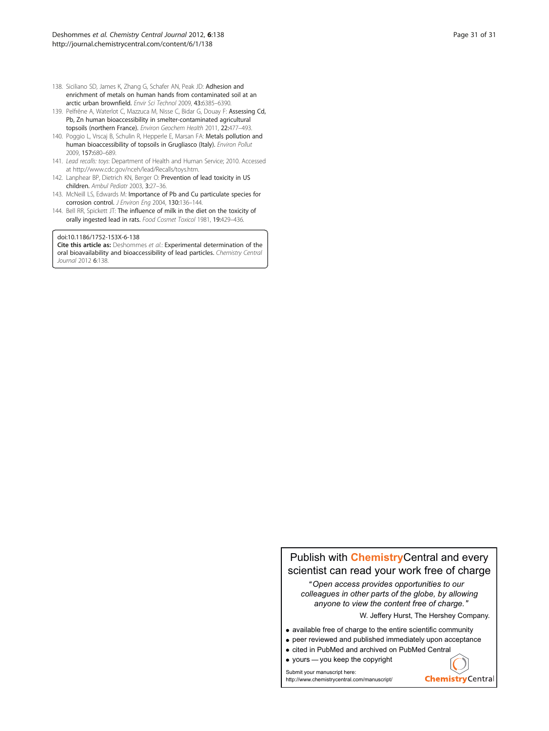138. Siciliano SD, James K, Zhang G, Schafer AN, Peak JD: **Adhesion and enrichment of metals on human hands from contaminated soil at an arctic urban brownfield.** *Envir Sci Technol* 2009, **43**:6385–6390.
139. Pelfrêne A, Waterlot C, Mazzuca M, Nisse C, Bidar G, Douay F: **Assessing Cd, Pb, Zn human bioaccessibility in smelter-contaminated agricultural topsoils (northern France).** *Environ Geochem Health* 2011, **22**:477–493.
140. Poggio L, Vrscaj B, Schulin R, Hepperle E, Marsan FA: **Metals pollution and human bioaccessibility of topsoils in Grugliasco (Italy).** *Environ Pollut* 2009, **157**:680–689.
141. *Lead recalls: toys*: Department of Health and Human Service; 2010. Accessed at http://www.cdc.gov/nceh/lead/Recalls/toys.htm.
142. Lanphear BP, Dietrich KN, Berger O: **Prevention of lead toxicity in US children.** *Ambul Pediatr* 2003, **3**:27–36.
143. McNeill LS, Edwards M: **Importance of Pb and Cu particulate species for corrosion control.** *J Environ Eng* 2004, **130**:136–144.
144. Bell RR, Spickett JT: **The influence of milk in the diet on the toxicity of orally ingested lead in rats.** *Food Cosmet Toxicol* 1981, **19**:429–436.

doi:10.1186/1752-153X-6-138
**Cite this article as:** Deshommes *et al.*: Experimental determination of the oral bioavailability and bioaccessibility of lead particles. *Chemistry Central Journal* 2012 **6**:138.

Publish with **Chemistry**Central and every scientist can read your work free of charge

*"Open access provides opportunities to our colleagues in other parts of the globe, by allowing anyone to view the content free of charge."*

W. Jeffery Hurst, The Hershey Company.

- available free of charge to the entire scientific community
- peer reviewed and published immediately upon acceptance
- cited in PubMed and archived on PubMed Central
- yours — you keep the copyright

Submit your manuscript here:
http://www.chemistrycentral.com/manuscript/

**Chemistry**Central